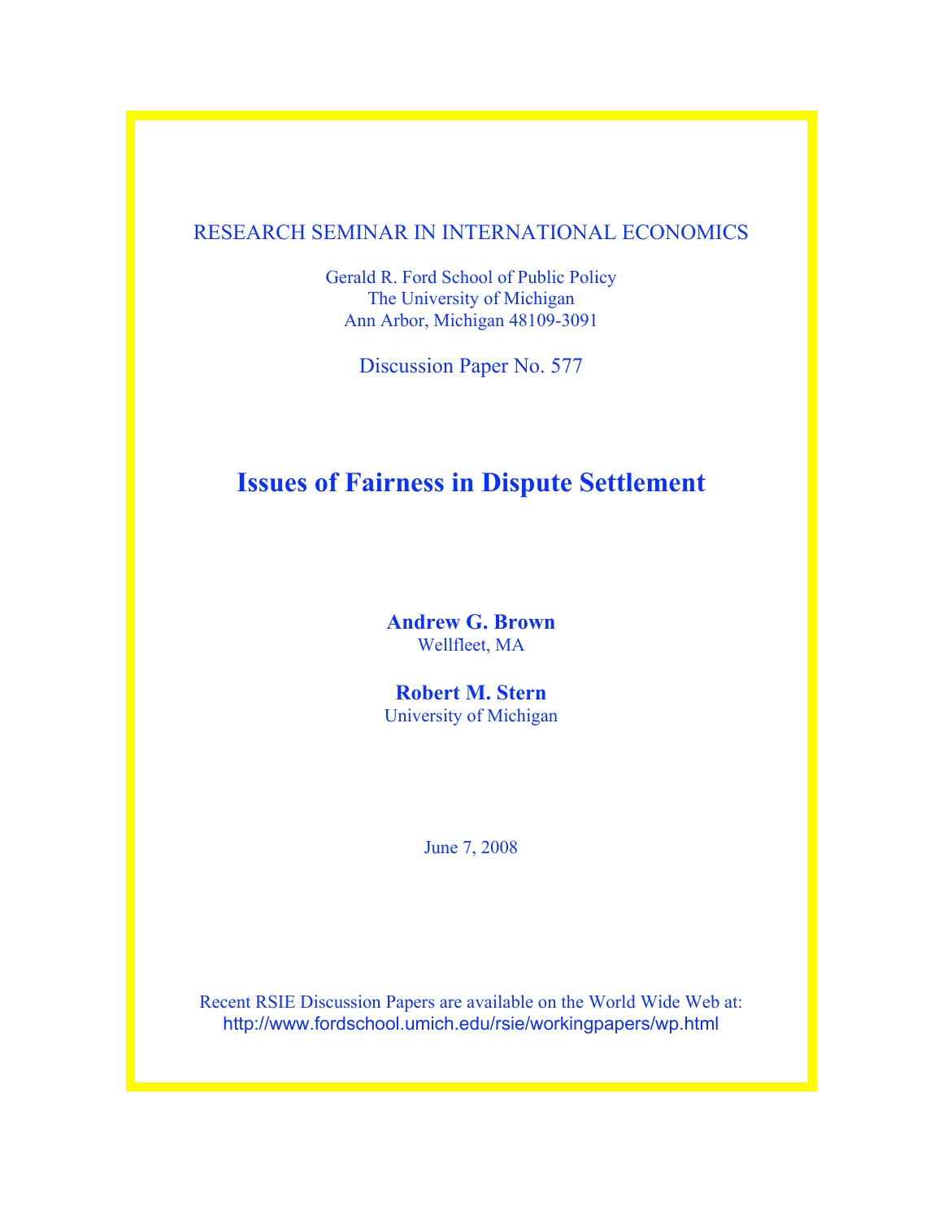RESEARCH SEMINAR IN INTERNATIONAL ECONOMICS

Gerald R. Ford School of Public Policy
The University of Michigan
Ann Arbor, Michigan 48109-3091

Discussion Paper No. 577

# Issues of Fairness in Dispute Settlement

**Andrew G. Brown**
Wellfleet, MA

**Robert M. Stern**
University of Michigan

June 7, 2008

Recent RSIE Discussion Papers are available on the World Wide Web at:
http://www.fordschool.umich.edu/rsie/workingpapers/wp.html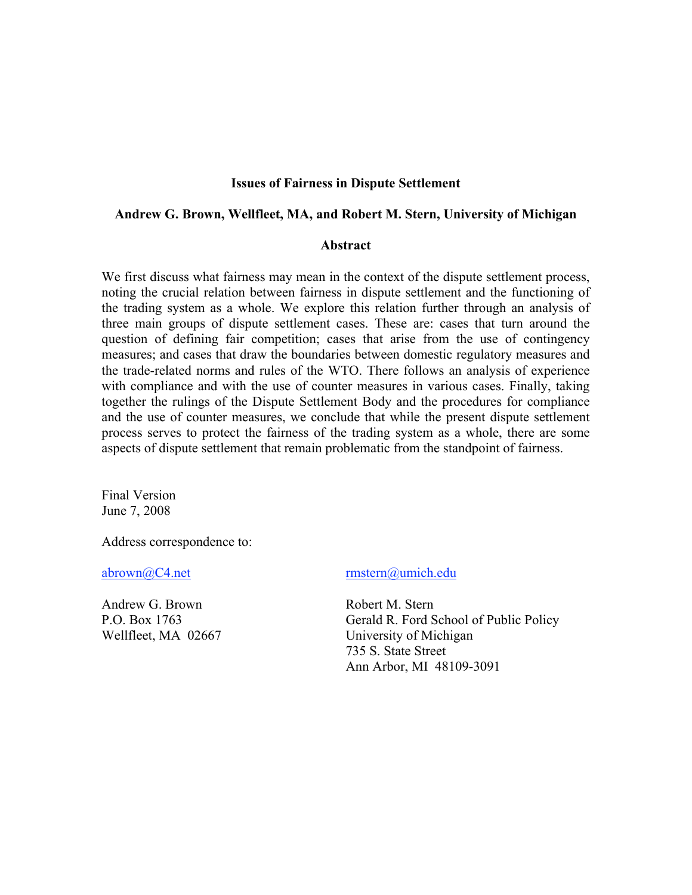**Issues of Fairness in Dispute Settlement**

**Andrew G. Brown, Wellfleet, MA, and Robert M. Stern, University of Michigan**

**Abstract**

We first discuss what fairness may mean in the context of the dispute settlement process, noting the crucial relation between fairness in dispute settlement and the functioning of the trading system as a whole. We explore this relation further through an analysis of three main groups of dispute settlement cases. These are: cases that turn around the question of defining fair competition; cases that arise from the use of contingency measures; and cases that draw the boundaries between domestic regulatory measures and the trade-related norms and rules of the WTO. There follows an analysis of experience with compliance and with the use of counter measures in various cases. Finally, taking together the rulings of the Dispute Settlement Body and the procedures for compliance and the use of counter measures, we conclude that while the present dispute settlement process serves to protect the fairness of the trading system as a whole, there are some aspects of dispute settlement that remain problematic from the standpoint of fairness.

Final Version
June 7, 2008

Address correspondence to:

abrown@C4.net

Andrew G. Brown
P.O. Box 1763
Wellfleet, MA 02667

rmstern@umich.edu

Robert M. Stern
Gerald R. Ford School of Public Policy
University of Michigan
735 S. State Street
Ann Arbor, MI 48109-3091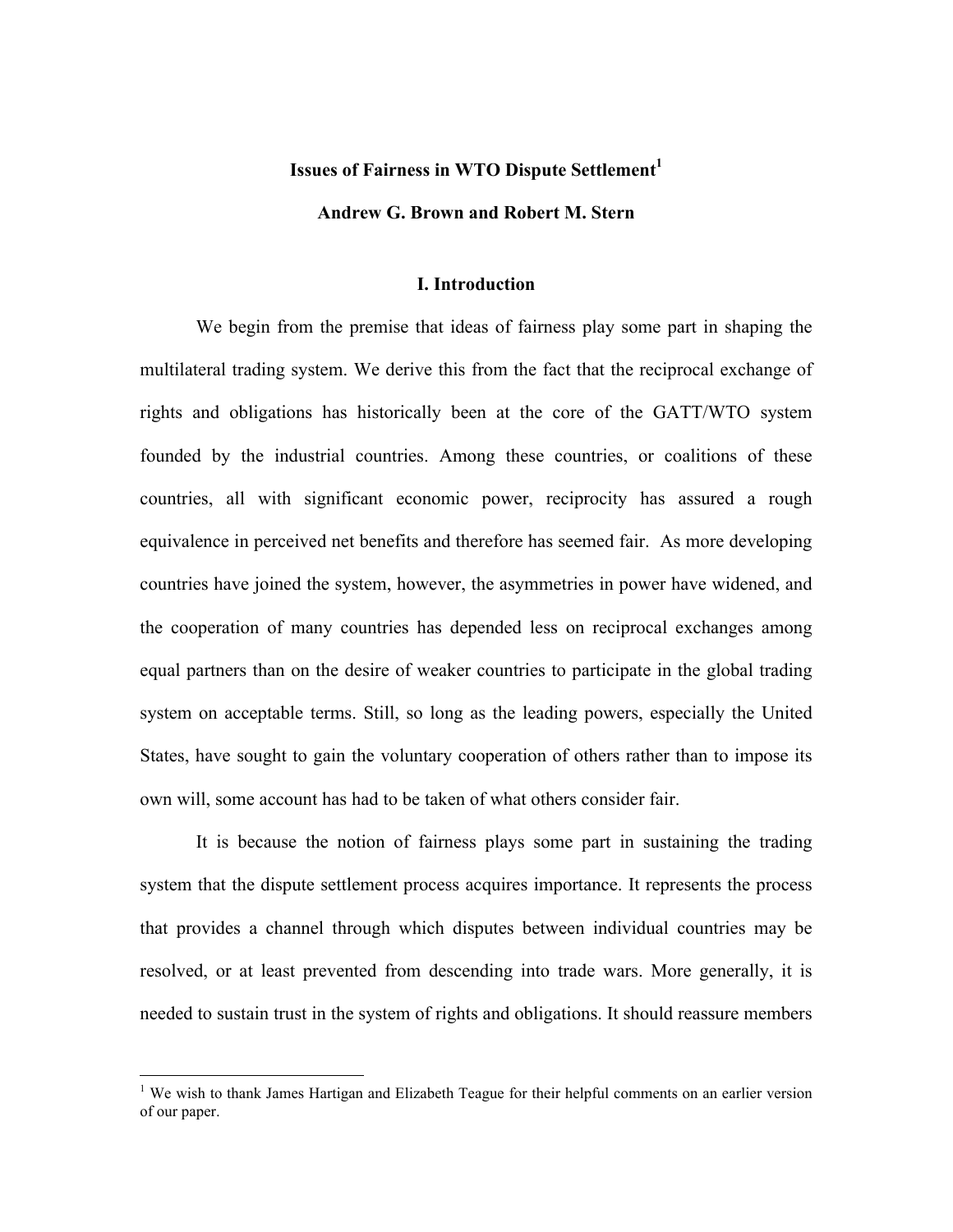# Issues of Fairness in WTO Dispute Settlement[1]

**Andrew G. Brown and Robert M. Stern**

## I. Introduction

We begin from the premise that ideas of fairness play some part in shaping the multilateral trading system. We derive this from the fact that the reciprocal exchange of rights and obligations has historically been at the core of the GATT/WTO system founded by the industrial countries. Among these countries, or coalitions of these countries, all with significant economic power, reciprocity has assured a rough equivalence in perceived net benefits and therefore has seemed fair. As more developing countries have joined the system, however, the asymmetries in power have widened, and the cooperation of many countries has depended less on reciprocal exchanges among equal partners than on the desire of weaker countries to participate in the global trading system on acceptable terms. Still, so long as the leading powers, especially the United States, have sought to gain the voluntary cooperation of others rather than to impose its own will, some account has had to be taken of what others consider fair.

It is because the notion of fairness plays some part in sustaining the trading system that the dispute settlement process acquires importance. It represents the process that provides a channel through which disputes between individual countries may be resolved, or at least prevented from descending into trade wars. More generally, it is needed to sustain trust in the system of rights and obligations. It should reassure members

[1] We wish to thank James Hartigan and Elizabeth Teague for their helpful comments on an earlier version of our paper.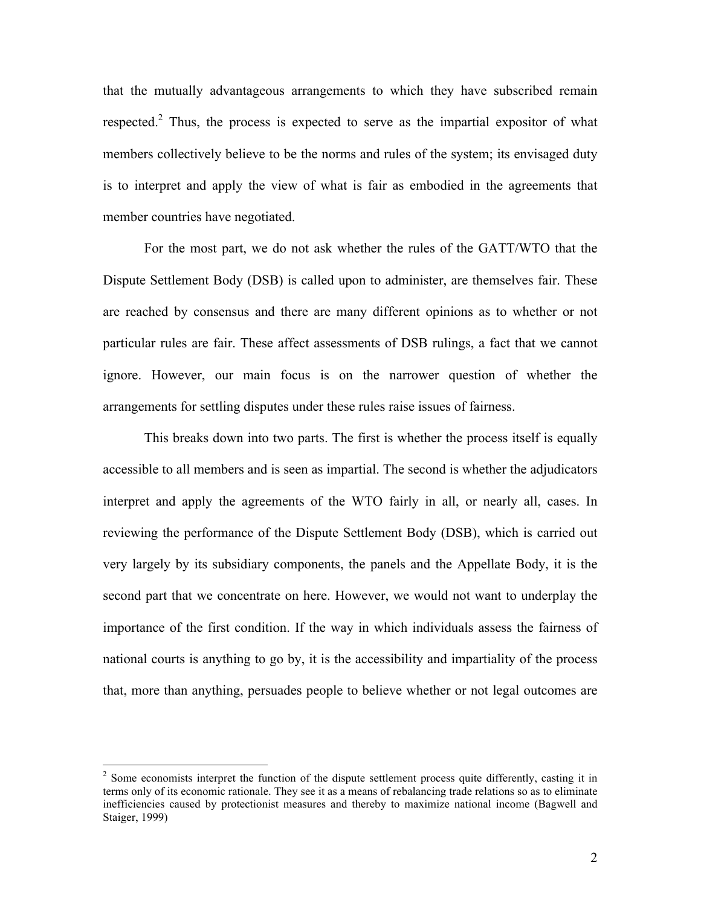that the mutually advantageous arrangements to which they have subscribed remain respected.[2] Thus, the process is expected to serve as the impartial expositor of what members collectively believe to be the norms and rules of the system; its envisaged duty is to interpret and apply the view of what is fair as embodied in the agreements that member countries have negotiated.

For the most part, we do not ask whether the rules of the GATT/WTO that the Dispute Settlement Body (DSB) is called upon to administer, are themselves fair. These are reached by consensus and there are many different opinions as to whether or not particular rules are fair. These affect assessments of DSB rulings, a fact that we cannot ignore. However, our main focus is on the narrower question of whether the arrangements for settling disputes under these rules raise issues of fairness.

This breaks down into two parts. The first is whether the process itself is equally accessible to all members and is seen as impartial. The second is whether the adjudicators interpret and apply the agreements of the WTO fairly in all, or nearly all, cases. In reviewing the performance of the Dispute Settlement Body (DSB), which is carried out very largely by its subsidiary components, the panels and the Appellate Body, it is the second part that we concentrate on here. However, we would not want to underplay the importance of the first condition. If the way in which individuals assess the fairness of national courts is anything to go by, it is the accessibility and impartiality of the process that, more than anything, persuades people to believe whether or not legal outcomes are

[2] Some economists interpret the function of the dispute settlement process quite differently, casting it in terms only of its economic rationale. They see it as a means of rebalancing trade relations so as to eliminate inefficiencies caused by protectionist measures and thereby to maximize national income (Bagwell and Staiger, 1999)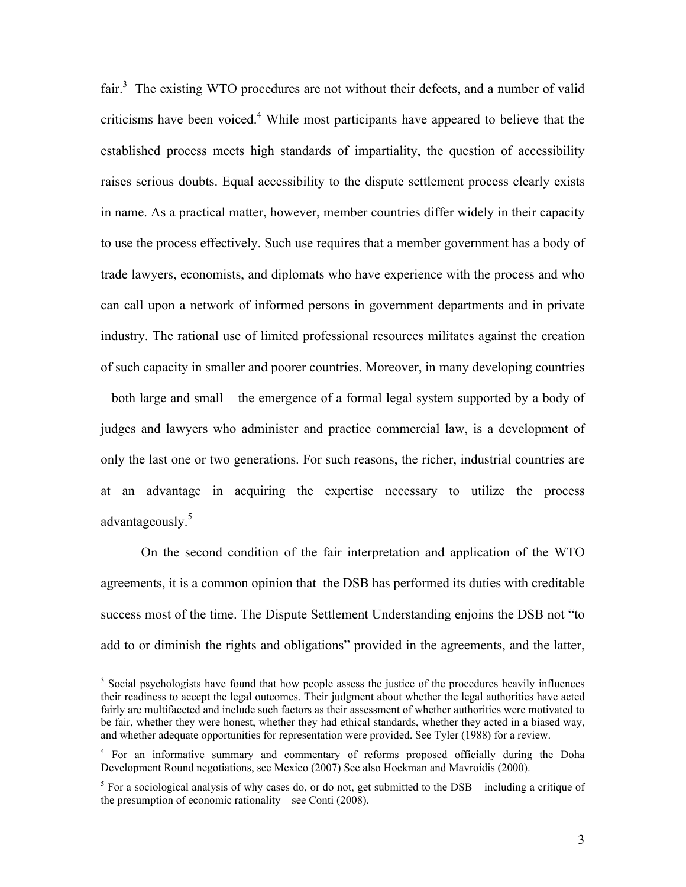fair.[3] The existing WTO procedures are not without their defects, and a number of valid criticisms have been voiced.[4] While most participants have appeared to believe that the established process meets high standards of impartiality, the question of accessibility raises serious doubts. Equal accessibility to the dispute settlement process clearly exists in name. As a practical matter, however, member countries differ widely in their capacity to use the process effectively. Such use requires that a member government has a body of trade lawyers, economists, and diplomats who have experience with the process and who can call upon a network of informed persons in government departments and in private industry. The rational use of limited professional resources militates against the creation of such capacity in smaller and poorer countries. Moreover, in many developing countries – both large and small – the emergence of a formal legal system supported by a body of judges and lawyers who administer and practice commercial law, is a development of only the last one or two generations. For such reasons, the richer, industrial countries are at an advantage in acquiring the expertise necessary to utilize the process advantageously.[5]

On the second condition of the fair interpretation and application of the WTO agreements, it is a common opinion that the DSB has performed its duties with creditable success most of the time. The Dispute Settlement Understanding enjoins the DSB not "to add to or diminish the rights and obligations" provided in the agreements, and the latter,

---

[3] Social psychologists have found that how people assess the justice of the procedures heavily influences their readiness to accept the legal outcomes. Their judgment about whether the legal authorities have acted fairly are multifaceted and include such factors as their assessment of whether authorities were motivated to be fair, whether they were honest, whether they had ethical standards, whether they acted in a biased way, and whether adequate opportunities for representation were provided. See Tyler (1988) for a review.

[4] For an informative summary and commentary of reforms proposed officially during the Doha Development Round negotiations, see Mexico (2007) See also Hoekman and Mavroidis (2000).

[5] For a sociological analysis of why cases do, or do not, get submitted to the DSB – including a critique of the presumption of economic rationality – see Conti (2008).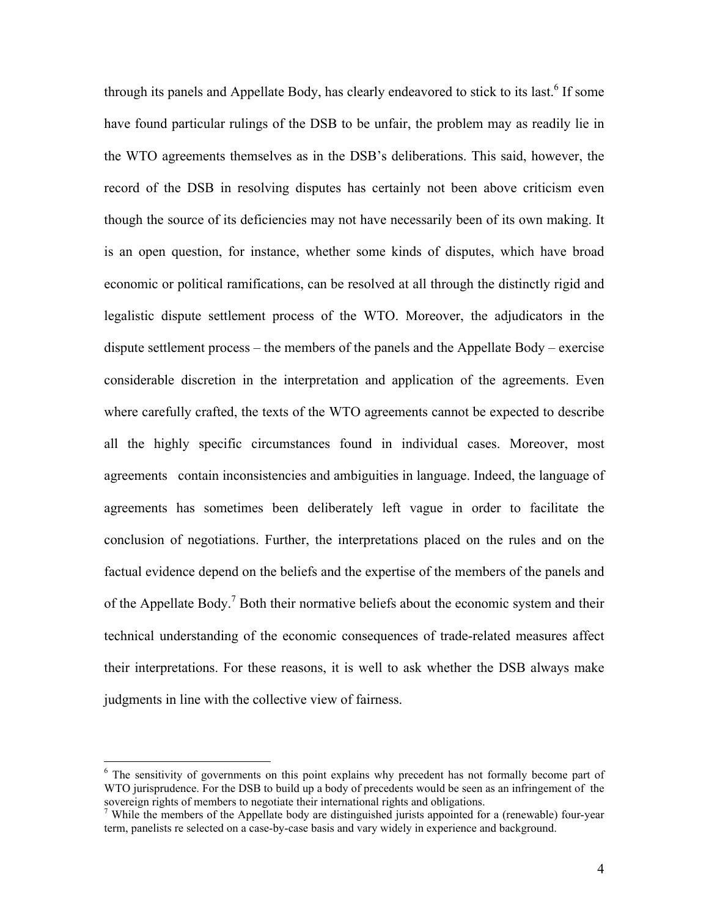through its panels and Appellate Body, has clearly endeavored to stick to its last.[6] If some have found particular rulings of the DSB to be unfair, the problem may as readily lie in the WTO agreements themselves as in the DSB's deliberations. This said, however, the record of the DSB in resolving disputes has certainly not been above criticism even though the source of its deficiencies may not have necessarily been of its own making. It is an open question, for instance, whether some kinds of disputes, which have broad economic or political ramifications, can be resolved at all through the distinctly rigid and legalistic dispute settlement process of the WTO. Moreover, the adjudicators in the dispute settlement process – the members of the panels and the Appellate Body – exercise considerable discretion in the interpretation and application of the agreements. Even where carefully crafted, the texts of the WTO agreements cannot be expected to describe all the highly specific circumstances found in individual cases. Moreover, most agreements contain inconsistencies and ambiguities in language. Indeed, the language of agreements has sometimes been deliberately left vague in order to facilitate the conclusion of negotiations. Further, the interpretations placed on the rules and on the factual evidence depend on the beliefs and the expertise of the members of the panels and of the Appellate Body.[7] Both their normative beliefs about the economic system and their technical understanding of the economic consequences of trade-related measures affect their interpretations. For these reasons, it is well to ask whether the DSB always make judgments in line with the collective view of fairness.

---

[6] The sensitivity of governments on this point explains why precedent has not formally become part of WTO jurisprudence. For the DSB to build up a body of precedents would be seen as an infringement of the sovereign rights of members to negotiate their international rights and obligations.

[7] While the members of the Appellate body are distinguished jurists appointed for a (renewable) four-year term, panelists re selected on a case-by-case basis and vary widely in experience and background.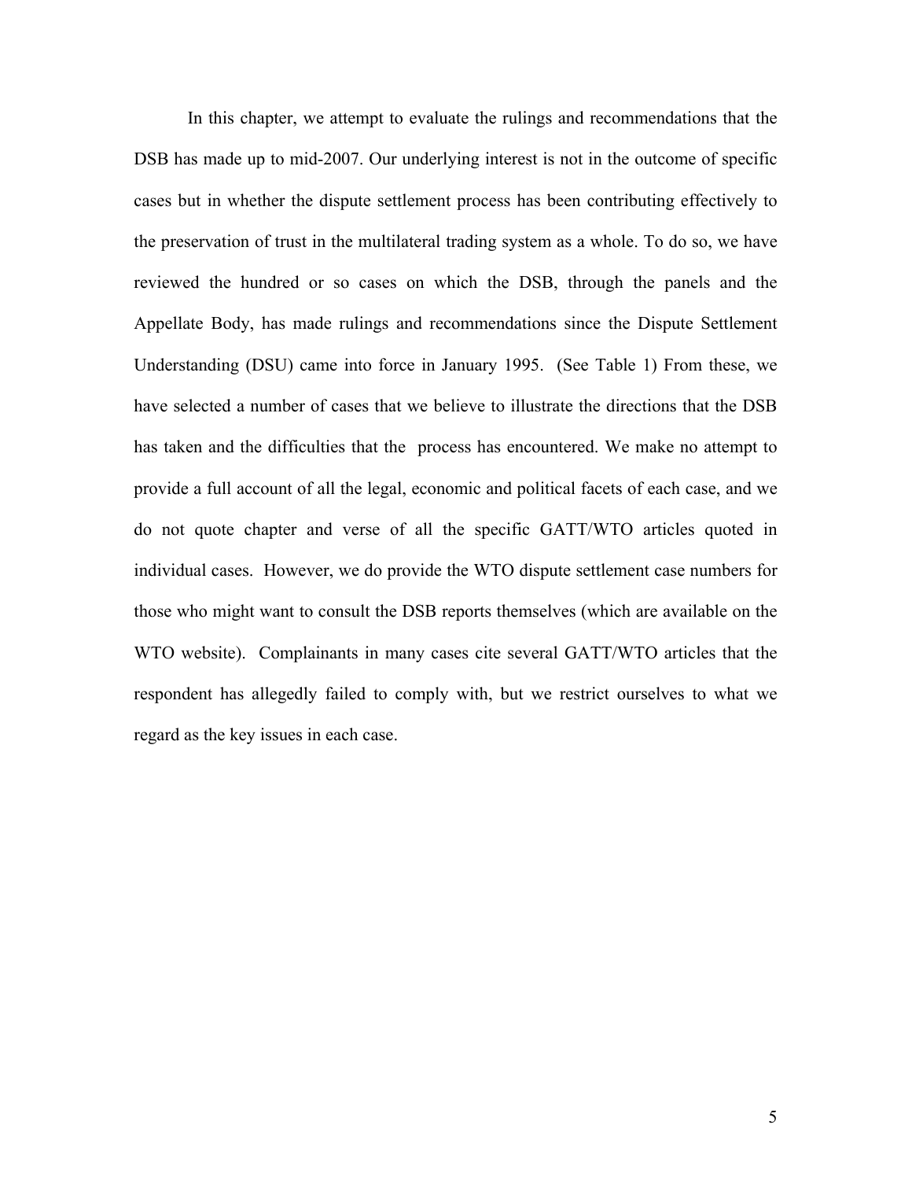In this chapter, we attempt to evaluate the rulings and recommendations that the DSB has made up to mid-2007. Our underlying interest is not in the outcome of specific cases but in whether the dispute settlement process has been contributing effectively to the preservation of trust in the multilateral trading system as a whole. To do so, we have reviewed the hundred or so cases on which the DSB, through the panels and the Appellate Body, has made rulings and recommendations since the Dispute Settlement Understanding (DSU) came into force in January 1995. (See Table 1) From these, we have selected a number of cases that we believe to illustrate the directions that the DSB has taken and the difficulties that the process has encountered. We make no attempt to provide a full account of all the legal, economic and political facets of each case, and we do not quote chapter and verse of all the specific GATT/WTO articles quoted in individual cases. However, we do provide the WTO dispute settlement case numbers for those who might want to consult the DSB reports themselves (which are available on the WTO website). Complainants in many cases cite several GATT/WTO articles that the respondent has allegedly failed to comply with, but we restrict ourselves to what we regard as the key issues in each case.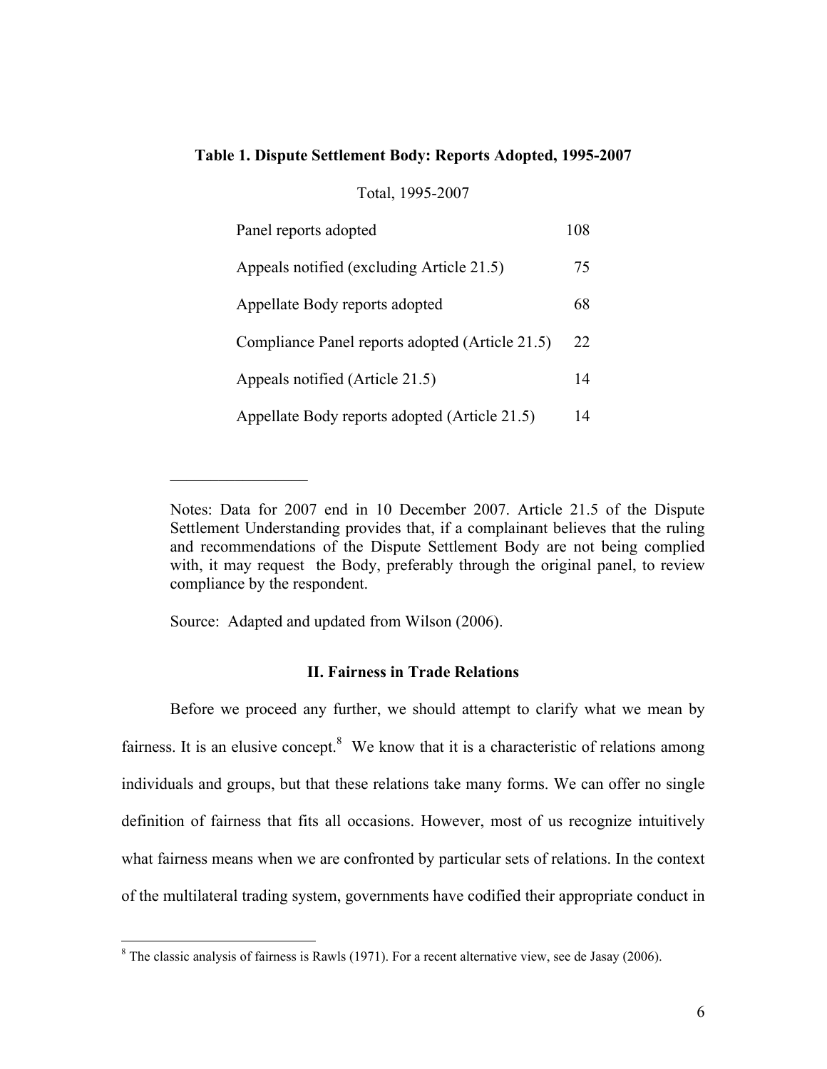**Table 1. Dispute Settlement Body: Reports Adopted, 1995-2007**

| | Total, 1995-2007 |
|---|---|
| Panel reports adopted | 108 |
| Appeals notified (excluding Article 21.5) | 75 |
| Appellate Body reports adopted | 68 |
| Compliance Panel reports adopted (Article 21.5) | 22 |
| Appeals notified (Article 21.5) | 14 |
| Appellate Body reports adopted (Article 21.5) | 14 |

Notes: Data for 2007 end in 10 December 2007. Article 21.5 of the Dispute Settlement Understanding provides that, if a complainant believes that the ruling and recommendations of the Dispute Settlement Body are not being complied with, it may request the Body, preferably through the original panel, to review compliance by the respondent.

Source: Adapted and updated from Wilson (2006).

## II. Fairness in Trade Relations

Before we proceed any further, we should attempt to clarify what we mean by fairness. It is an elusive concept.[8] We know that it is a characteristic of relations among individuals and groups, but that these relations take many forms. We can offer no single definition of fairness that fits all occasions. However, most of us recognize intuitively what fairness means when we are confronted by particular sets of relations. In the context of the multilateral trading system, governments have codified their appropriate conduct in

[8] The classic analysis of fairness is Rawls (1971). For a recent alternative view, see de Jasay (2006).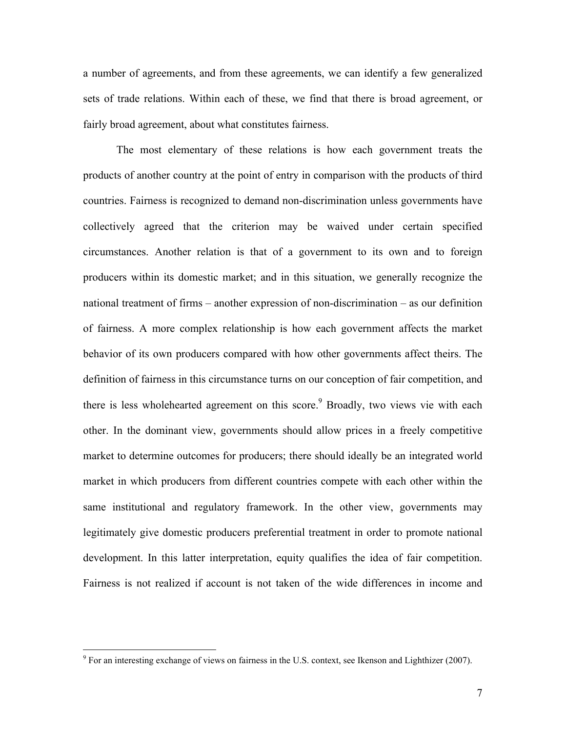a number of agreements, and from these agreements, we can identify a few generalized sets of trade relations. Within each of these, we find that there is broad agreement, or fairly broad agreement, about what constitutes fairness.

The most elementary of these relations is how each government treats the products of another country at the point of entry in comparison with the products of third countries. Fairness is recognized to demand non-discrimination unless governments have collectively agreed that the criterion may be waived under certain specified circumstances. Another relation is that of a government to its own and to foreign producers within its domestic market; and in this situation, we generally recognize the national treatment of firms – another expression of non-discrimination – as our definition of fairness. A more complex relationship is how each government affects the market behavior of its own producers compared with how other governments affect theirs. The definition of fairness in this circumstance turns on our conception of fair competition, and there is less wholehearted agreement on this score.[9] Broadly, two views vie with each other. In the dominant view, governments should allow prices in a freely competitive market to determine outcomes for producers; there should ideally be an integrated world market in which producers from different countries compete with each other within the same institutional and regulatory framework. In the other view, governments may legitimately give domestic producers preferential treatment in order to promote national development. In this latter interpretation, equity qualifies the idea of fair competition. Fairness is not realized if account is not taken of the wide differences in income and

[9] For an interesting exchange of views on fairness in the U.S. context, see Ikenson and Lighthizer (2007).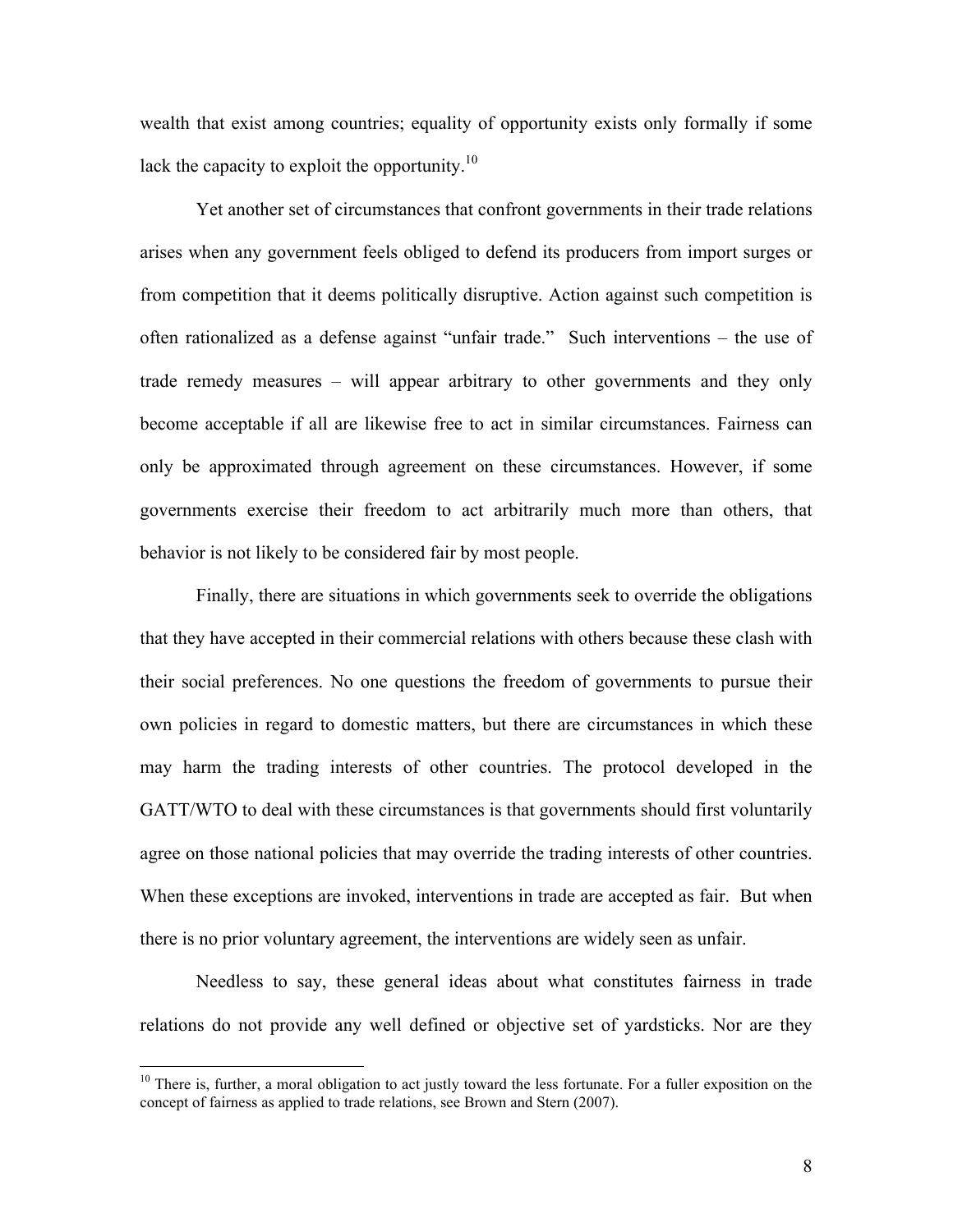wealth that exist among countries; equality of opportunity exists only formally if some lack the capacity to exploit the opportunity.[10]

Yet another set of circumstances that confront governments in their trade relations arises when any government feels obliged to defend its producers from import surges or from competition that it deems politically disruptive. Action against such competition is often rationalized as a defense against "unfair trade." Such interventions – the use of trade remedy measures – will appear arbitrary to other governments and they only become acceptable if all are likewise free to act in similar circumstances. Fairness can only be approximated through agreement on these circumstances. However, if some governments exercise their freedom to act arbitrarily much more than others, that behavior is not likely to be considered fair by most people.

Finally, there are situations in which governments seek to override the obligations that they have accepted in their commercial relations with others because these clash with their social preferences. No one questions the freedom of governments to pursue their own policies in regard to domestic matters, but there are circumstances in which these may harm the trading interests of other countries. The protocol developed in the GATT/WTO to deal with these circumstances is that governments should first voluntarily agree on those national policies that may override the trading interests of other countries. When these exceptions are invoked, interventions in trade are accepted as fair. But when there is no prior voluntary agreement, the interventions are widely seen as unfair.

Needless to say, these general ideas about what constitutes fairness in trade relations do not provide any well defined or objective set of yardsticks. Nor are they

[10] There is, further, a moral obligation to act justly toward the less fortunate. For a fuller exposition on the concept of fairness as applied to trade relations, see Brown and Stern (2007).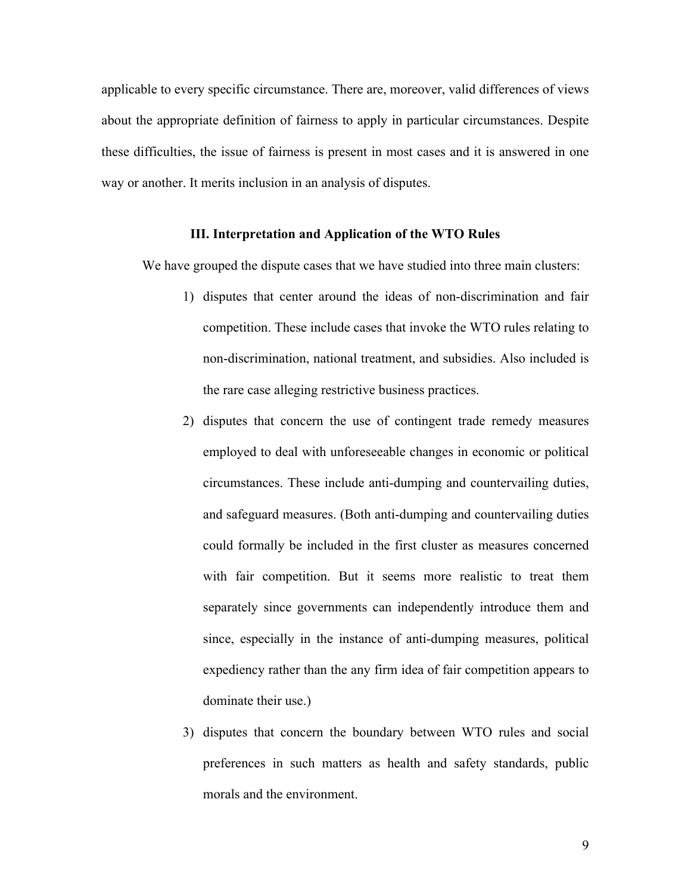applicable to every specific circumstance. There are, moreover, valid differences of views about the appropriate definition of fairness to apply in particular circumstances. Despite these difficulties, the issue of fairness is present in most cases and it is answered in one way or another. It merits inclusion in an analysis of disputes.

## III. Interpretation and Application of the WTO Rules

We have grouped the dispute cases that we have studied into three main clusters:

1) disputes that center around the ideas of non-discrimination and fair competition. These include cases that invoke the WTO rules relating to non-discrimination, national treatment, and subsidies. Also included is the rare case alleging restrictive business practices.
2) disputes that concern the use of contingent trade remedy measures employed to deal with unforeseeable changes in economic or political circumstances. These include anti-dumping and countervailing duties, and safeguard measures. (Both anti-dumping and countervailing duties could formally be included in the first cluster as measures concerned with fair competition. But it seems more realistic to treat them separately since governments can independently introduce them and since, especially in the instance of anti-dumping measures, political expediency rather than the any firm idea of fair competition appears to dominate their use.)
3) disputes that concern the boundary between WTO rules and social preferences in such matters as health and safety standards, public morals and the environment.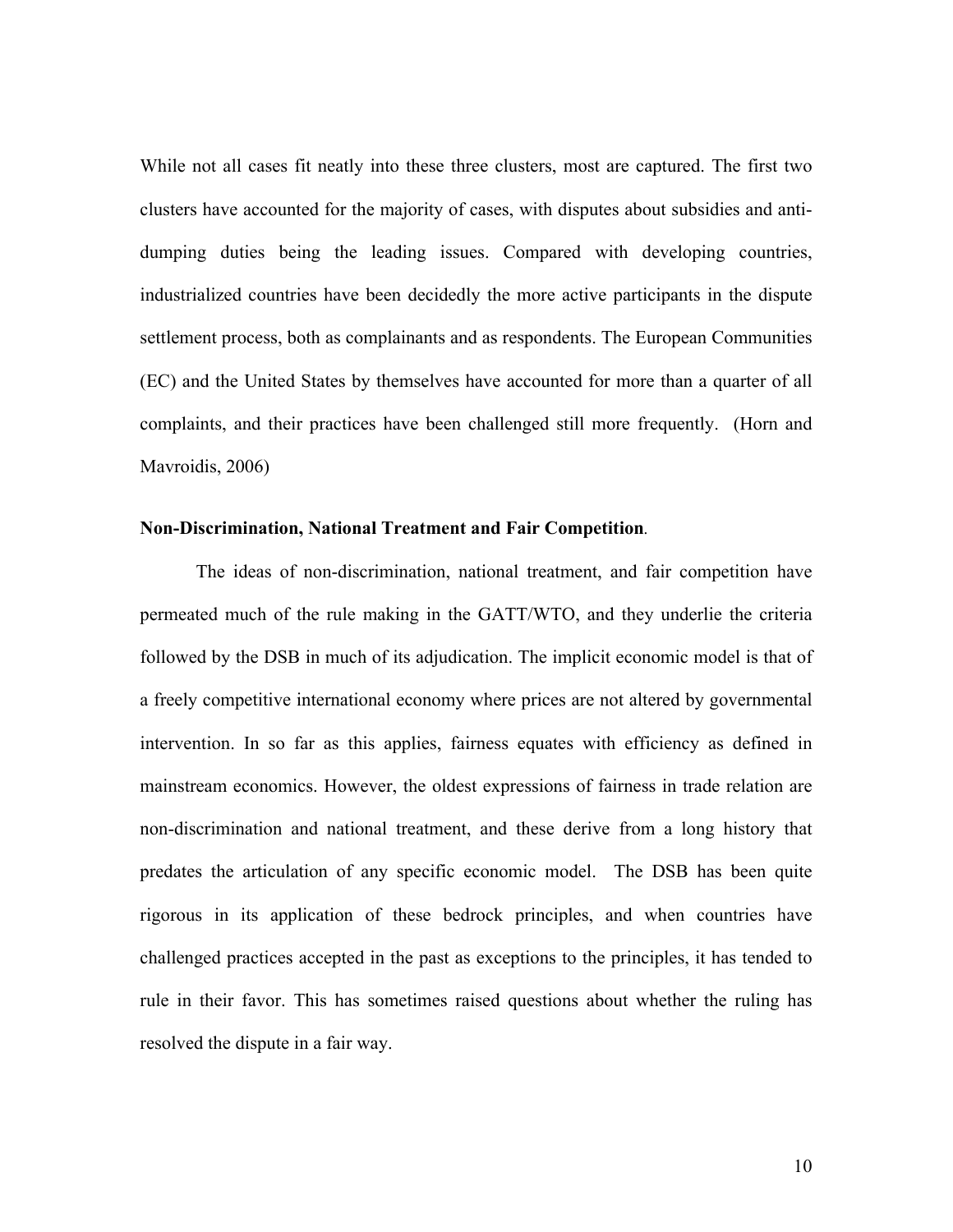While not all cases fit neatly into these three clusters, most are captured. The first two clusters have accounted for the majority of cases, with disputes about subsidies and anti-dumping duties being the leading issues. Compared with developing countries, industrialized countries have been decidedly the more active participants in the dispute settlement process, both as complainants and as respondents. The European Communities (EC) and the United States by themselves have accounted for more than a quarter of all complaints, and their practices have been challenged still more frequently. (Horn and Mavroidis, 2006)

**Non-Discrimination, National Treatment and Fair Competition**.

The ideas of non-discrimination, national treatment, and fair competition have permeated much of the rule making in the GATT/WTO, and they underlie the criteria followed by the DSB in much of its adjudication. The implicit economic model is that of a freely competitive international economy where prices are not altered by governmental intervention. In so far as this applies, fairness equates with efficiency as defined in mainstream economics. However, the oldest expressions of fairness in trade relation are non-discrimination and national treatment, and these derive from a long history that predates the articulation of any specific economic model. The DSB has been quite rigorous in its application of these bedrock principles, and when countries have challenged practices accepted in the past as exceptions to the principles, it has tended to rule in their favor. This has sometimes raised questions about whether the ruling has resolved the dispute in a fair way.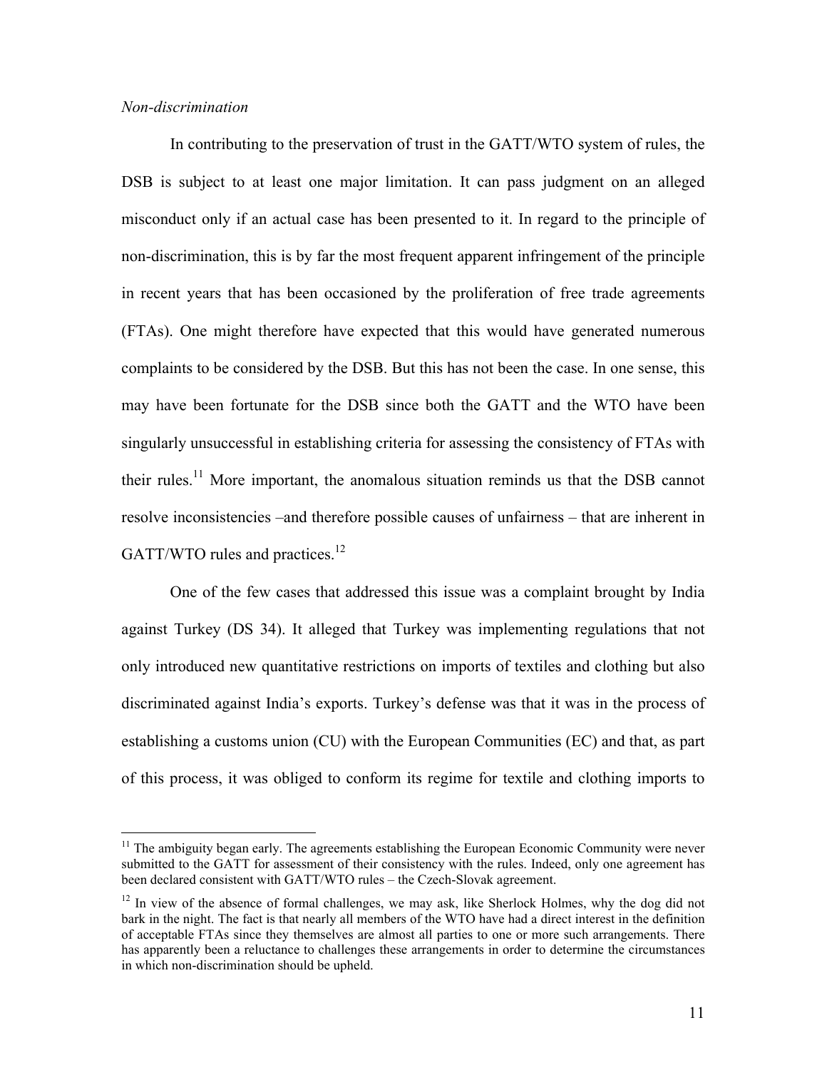*Non-discrimination*

In contributing to the preservation of trust in the GATT/WTO system of rules, the DSB is subject to at least one major limitation. It can pass judgment on an alleged misconduct only if an actual case has been presented to it. In regard to the principle of non-discrimination, this is by far the most frequent apparent infringement of the principle in recent years that has been occasioned by the proliferation of free trade agreements (FTAs). One might therefore have expected that this would have generated numerous complaints to be considered by the DSB. But this has not been the case. In one sense, this may have been fortunate for the DSB since both the GATT and the WTO have been singularly unsuccessful in establishing criteria for assessing the consistency of FTAs with their rules.[11] More important, the anomalous situation reminds us that the DSB cannot resolve inconsistencies –and therefore possible causes of unfairness – that are inherent in GATT/WTO rules and practices.[12]

One of the few cases that addressed this issue was a complaint brought by India against Turkey (DS 34). It alleged that Turkey was implementing regulations that not only introduced new quantitative restrictions on imports of textiles and clothing but also discriminated against India's exports. Turkey's defense was that it was in the process of establishing a customs union (CU) with the European Communities (EC) and that, as part of this process, it was obliged to conform its regime for textile and clothing imports to

---

[11] The ambiguity began early. The agreements establishing the European Economic Community were never submitted to the GATT for assessment of their consistency with the rules. Indeed, only one agreement has been declared consistent with GATT/WTO rules – the Czech-Slovak agreement.

[12] In view of the absence of formal challenges, we may ask, like Sherlock Holmes, why the dog did not bark in the night. The fact is that nearly all members of the WTO have had a direct interest in the definition of acceptable FTAs since they themselves are almost all parties to one or more such arrangements. There has apparently been a reluctance to challenges these arrangements in order to determine the circumstances in which non-discrimination should be upheld.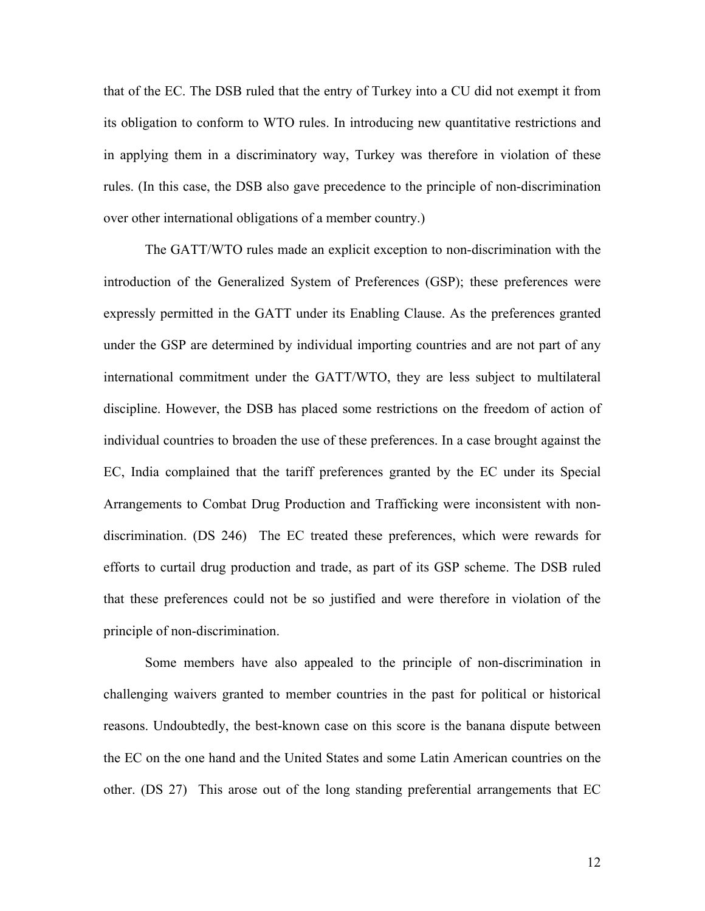that of the EC. The DSB ruled that the entry of Turkey into a CU did not exempt it from its obligation to conform to WTO rules. In introducing new quantitative restrictions and in applying them in a discriminatory way, Turkey was therefore in violation of these rules. (In this case, the DSB also gave precedence to the principle of non-discrimination over other international obligations of a member country.)

The GATT/WTO rules made an explicit exception to non-discrimination with the introduction of the Generalized System of Preferences (GSP); these preferences were expressly permitted in the GATT under its Enabling Clause. As the preferences granted under the GSP are determined by individual importing countries and are not part of any international commitment under the GATT/WTO, they are less subject to multilateral discipline. However, the DSB has placed some restrictions on the freedom of action of individual countries to broaden the use of these preferences. In a case brought against the EC, India complained that the tariff preferences granted by the EC under its Special Arrangements to Combat Drug Production and Trafficking were inconsistent with non-discrimination. (DS 246) The EC treated these preferences, which were rewards for efforts to curtail drug production and trade, as part of its GSP scheme. The DSB ruled that these preferences could not be so justified and were therefore in violation of the principle of non-discrimination.

Some members have also appealed to the principle of non-discrimination in challenging waivers granted to member countries in the past for political or historical reasons. Undoubtedly, the best-known case on this score is the banana dispute between the EC on the one hand and the United States and some Latin American countries on the other. (DS 27) This arose out of the long standing preferential arrangements that EC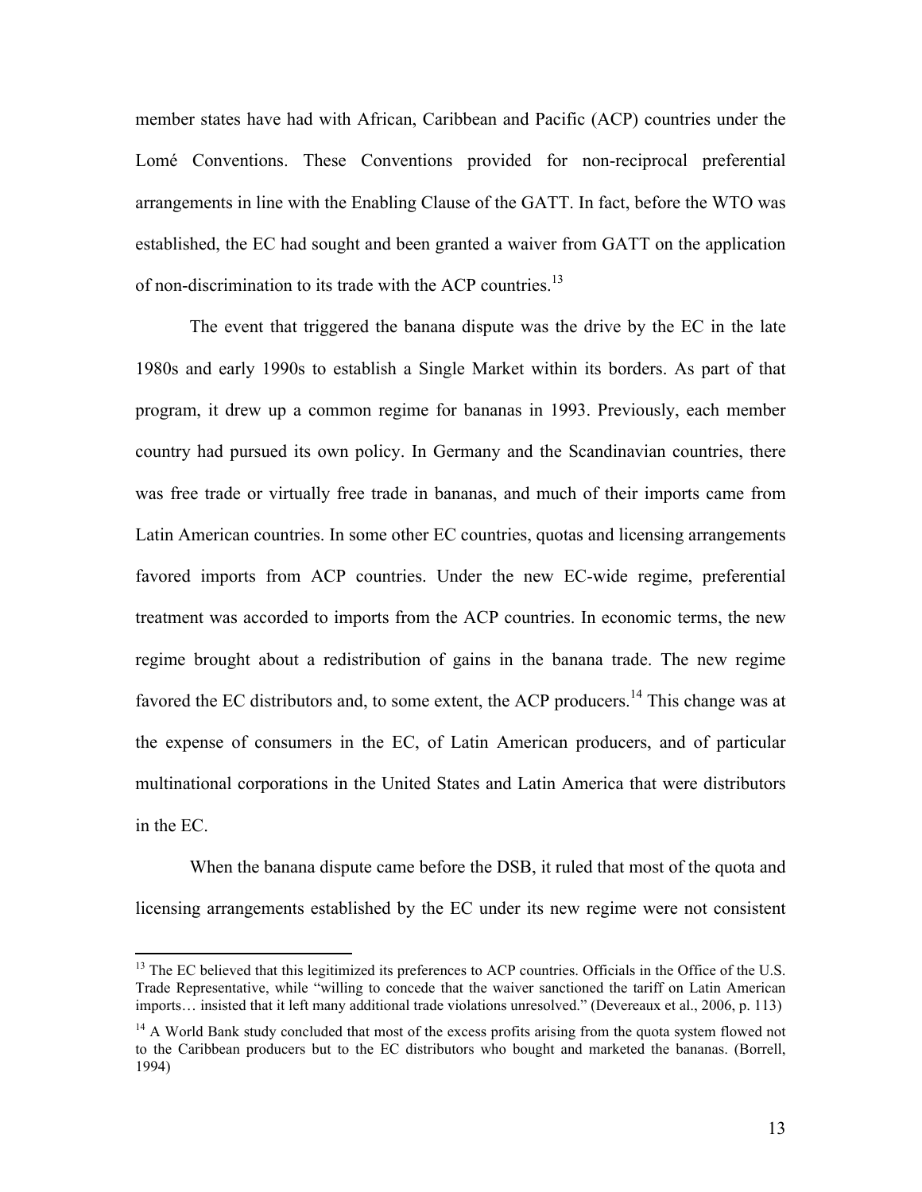member states have had with African, Caribbean and Pacific (ACP) countries under the Lomé Conventions. These Conventions provided for non-reciprocal preferential arrangements in line with the Enabling Clause of the GATT. In fact, before the WTO was established, the EC had sought and been granted a waiver from GATT on the application of non-discrimination to its trade with the ACP countries.[13]

The event that triggered the banana dispute was the drive by the EC in the late 1980s and early 1990s to establish a Single Market within its borders. As part of that program, it drew up a common regime for bananas in 1993. Previously, each member country had pursued its own policy. In Germany and the Scandinavian countries, there was free trade or virtually free trade in bananas, and much of their imports came from Latin American countries. In some other EC countries, quotas and licensing arrangements favored imports from ACP countries. Under the new EC-wide regime, preferential treatment was accorded to imports from the ACP countries. In economic terms, the new regime brought about a redistribution of gains in the banana trade. The new regime favored the EC distributors and, to some extent, the ACP producers.[14] This change was at the expense of consumers in the EC, of Latin American producers, and of particular multinational corporations in the United States and Latin America that were distributors in the EC.

When the banana dispute came before the DSB, it ruled that most of the quota and licensing arrangements established by the EC under its new regime were not consistent

[13] The EC believed that this legitimized its preferences to ACP countries. Officials in the Office of the U.S. Trade Representative, while "willing to concede that the waiver sanctioned the tariff on Latin American imports… insisted that it left many additional trade violations unresolved." (Devereaux et al., 2006, p. 113)

[14] A World Bank study concluded that most of the excess profits arising from the quota system flowed not to the Caribbean producers but to the EC distributors who bought and marketed the bananas. (Borrell, 1994)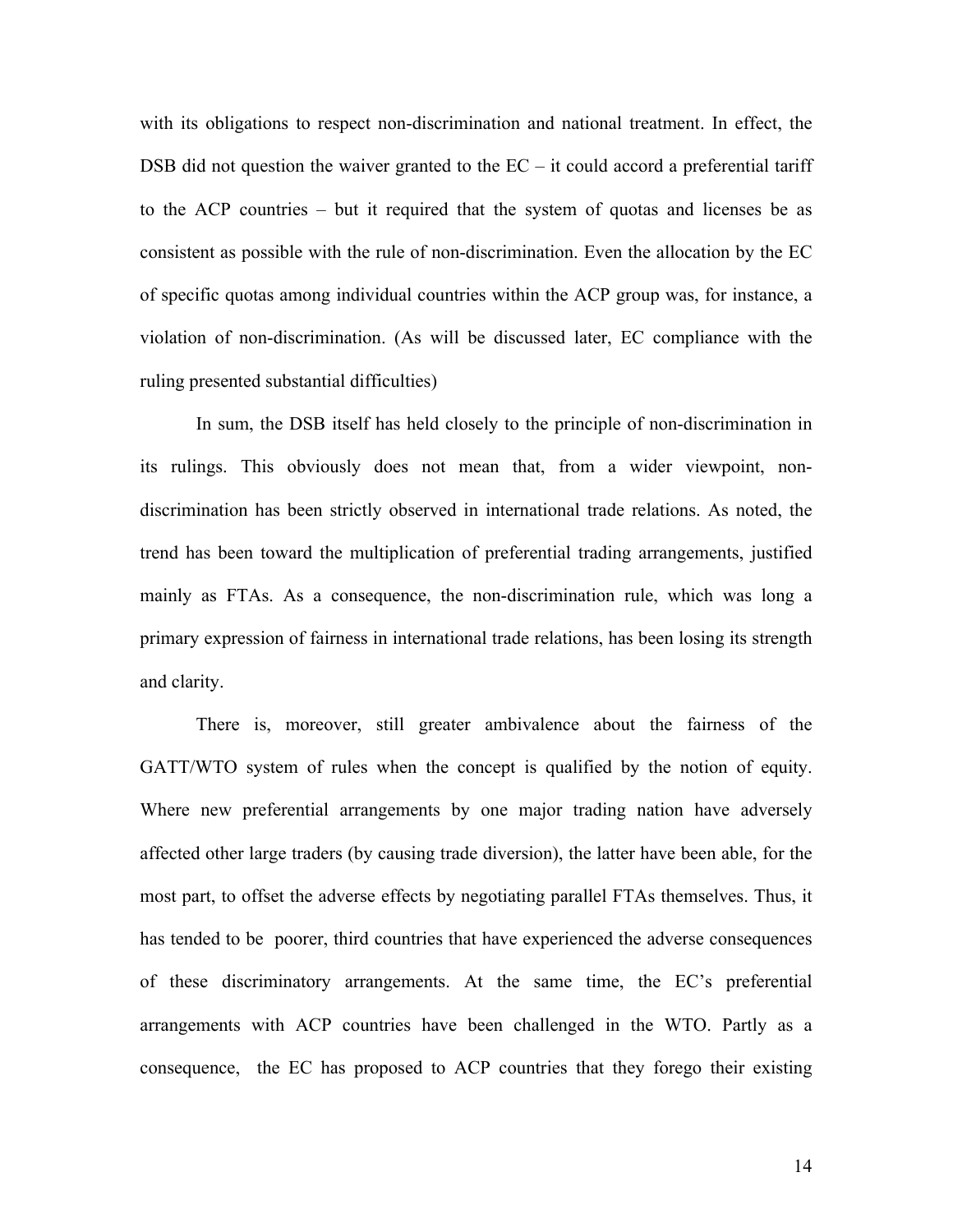with its obligations to respect non-discrimination and national treatment. In effect, the DSB did not question the waiver granted to the EC – it could accord a preferential tariff to the ACP countries – but it required that the system of quotas and licenses be as consistent as possible with the rule of non-discrimination. Even the allocation by the EC of specific quotas among individual countries within the ACP group was, for instance, a violation of non-discrimination. (As will be discussed later, EC compliance with the ruling presented substantial difficulties)

In sum, the DSB itself has held closely to the principle of non-discrimination in its rulings. This obviously does not mean that, from a wider viewpoint, non-discrimination has been strictly observed in international trade relations. As noted, the trend has been toward the multiplication of preferential trading arrangements, justified mainly as FTAs. As a consequence, the non-discrimination rule, which was long a primary expression of fairness in international trade relations, has been losing its strength and clarity.

There is, moreover, still greater ambivalence about the fairness of the GATT/WTO system of rules when the concept is qualified by the notion of equity. Where new preferential arrangements by one major trading nation have adversely affected other large traders (by causing trade diversion), the latter have been able, for the most part, to offset the adverse effects by negotiating parallel FTAs themselves. Thus, it has tended to be poorer, third countries that have experienced the adverse consequences of these discriminatory arrangements. At the same time, the EC's preferential arrangements with ACP countries have been challenged in the WTO. Partly as a consequence, the EC has proposed to ACP countries that they forego their existing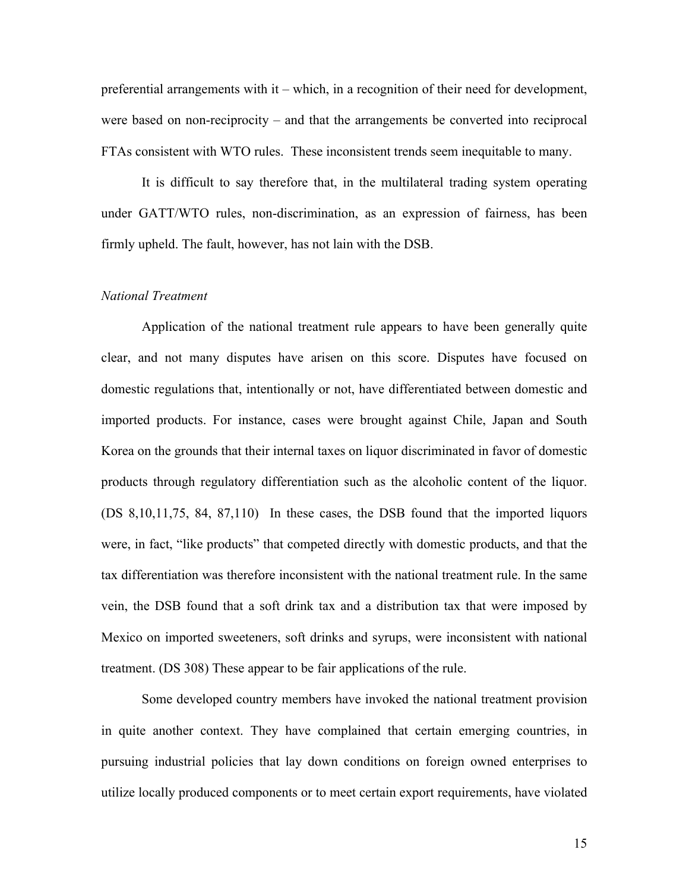preferential arrangements with it – which, in a recognition of their need for development, were based on non-reciprocity – and that the arrangements be converted into reciprocal FTAs consistent with WTO rules. These inconsistent trends seem inequitable to many.

It is difficult to say therefore that, in the multilateral trading system operating under GATT/WTO rules, non-discrimination, as an expression of fairness, has been firmly upheld. The fault, however, has not lain with the DSB.

*National Treatment*

Application of the national treatment rule appears to have been generally quite clear, and not many disputes have arisen on this score. Disputes have focused on domestic regulations that, intentionally or not, have differentiated between domestic and imported products. For instance, cases were brought against Chile, Japan and South Korea on the grounds that their internal taxes on liquor discriminated in favor of domestic products through regulatory differentiation such as the alcoholic content of the liquor. (DS 8,10,11,75, 84, 87,110) In these cases, the DSB found that the imported liquors were, in fact, "like products" that competed directly with domestic products, and that the tax differentiation was therefore inconsistent with the national treatment rule. In the same vein, the DSB found that a soft drink tax and a distribution tax that were imposed by Mexico on imported sweeteners, soft drinks and syrups, were inconsistent with national treatment. (DS 308) These appear to be fair applications of the rule.

Some developed country members have invoked the national treatment provision in quite another context. They have complained that certain emerging countries, in pursuing industrial policies that lay down conditions on foreign owned enterprises to utilize locally produced components or to meet certain export requirements, have violated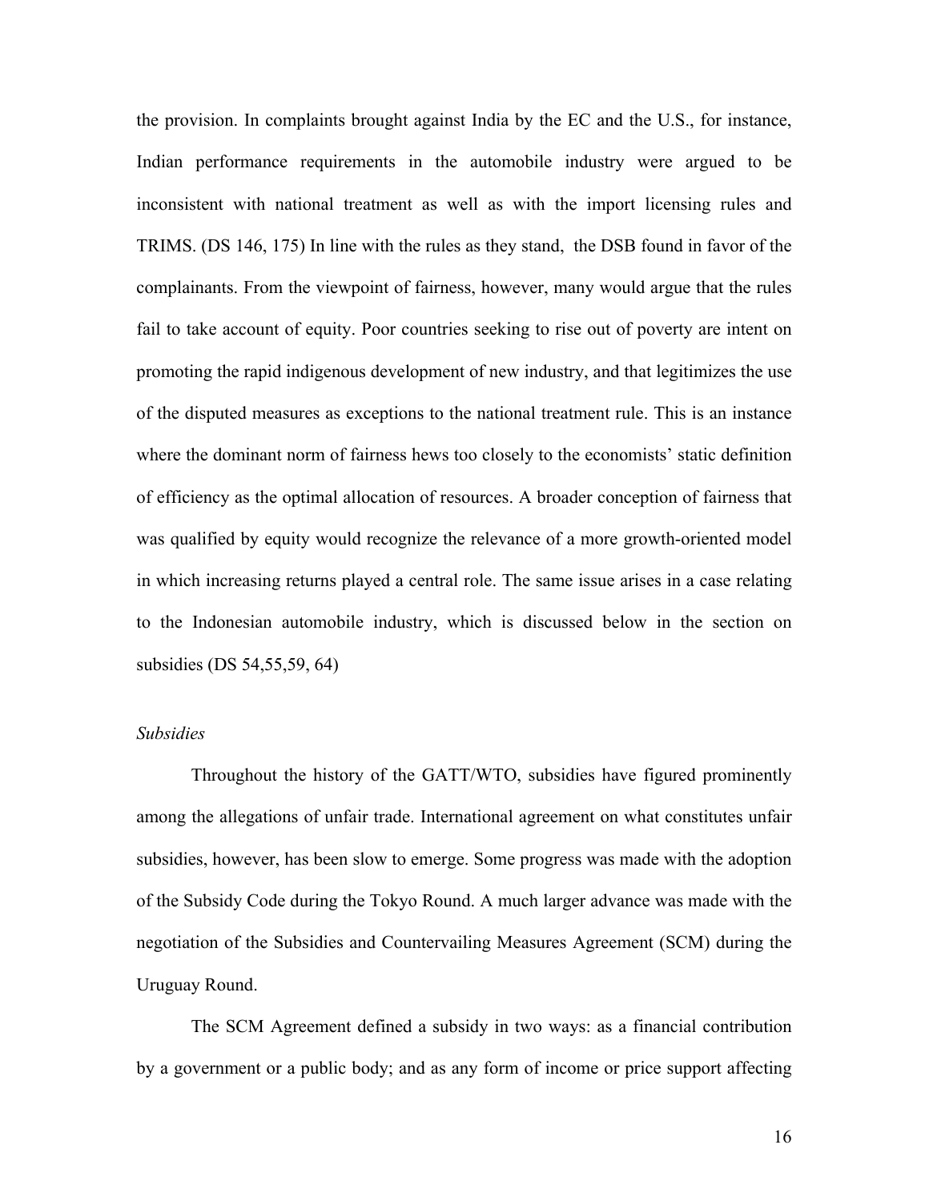the provision. In complaints brought against India by the EC and the U.S., for instance, Indian performance requirements in the automobile industry were argued to be inconsistent with national treatment as well as with the import licensing rules and TRIMS. (DS 146, 175) In line with the rules as they stand, the DSB found in favor of the complainants. From the viewpoint of fairness, however, many would argue that the rules fail to take account of equity. Poor countries seeking to rise out of poverty are intent on promoting the rapid indigenous development of new industry, and that legitimizes the use of the disputed measures as exceptions to the national treatment rule. This is an instance where the dominant norm of fairness hews too closely to the economists' static definition of efficiency as the optimal allocation of resources. A broader conception of fairness that was qualified by equity would recognize the relevance of a more growth-oriented model in which increasing returns played a central role. The same issue arises in a case relating to the Indonesian automobile industry, which is discussed below in the section on subsidies (DS 54,55,59, 64)

*Subsidies*

Throughout the history of the GATT/WTO, subsidies have figured prominently among the allegations of unfair trade. International agreement on what constitutes unfair subsidies, however, has been slow to emerge. Some progress was made with the adoption of the Subsidy Code during the Tokyo Round. A much larger advance was made with the negotiation of the Subsidies and Countervailing Measures Agreement (SCM) during the Uruguay Round.

The SCM Agreement defined a subsidy in two ways: as a financial contribution by a government or a public body; and as any form of income or price support affecting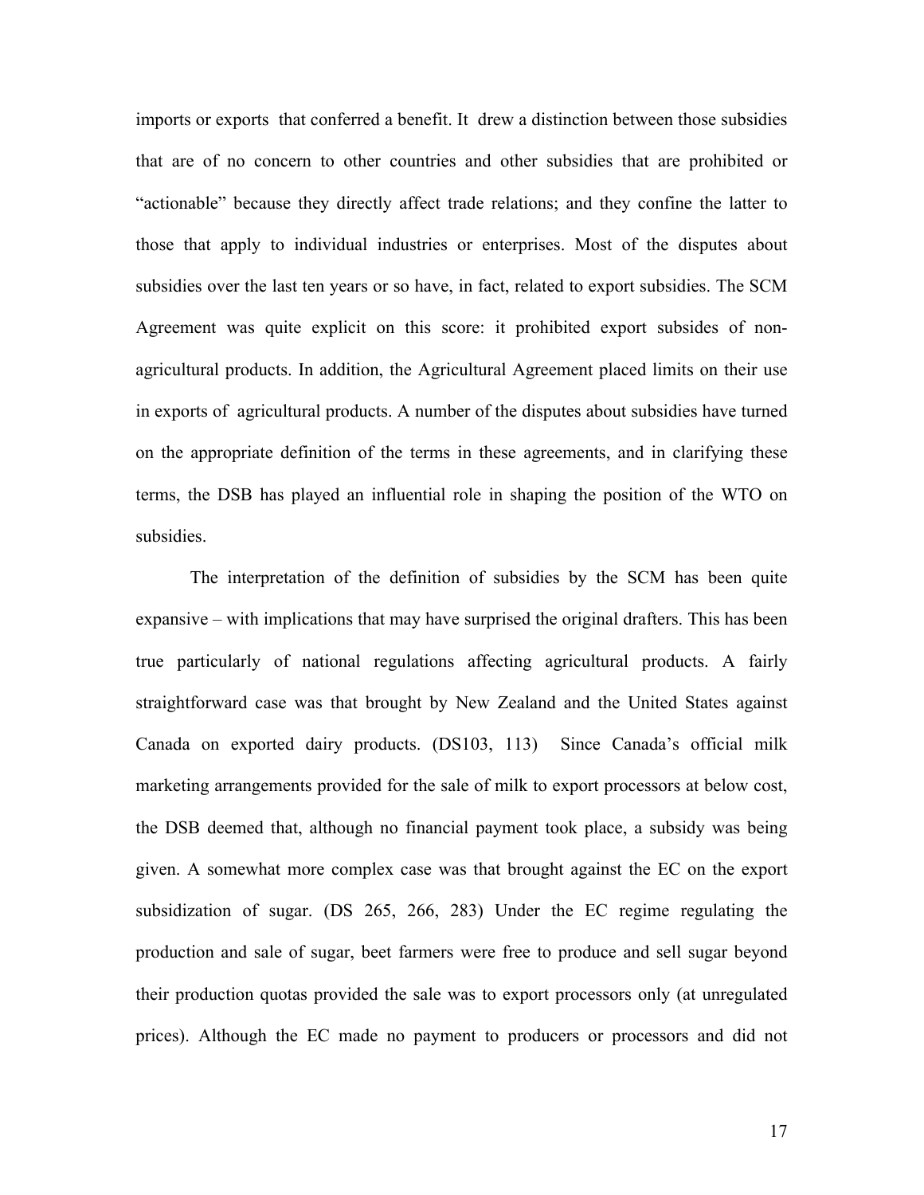imports or exports that conferred a benefit. It drew a distinction between those subsidies that are of no concern to other countries and other subsidies that are prohibited or "actionable" because they directly affect trade relations; and they confine the latter to those that apply to individual industries or enterprises. Most of the disputes about subsidies over the last ten years or so have, in fact, related to export subsidies. The SCM Agreement was quite explicit on this score: it prohibited export subsides of non-agricultural products. In addition, the Agricultural Agreement placed limits on their use in exports of agricultural products. A number of the disputes about subsidies have turned on the appropriate definition of the terms in these agreements, and in clarifying these terms, the DSB has played an influential role in shaping the position of the WTO on subsidies.

The interpretation of the definition of subsidies by the SCM has been quite expansive – with implications that may have surprised the original drafters. This has been true particularly of national regulations affecting agricultural products. A fairly straightforward case was that brought by New Zealand and the United States against Canada on exported dairy products. (DS103, 113) Since Canada's official milk marketing arrangements provided for the sale of milk to export processors at below cost, the DSB deemed that, although no financial payment took place, a subsidy was being given. A somewhat more complex case was that brought against the EC on the export subsidization of sugar. (DS 265, 266, 283) Under the EC regime regulating the production and sale of sugar, beet farmers were free to produce and sell sugar beyond their production quotas provided the sale was to export processors only (at unregulated prices). Although the EC made no payment to producers or processors and did not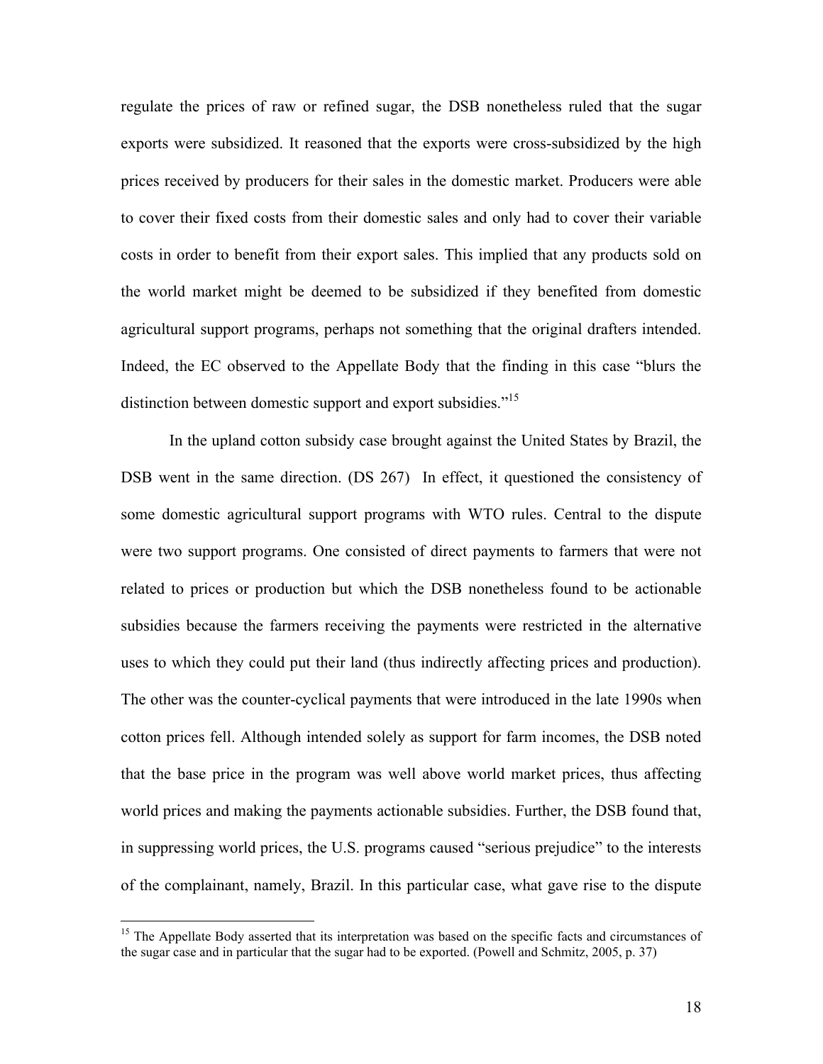regulate the prices of raw or refined sugar, the DSB nonetheless ruled that the sugar exports were subsidized. It reasoned that the exports were cross-subsidized by the high prices received by producers for their sales in the domestic market. Producers were able to cover their fixed costs from their domestic sales and only had to cover their variable costs in order to benefit from their export sales. This implied that any products sold on the world market might be deemed to be subsidized if they benefited from domestic agricultural support programs, perhaps not something that the original drafters intended. Indeed, the EC observed to the Appellate Body that the finding in this case "blurs the distinction between domestic support and export subsidies."[15]

In the upland cotton subsidy case brought against the United States by Brazil, the DSB went in the same direction. (DS 267) In effect, it questioned the consistency of some domestic agricultural support programs with WTO rules. Central to the dispute were two support programs. One consisted of direct payments to farmers that were not related to prices or production but which the DSB nonetheless found to be actionable subsidies because the farmers receiving the payments were restricted in the alternative uses to which they could put their land (thus indirectly affecting prices and production). The other was the counter-cyclical payments that were introduced in the late 1990s when cotton prices fell. Although intended solely as support for farm incomes, the DSB noted that the base price in the program was well above world market prices, thus affecting world prices and making the payments actionable subsidies. Further, the DSB found that, in suppressing world prices, the U.S. programs caused "serious prejudice" to the interests of the complainant, namely, Brazil. In this particular case, what gave rise to the dispute

[15] The Appellate Body asserted that its interpretation was based on the specific facts and circumstances of the sugar case and in particular that the sugar had to be exported. (Powell and Schmitz, 2005, p. 37)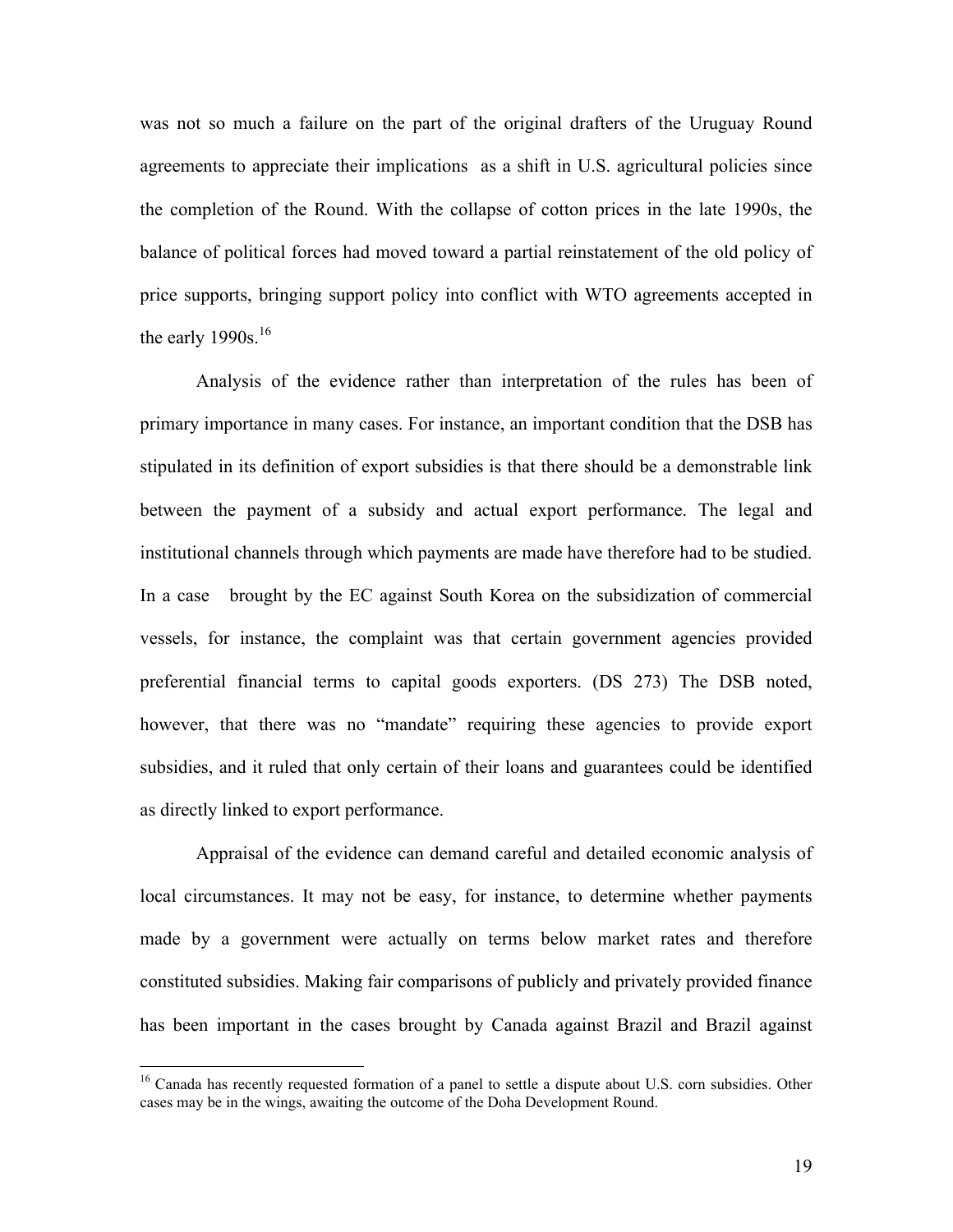was not so much a failure on the part of the original drafters of the Uruguay Round agreements to appreciate their implications as a shift in U.S. agricultural policies since the completion of the Round. With the collapse of cotton prices in the late 1990s, the balance of political forces had moved toward a partial reinstatement of the old policy of price supports, bringing support policy into conflict with WTO agreements accepted in the early 1990s.[16]

Analysis of the evidence rather than interpretation of the rules has been of primary importance in many cases. For instance, an important condition that the DSB has stipulated in its definition of export subsidies is that there should be a demonstrable link between the payment of a subsidy and actual export performance. The legal and institutional channels through which payments are made have therefore had to be studied. In a case brought by the EC against South Korea on the subsidization of commercial vessels, for instance, the complaint was that certain government agencies provided preferential financial terms to capital goods exporters. (DS 273) The DSB noted, however, that there was no "mandate" requiring these agencies to provide export subsidies, and it ruled that only certain of their loans and guarantees could be identified as directly linked to export performance.

Appraisal of the evidence can demand careful and detailed economic analysis of local circumstances. It may not be easy, for instance, to determine whether payments made by a government were actually on terms below market rates and therefore constituted subsidies. Making fair comparisons of publicly and privately provided finance has been important in the cases brought by Canada against Brazil and Brazil against

---

[16] Canada has recently requested formation of a panel to settle a dispute about U.S. corn subsidies. Other cases may be in the wings, awaiting the outcome of the Doha Development Round.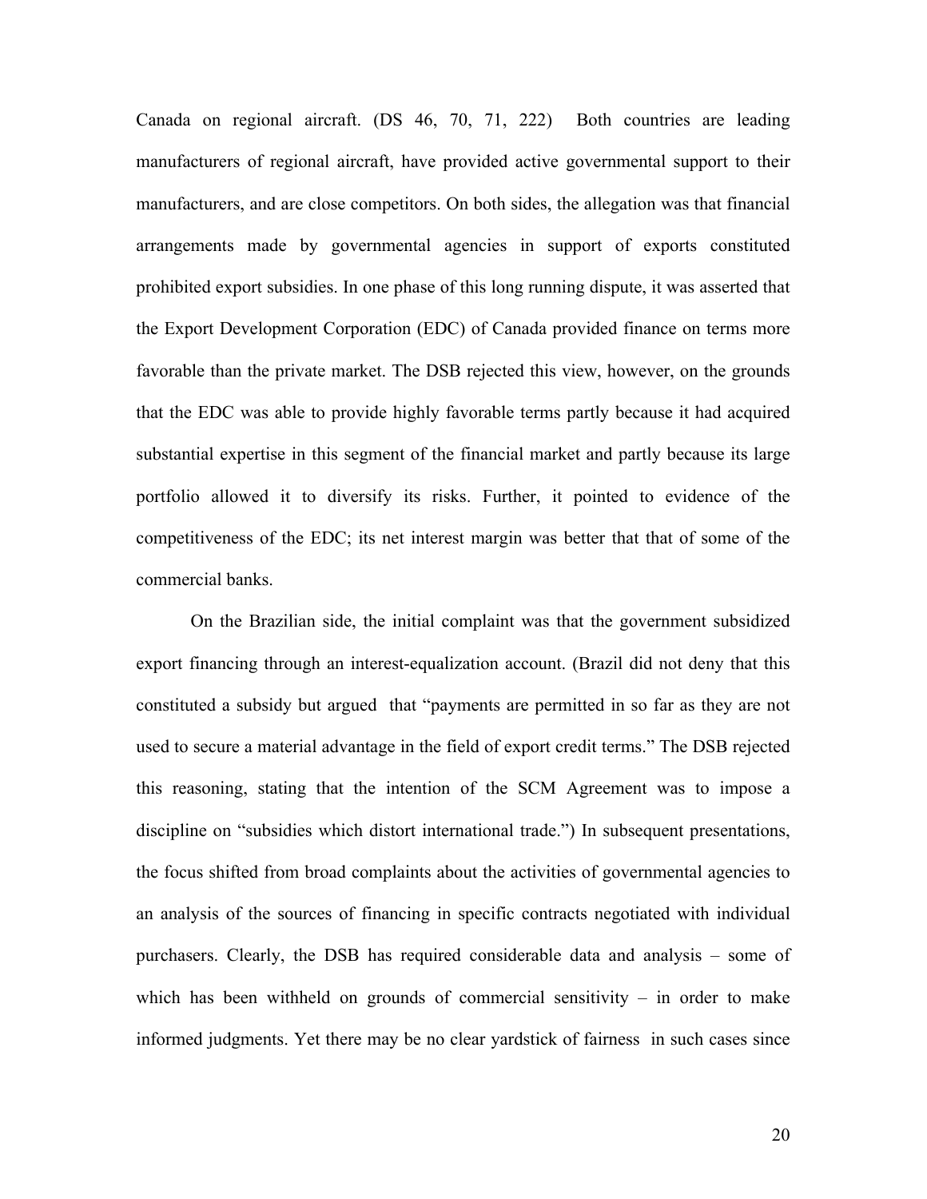Canada on regional aircraft. (DS 46, 70, 71, 222) Both countries are leading manufacturers of regional aircraft, have provided active governmental support to their manufacturers, and are close competitors. On both sides, the allegation was that financial arrangements made by governmental agencies in support of exports constituted prohibited export subsidies. In one phase of this long running dispute, it was asserted that the Export Development Corporation (EDC) of Canada provided finance on terms more favorable than the private market. The DSB rejected this view, however, on the grounds that the EDC was able to provide highly favorable terms partly because it had acquired substantial expertise in this segment of the financial market and partly because its large portfolio allowed it to diversify its risks. Further, it pointed to evidence of the competitiveness of the EDC; its net interest margin was better that that of some of the commercial banks.

On the Brazilian side, the initial complaint was that the government subsidized export financing through an interest-equalization account. (Brazil did not deny that this constituted a subsidy but argued that "payments are permitted in so far as they are not used to secure a material advantage in the field of export credit terms." The DSB rejected this reasoning, stating that the intention of the SCM Agreement was to impose a discipline on "subsidies which distort international trade.") In subsequent presentations, the focus shifted from broad complaints about the activities of governmental agencies to an analysis of the sources of financing in specific contracts negotiated with individual purchasers. Clearly, the DSB has required considerable data and analysis – some of which has been withheld on grounds of commercial sensitivity – in order to make informed judgments. Yet there may be no clear yardstick of fairness in such cases since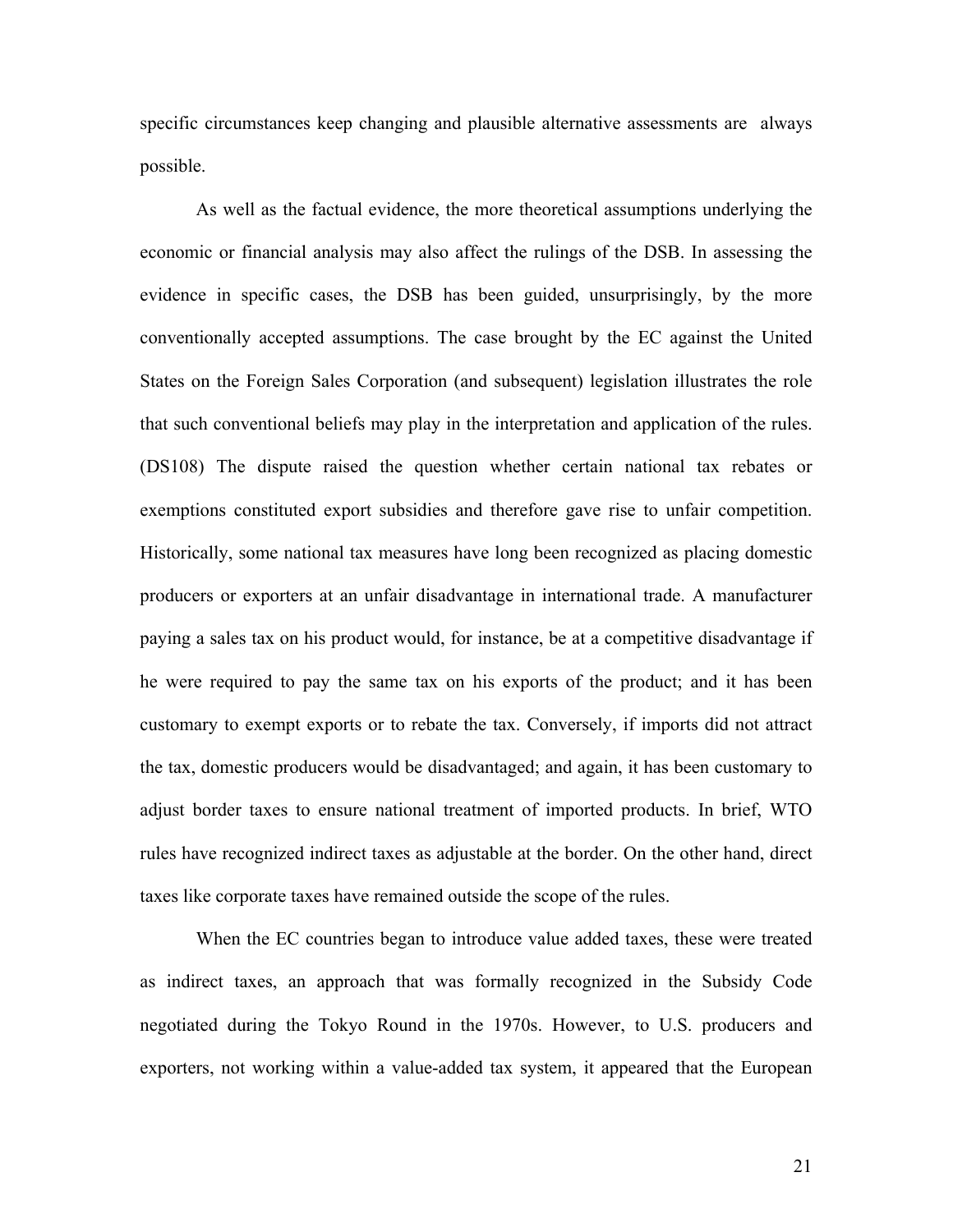specific circumstances keep changing and plausible alternative assessments are always possible.

As well as the factual evidence, the more theoretical assumptions underlying the economic or financial analysis may also affect the rulings of the DSB. In assessing the evidence in specific cases, the DSB has been guided, unsurprisingly, by the more conventionally accepted assumptions. The case brought by the EC against the United States on the Foreign Sales Corporation (and subsequent) legislation illustrates the role that such conventional beliefs may play in the interpretation and application of the rules. (DS108) The dispute raised the question whether certain national tax rebates or exemptions constituted export subsidies and therefore gave rise to unfair competition. Historically, some national tax measures have long been recognized as placing domestic producers or exporters at an unfair disadvantage in international trade. A manufacturer paying a sales tax on his product would, for instance, be at a competitive disadvantage if he were required to pay the same tax on his exports of the product; and it has been customary to exempt exports or to rebate the tax. Conversely, if imports did not attract the tax, domestic producers would be disadvantaged; and again, it has been customary to adjust border taxes to ensure national treatment of imported products. In brief, WTO rules have recognized indirect taxes as adjustable at the border. On the other hand, direct taxes like corporate taxes have remained outside the scope of the rules.

When the EC countries began to introduce value added taxes, these were treated as indirect taxes, an approach that was formally recognized in the Subsidy Code negotiated during the Tokyo Round in the 1970s. However, to U.S. producers and exporters, not working within a value-added tax system, it appeared that the European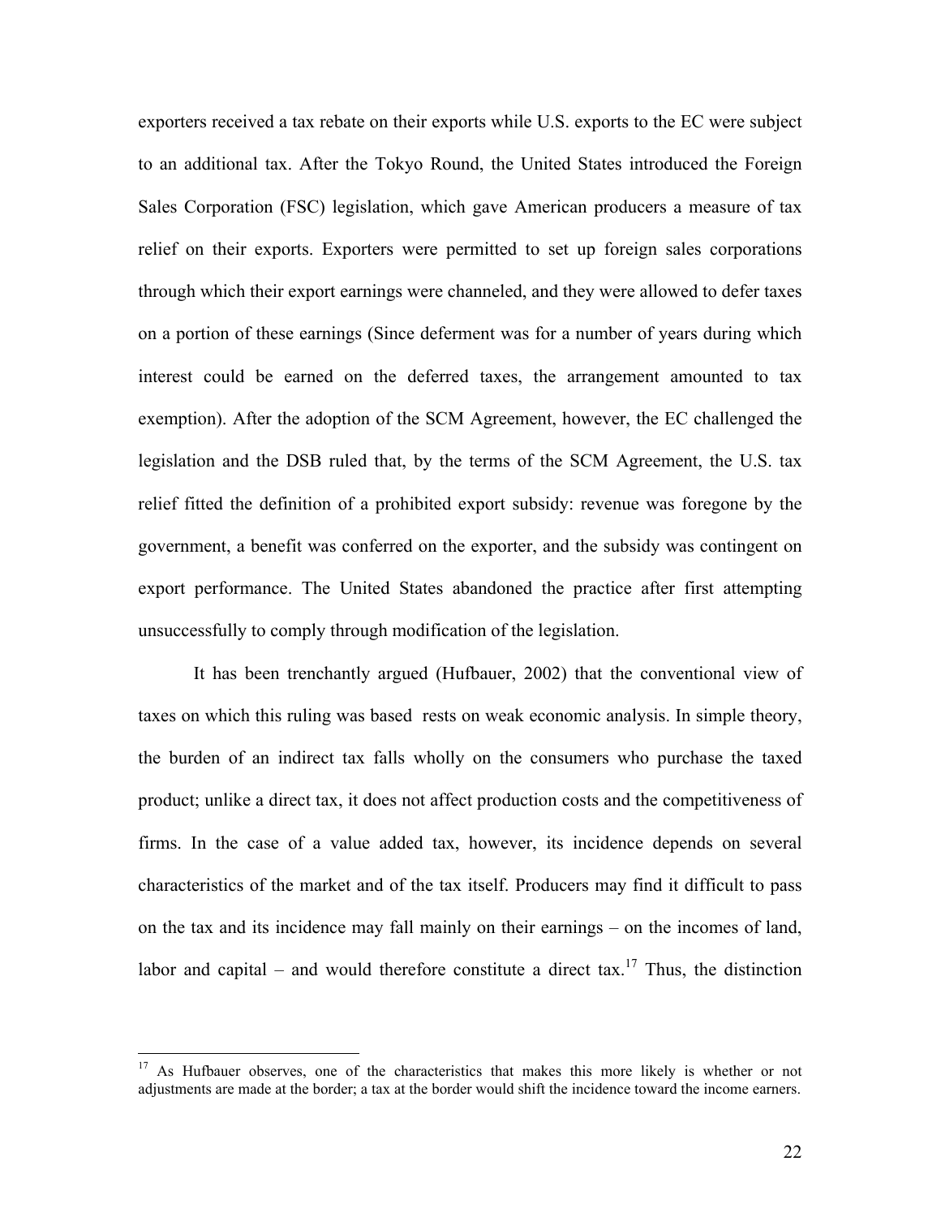exporters received a tax rebate on their exports while U.S. exports to the EC were subject to an additional tax. After the Tokyo Round, the United States introduced the Foreign Sales Corporation (FSC) legislation, which gave American producers a measure of tax relief on their exports. Exporters were permitted to set up foreign sales corporations through which their export earnings were channeled, and they were allowed to defer taxes on a portion of these earnings (Since deferment was for a number of years during which interest could be earned on the deferred taxes, the arrangement amounted to tax exemption). After the adoption of the SCM Agreement, however, the EC challenged the legislation and the DSB ruled that, by the terms of the SCM Agreement, the U.S. tax relief fitted the definition of a prohibited export subsidy: revenue was foregone by the government, a benefit was conferred on the exporter, and the subsidy was contingent on export performance. The United States abandoned the practice after first attempting unsuccessfully to comply through modification of the legislation.

It has been trenchantly argued (Hufbauer, 2002) that the conventional view of taxes on which this ruling was based rests on weak economic analysis. In simple theory, the burden of an indirect tax falls wholly on the consumers who purchase the taxed product; unlike a direct tax, it does not affect production costs and the competitiveness of firms. In the case of a value added tax, however, its incidence depends on several characteristics of the market and of the tax itself. Producers may find it difficult to pass on the tax and its incidence may fall mainly on their earnings – on the incomes of land, labor and capital – and would therefore constitute a direct tax.[17] Thus, the distinction

---

[17] As Hufbauer observes, one of the characteristics that makes this more likely is whether or not adjustments are made at the border; a tax at the border would shift the incidence toward the income earners.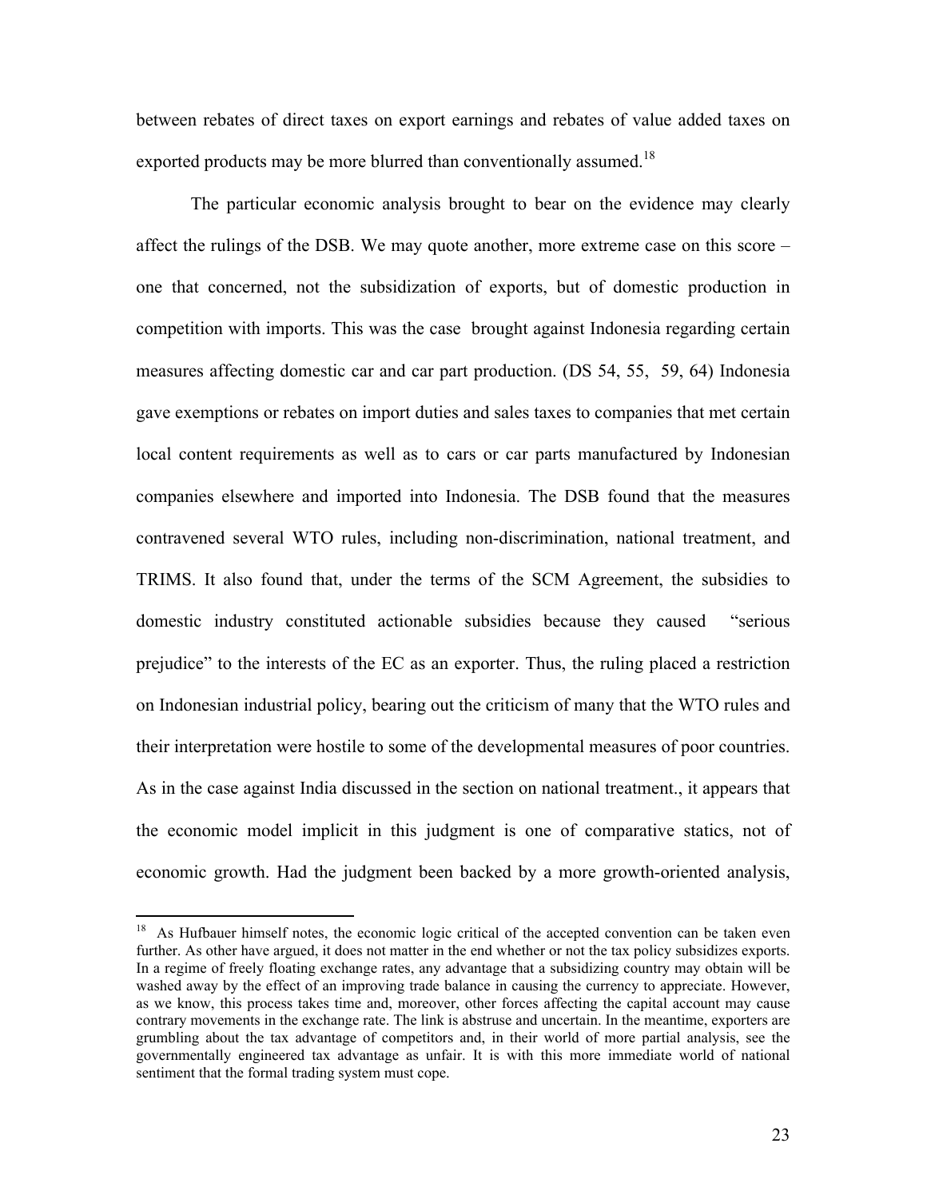between rebates of direct taxes on export earnings and rebates of value added taxes on exported products may be more blurred than conventionally assumed.[18]

The particular economic analysis brought to bear on the evidence may clearly affect the rulings of the DSB. We may quote another, more extreme case on this score – one that concerned, not the subsidization of exports, but of domestic production in competition with imports. This was the case brought against Indonesia regarding certain measures affecting domestic car and car part production. (DS 54, 55, 59, 64) Indonesia gave exemptions or rebates on import duties and sales taxes to companies that met certain local content requirements as well as to cars or car parts manufactured by Indonesian companies elsewhere and imported into Indonesia. The DSB found that the measures contravened several WTO rules, including non-discrimination, national treatment, and TRIMS. It also found that, under the terms of the SCM Agreement, the subsidies to domestic industry constituted actionable subsidies because they caused "serious prejudice" to the interests of the EC as an exporter. Thus, the ruling placed a restriction on Indonesian industrial policy, bearing out the criticism of many that the WTO rules and their interpretation were hostile to some of the developmental measures of poor countries. As in the case against India discussed in the section on national treatment., it appears that the economic model implicit in this judgment is one of comparative statics, not of economic growth. Had the judgment been backed by a more growth-oriented analysis,

---

[18] As Hufbauer himself notes, the economic logic critical of the accepted convention can be taken even further. As other have argued, it does not matter in the end whether or not the tax policy subsidizes exports. In a regime of freely floating exchange rates, any advantage that a subsidizing country may obtain will be washed away by the effect of an improving trade balance in causing the currency to appreciate. However, as we know, this process takes time and, moreover, other forces affecting the capital account may cause contrary movements in the exchange rate. The link is abstruse and uncertain. In the meantime, exporters are grumbling about the tax advantage of competitors and, in their world of more partial analysis, see the governmentally engineered tax advantage as unfair. It is with this more immediate world of national sentiment that the formal trading system must cope.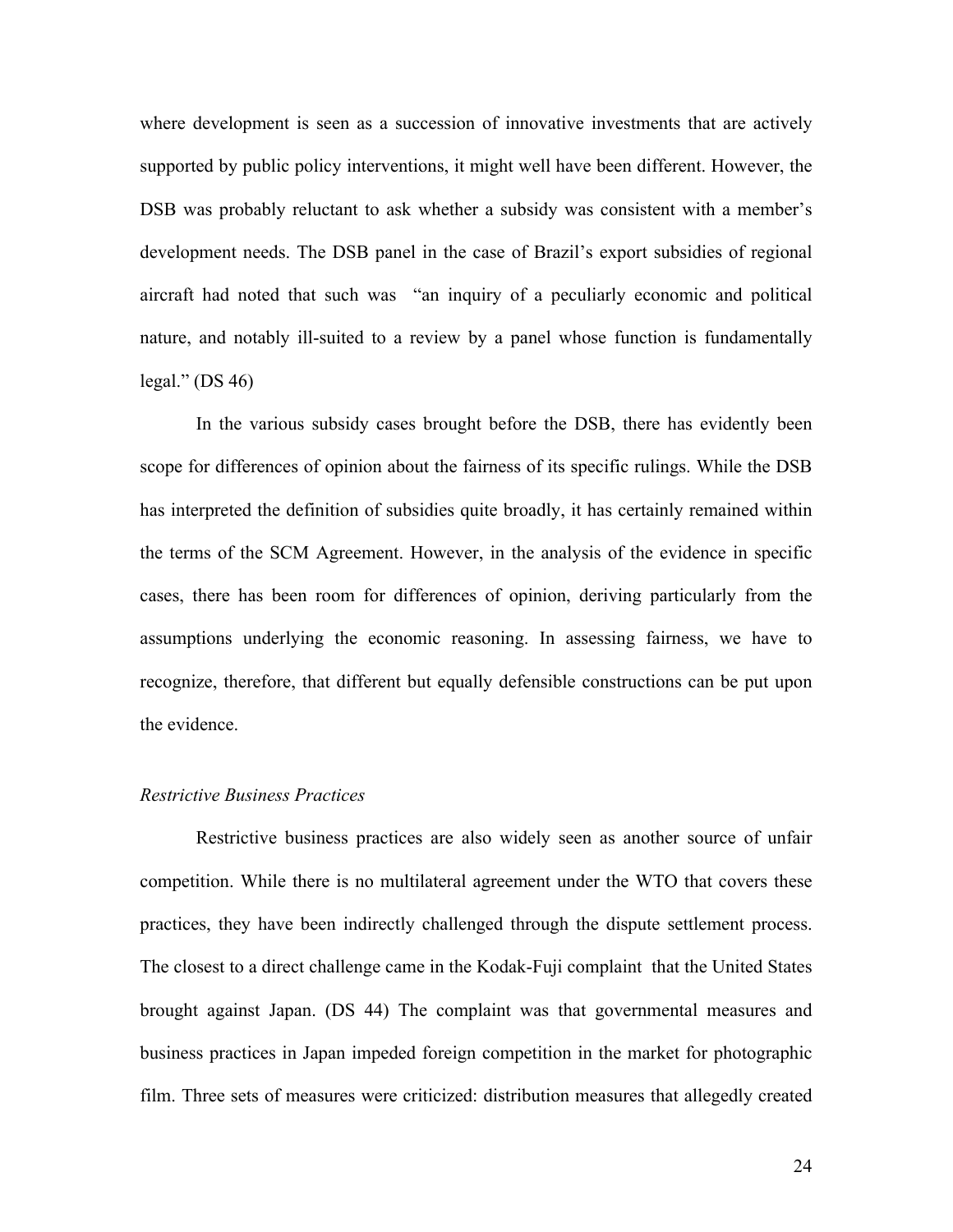where development is seen as a succession of innovative investments that are actively supported by public policy interventions, it might well have been different. However, the DSB was probably reluctant to ask whether a subsidy was consistent with a member's development needs. The DSB panel in the case of Brazil's export subsidies of regional aircraft had noted that such was "an inquiry of a peculiarly economic and political nature, and notably ill-suited to a review by a panel whose function is fundamentally legal." (DS 46)

In the various subsidy cases brought before the DSB, there has evidently been scope for differences of opinion about the fairness of its specific rulings. While the DSB has interpreted the definition of subsidies quite broadly, it has certainly remained within the terms of the SCM Agreement. However, in the analysis of the evidence in specific cases, there has been room for differences of opinion, deriving particularly from the assumptions underlying the economic reasoning. In assessing fairness, we have to recognize, therefore, that different but equally defensible constructions can be put upon the evidence.

*Restrictive Business Practices*

Restrictive business practices are also widely seen as another source of unfair competition. While there is no multilateral agreement under the WTO that covers these practices, they have been indirectly challenged through the dispute settlement process. The closest to a direct challenge came in the Kodak-Fuji complaint that the United States brought against Japan. (DS 44) The complaint was that governmental measures and business practices in Japan impeded foreign competition in the market for photographic film. Three sets of measures were criticized: distribution measures that allegedly created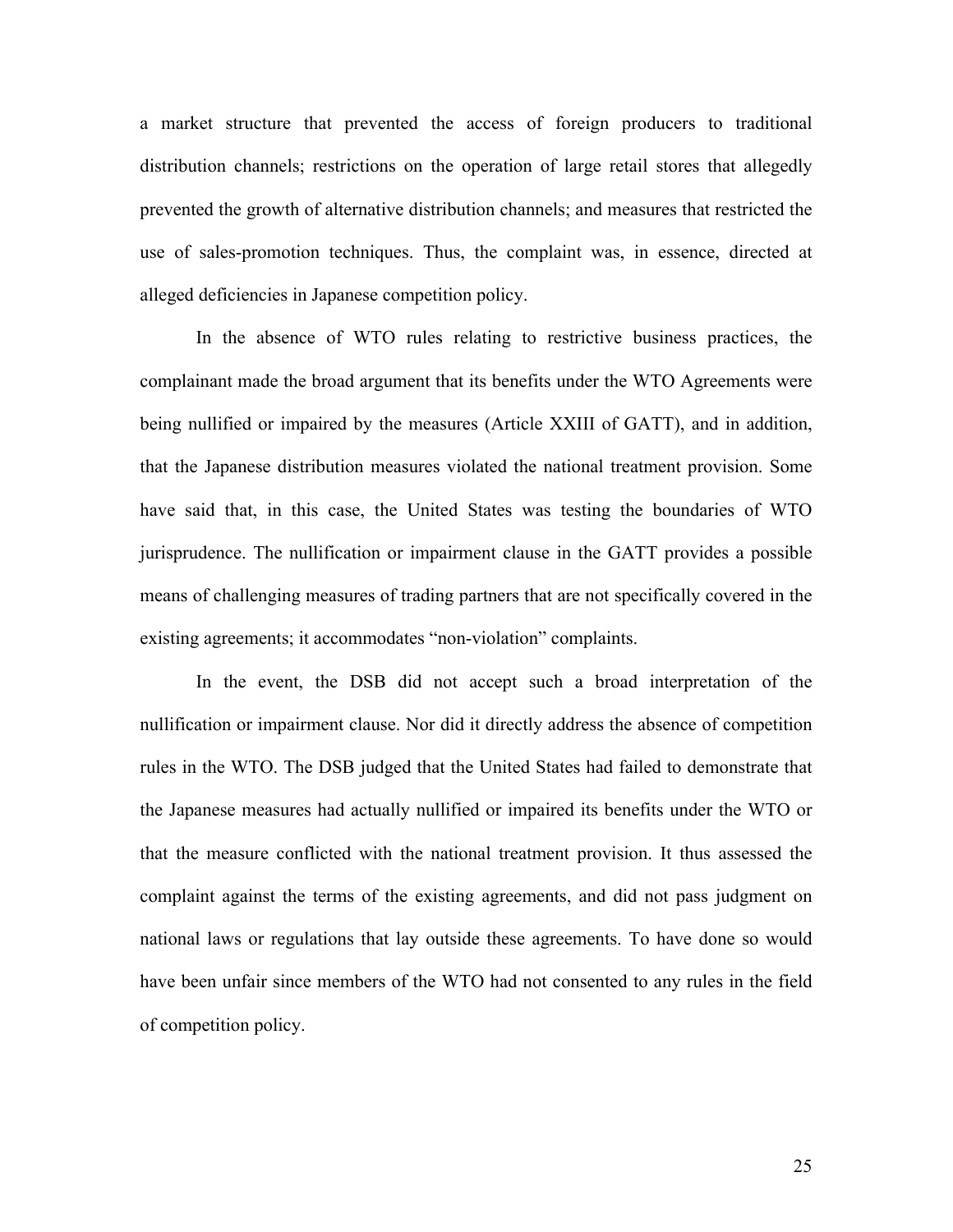a market structure that prevented the access of foreign producers to traditional distribution channels; restrictions on the operation of large retail stores that allegedly prevented the growth of alternative distribution channels; and measures that restricted the use of sales-promotion techniques. Thus, the complaint was, in essence, directed at alleged deficiencies in Japanese competition policy.

In the absence of WTO rules relating to restrictive business practices, the complainant made the broad argument that its benefits under the WTO Agreements were being nullified or impaired by the measures (Article XXIII of GATT), and in addition, that the Japanese distribution measures violated the national treatment provision. Some have said that, in this case, the United States was testing the boundaries of WTO jurisprudence. The nullification or impairment clause in the GATT provides a possible means of challenging measures of trading partners that are not specifically covered in the existing agreements; it accommodates "non-violation" complaints.

In the event, the DSB did not accept such a broad interpretation of the nullification or impairment clause. Nor did it directly address the absence of competition rules in the WTO. The DSB judged that the United States had failed to demonstrate that the Japanese measures had actually nullified or impaired its benefits under the WTO or that the measure conflicted with the national treatment provision. It thus assessed the complaint against the terms of the existing agreements, and did not pass judgment on national laws or regulations that lay outside these agreements. To have done so would have been unfair since members of the WTO had not consented to any rules in the field of competition policy.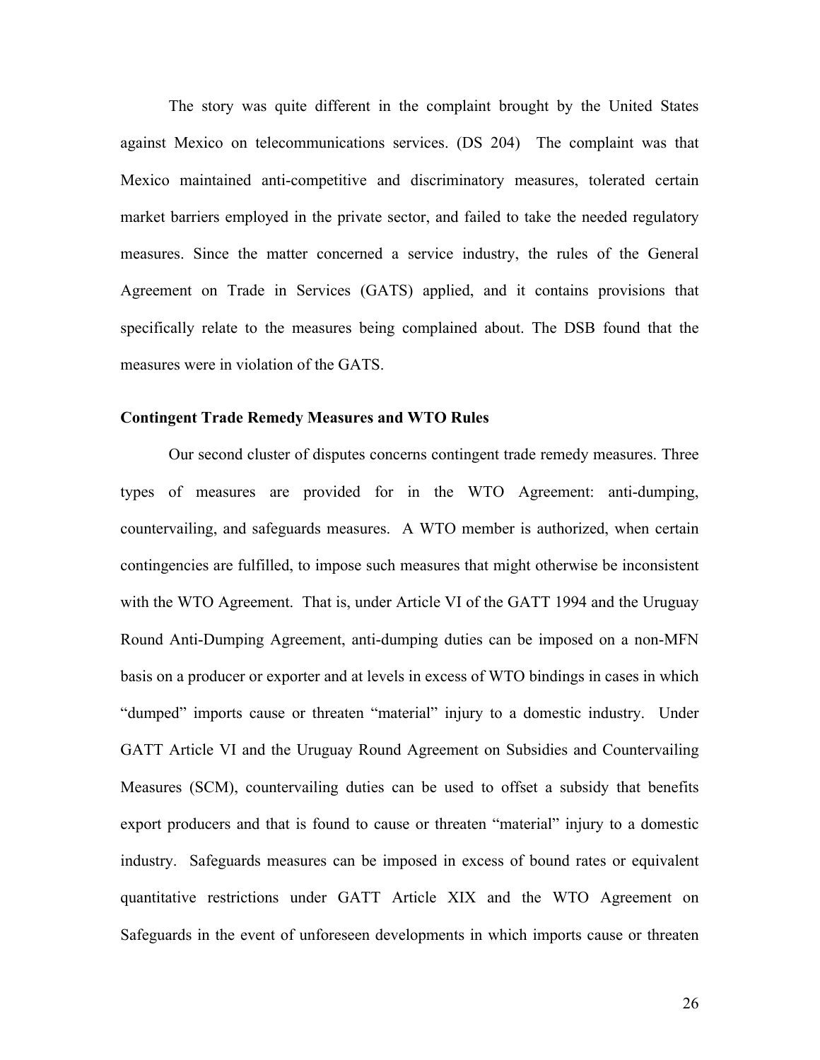The story was quite different in the complaint brought by the United States against Mexico on telecommunications services. (DS 204) The complaint was that Mexico maintained anti-competitive and discriminatory measures, tolerated certain market barriers employed in the private sector, and failed to take the needed regulatory measures. Since the matter concerned a service industry, the rules of the General Agreement on Trade in Services (GATS) applied, and it contains provisions that specifically relate to the measures being complained about. The DSB found that the measures were in violation of the GATS.

**Contingent Trade Remedy Measures and WTO Rules**

Our second cluster of disputes concerns contingent trade remedy measures. Three types of measures are provided for in the WTO Agreement: anti-dumping, countervailing, and safeguards measures. A WTO member is authorized, when certain contingencies are fulfilled, to impose such measures that might otherwise be inconsistent with the WTO Agreement. That is, under Article VI of the GATT 1994 and the Uruguay Round Anti-Dumping Agreement, anti-dumping duties can be imposed on a non-MFN basis on a producer or exporter and at levels in excess of WTO bindings in cases in which "dumped" imports cause or threaten "material" injury to a domestic industry. Under GATT Article VI and the Uruguay Round Agreement on Subsidies and Countervailing Measures (SCM), countervailing duties can be used to offset a subsidy that benefits export producers and that is found to cause or threaten "material" injury to a domestic industry. Safeguards measures can be imposed in excess of bound rates or equivalent quantitative restrictions under GATT Article XIX and the WTO Agreement on Safeguards in the event of unforeseen developments in which imports cause or threaten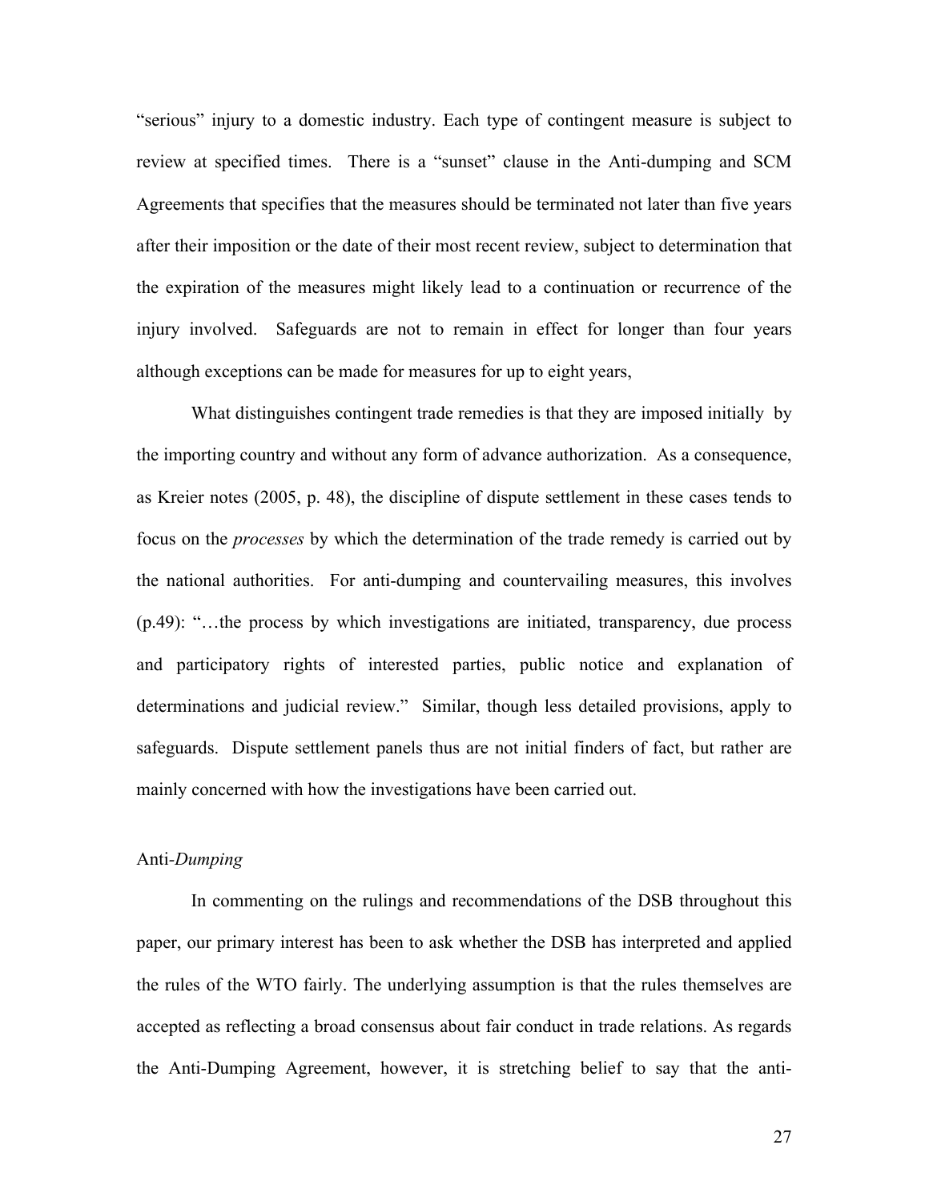"serious" injury to a domestic industry. Each type of contingent measure is subject to review at specified times. There is a "sunset" clause in the Anti-dumping and SCM Agreements that specifies that the measures should be terminated not later than five years after their imposition or the date of their most recent review, subject to determination that the expiration of the measures might likely lead to a continuation or recurrence of the injury involved. Safeguards are not to remain in effect for longer than four years although exceptions can be made for measures for up to eight years,

What distinguishes contingent trade remedies is that they are imposed initially by the importing country and without any form of advance authorization. As a consequence, as Kreier notes (2005, p. 48), the discipline of dispute settlement in these cases tends to focus on the *processes* by which the determination of the trade remedy is carried out by the national authorities. For anti-dumping and countervailing measures, this involves (p.49): "…the process by which investigations are initiated, transparency, due process and participatory rights of interested parties, public notice and explanation of determinations and judicial review." Similar, though less detailed provisions, apply to safeguards. Dispute settlement panels thus are not initial finders of fact, but rather are mainly concerned with how the investigations have been carried out.

Anti-*Dumping*

In commenting on the rulings and recommendations of the DSB throughout this paper, our primary interest has been to ask whether the DSB has interpreted and applied the rules of the WTO fairly. The underlying assumption is that the rules themselves are accepted as reflecting a broad consensus about fair conduct in trade relations. As regards the Anti-Dumping Agreement, however, it is stretching belief to say that the anti-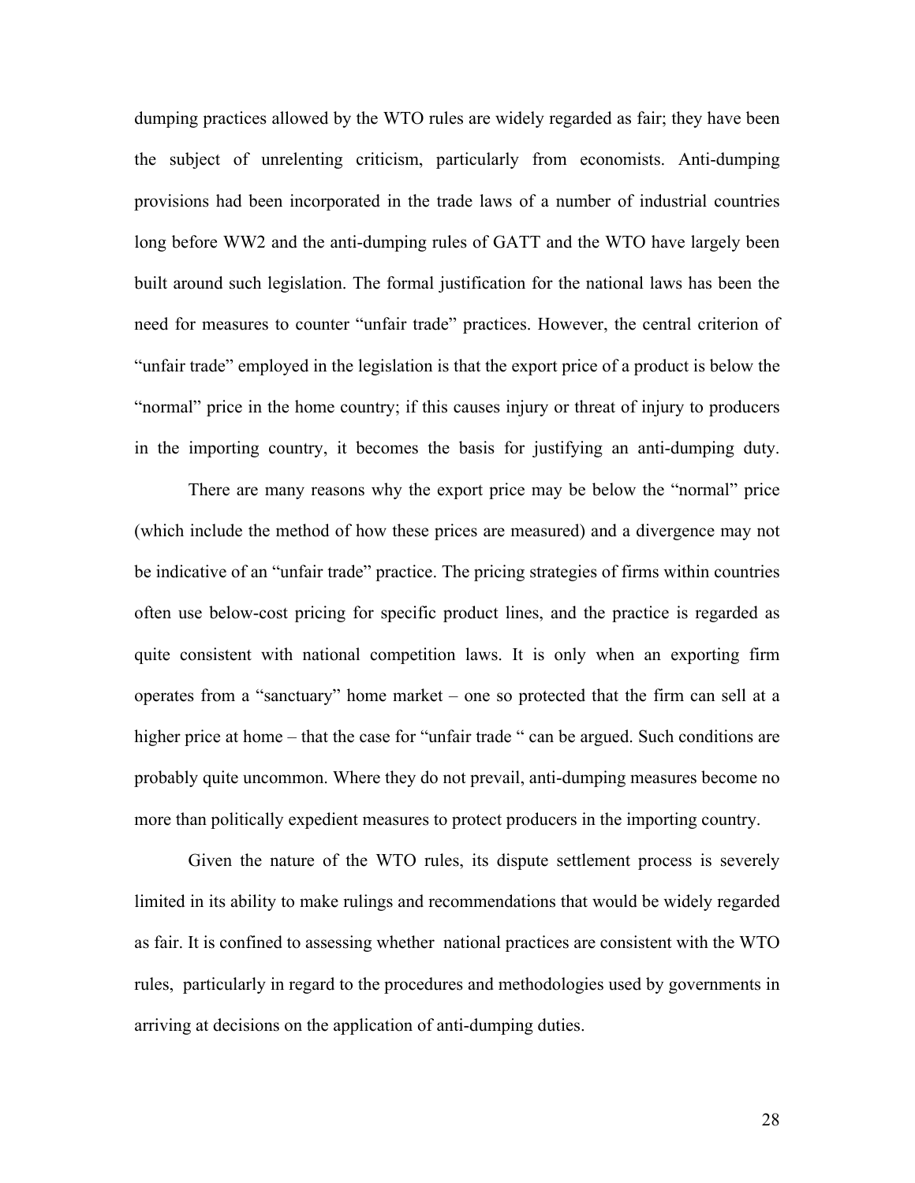dumping practices allowed by the WTO rules are widely regarded as fair; they have been the subject of unrelenting criticism, particularly from economists. Anti-dumping provisions had been incorporated in the trade laws of a number of industrial countries long before WW2 and the anti-dumping rules of GATT and the WTO have largely been built around such legislation. The formal justification for the national laws has been the need for measures to counter "unfair trade" practices. However, the central criterion of "unfair trade" employed in the legislation is that the export price of a product is below the "normal" price in the home country; if this causes injury or threat of injury to producers in the importing country, it becomes the basis for justifying an anti-dumping duty.

There are many reasons why the export price may be below the "normal" price (which include the method of how these prices are measured) and a divergence may not be indicative of an "unfair trade" practice. The pricing strategies of firms within countries often use below-cost pricing for specific product lines, and the practice is regarded as quite consistent with national competition laws. It is only when an exporting firm operates from a "sanctuary" home market – one so protected that the firm can sell at a higher price at home – that the case for "unfair trade " can be argued. Such conditions are probably quite uncommon. Where they do not prevail, anti-dumping measures become no more than politically expedient measures to protect producers in the importing country.

Given the nature of the WTO rules, its dispute settlement process is severely limited in its ability to make rulings and recommendations that would be widely regarded as fair. It is confined to assessing whether national practices are consistent with the WTO rules, particularly in regard to the procedures and methodologies used by governments in arriving at decisions on the application of anti-dumping duties.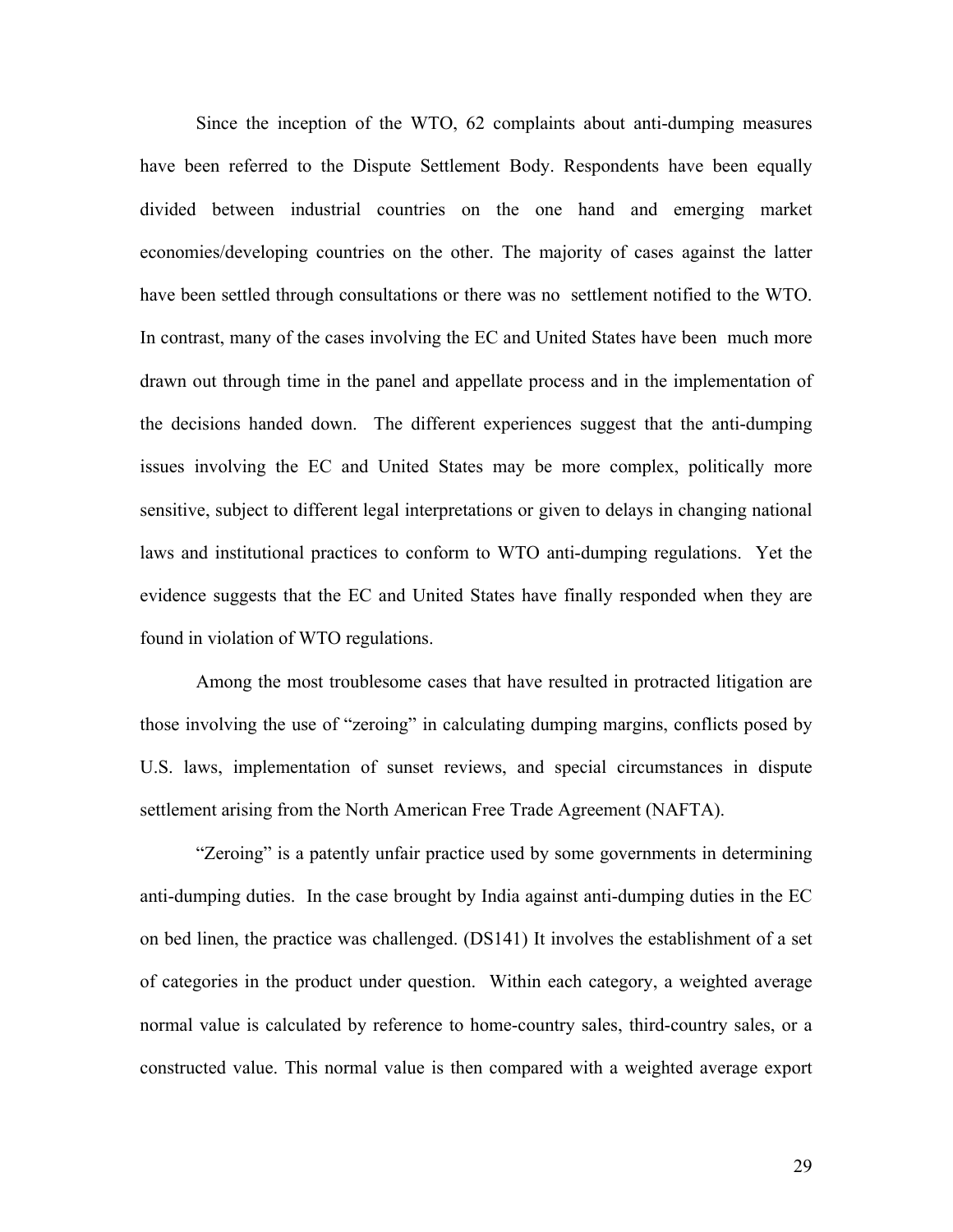Since the inception of the WTO, 62 complaints about anti-dumping measures have been referred to the Dispute Settlement Body. Respondents have been equally divided between industrial countries on the one hand and emerging market economies/developing countries on the other. The majority of cases against the latter have been settled through consultations or there was no settlement notified to the WTO. In contrast, many of the cases involving the EC and United States have been much more drawn out through time in the panel and appellate process and in the implementation of the decisions handed down. The different experiences suggest that the anti-dumping issues involving the EC and United States may be more complex, politically more sensitive, subject to different legal interpretations or given to delays in changing national laws and institutional practices to conform to WTO anti-dumping regulations. Yet the evidence suggests that the EC and United States have finally responded when they are found in violation of WTO regulations.

Among the most troublesome cases that have resulted in protracted litigation are those involving the use of "zeroing" in calculating dumping margins, conflicts posed by U.S. laws, implementation of sunset reviews, and special circumstances in dispute settlement arising from the North American Free Trade Agreement (NAFTA).

"Zeroing" is a patently unfair practice used by some governments in determining anti-dumping duties. In the case brought by India against anti-dumping duties in the EC on bed linen, the practice was challenged. (DS141) It involves the establishment of a set of categories in the product under question. Within each category, a weighted average normal value is calculated by reference to home-country sales, third-country sales, or a constructed value. This normal value is then compared with a weighted average export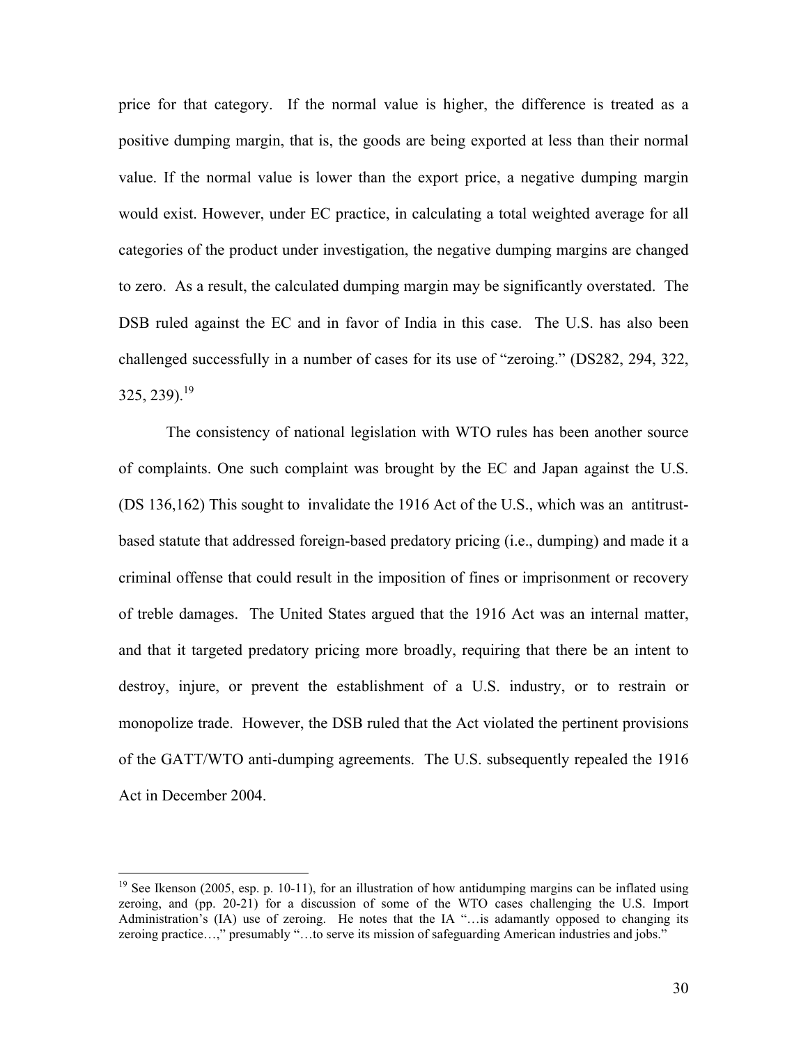price for that category. If the normal value is higher, the difference is treated as a positive dumping margin, that is, the goods are being exported at less than their normal value. If the normal value is lower than the export price, a negative dumping margin would exist. However, under EC practice, in calculating a total weighted average for all categories of the product under investigation, the negative dumping margins are changed to zero. As a result, the calculated dumping margin may be significantly overstated. The DSB ruled against the EC and in favor of India in this case. The U.S. has also been challenged successfully in a number of cases for its use of "zeroing." (DS282, 294, 322, 325, 239).[19]

The consistency of national legislation with WTO rules has been another source of complaints. One such complaint was brought by the EC and Japan against the U.S. (DS 136,162) This sought to invalidate the 1916 Act of the U.S., which was an antitrust-based statute that addressed foreign-based predatory pricing (i.e., dumping) and made it a criminal offense that could result in the imposition of fines or imprisonment or recovery of treble damages. The United States argued that the 1916 Act was an internal matter, and that it targeted predatory pricing more broadly, requiring that there be an intent to destroy, injure, or prevent the establishment of a U.S. industry, or to restrain or monopolize trade. However, the DSB ruled that the Act violated the pertinent provisions of the GATT/WTO anti-dumping agreements. The U.S. subsequently repealed the 1916 Act in December 2004.

---

[19] See Ikenson (2005, esp. p. 10-11), for an illustration of how antidumping margins can be inflated using zeroing, and (pp. 20-21) for a discussion of some of the WTO cases challenging the U.S. Import Administration's (IA) use of zeroing. He notes that the IA "…is adamantly opposed to changing its zeroing practice…," presumably "…to serve its mission of safeguarding American industries and jobs."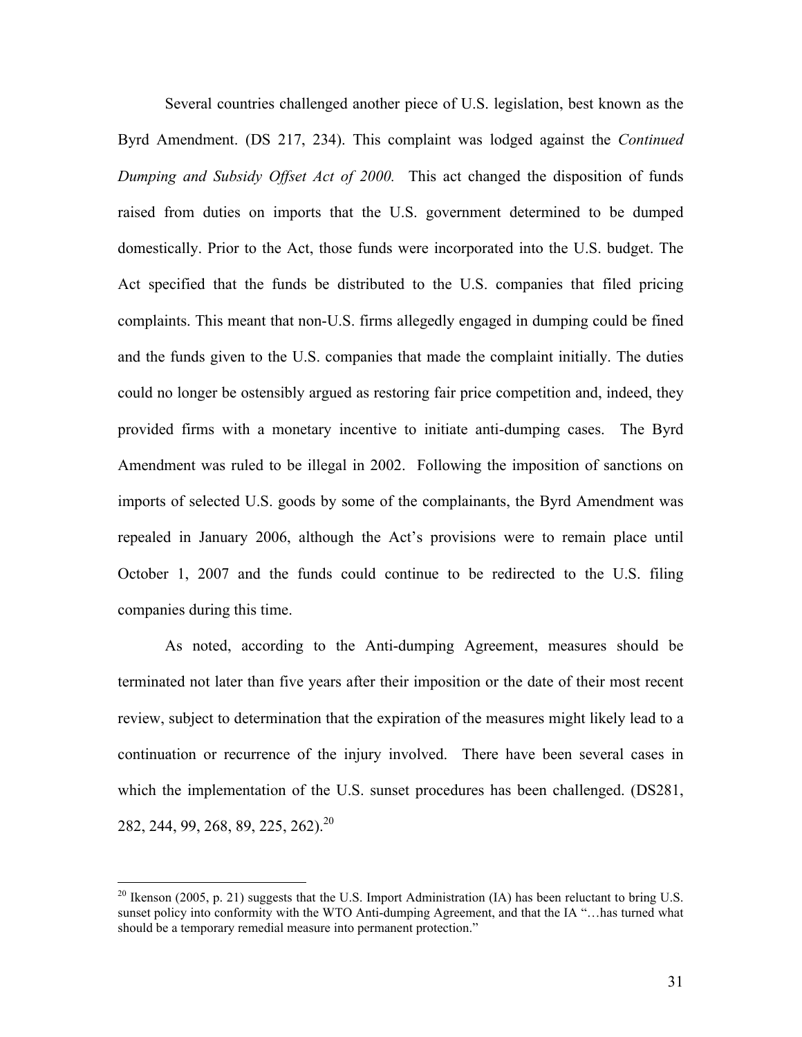Several countries challenged another piece of U.S. legislation, best known as the Byrd Amendment. (DS 217, 234). This complaint was lodged against the *Continued Dumping and Subsidy Offset Act of 2000.* This act changed the disposition of funds raised from duties on imports that the U.S. government determined to be dumped domestically. Prior to the Act, those funds were incorporated into the U.S. budget. The Act specified that the funds be distributed to the U.S. companies that filed pricing complaints. This meant that non-U.S. firms allegedly engaged in dumping could be fined and the funds given to the U.S. companies that made the complaint initially. The duties could no longer be ostensibly argued as restoring fair price competition and, indeed, they provided firms with a monetary incentive to initiate anti-dumping cases. The Byrd Amendment was ruled to be illegal in 2002. Following the imposition of sanctions on imports of selected U.S. goods by some of the complainants, the Byrd Amendment was repealed in January 2006, although the Act's provisions were to remain place until October 1, 2007 and the funds could continue to be redirected to the U.S. filing companies during this time.

As noted, according to the Anti-dumping Agreement, measures should be terminated not later than five years after their imposition or the date of their most recent review, subject to determination that the expiration of the measures might likely lead to a continuation or recurrence of the injury involved. There have been several cases in which the implementation of the U.S. sunset procedures has been challenged. (DS281, 282, 244, 99, 268, 89, 225, 262).[20]

---

[20] Ikenson (2005, p. 21) suggests that the U.S. Import Administration (IA) has been reluctant to bring U.S. sunset policy into conformity with the WTO Anti-dumping Agreement, and that the IA "…has turned what should be a temporary remedial measure into permanent protection."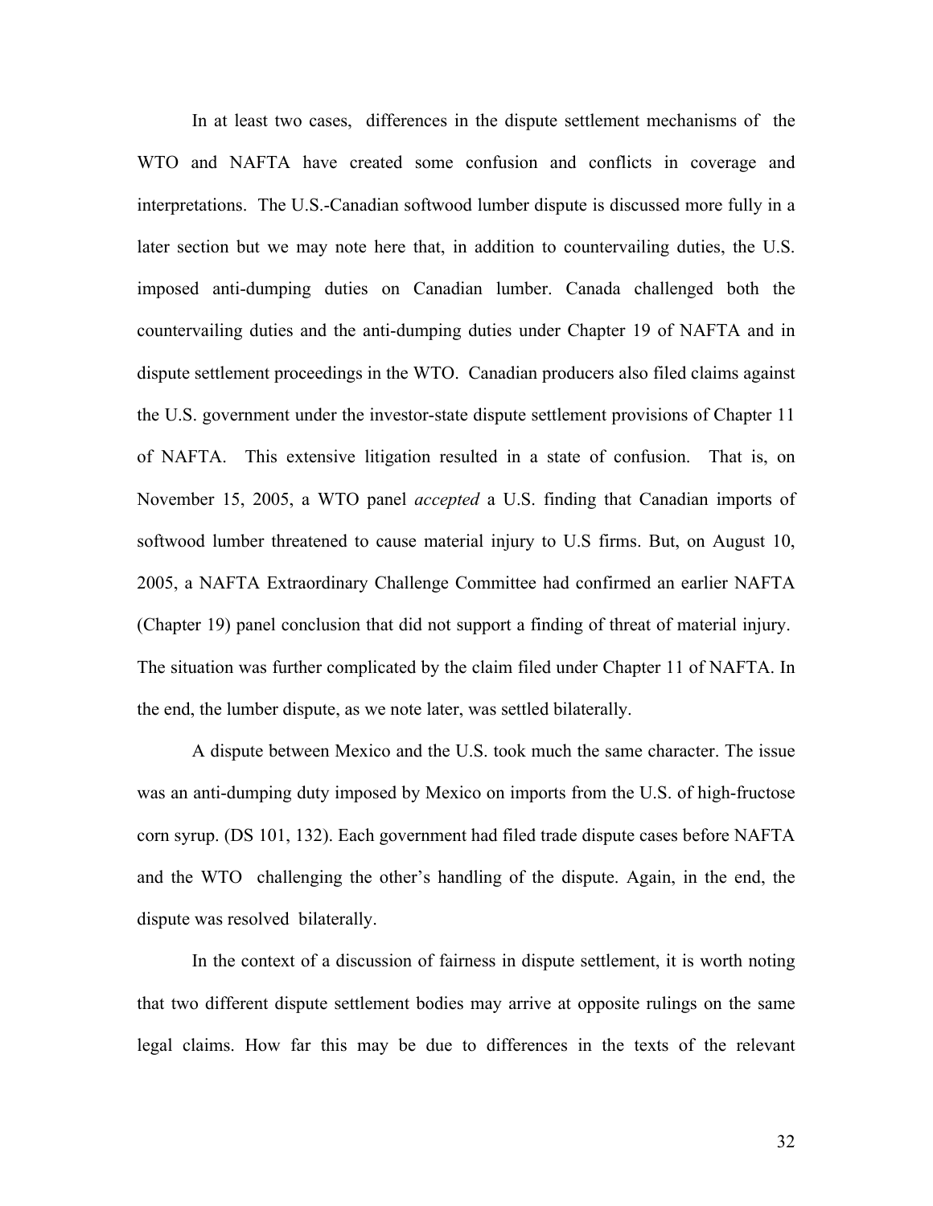In at least two cases, differences in the dispute settlement mechanisms of the WTO and NAFTA have created some confusion and conflicts in coverage and interpretations. The U.S.-Canadian softwood lumber dispute is discussed more fully in a later section but we may note here that, in addition to countervailing duties, the U.S. imposed anti-dumping duties on Canadian lumber. Canada challenged both the countervailing duties and the anti-dumping duties under Chapter 19 of NAFTA and in dispute settlement proceedings in the WTO. Canadian producers also filed claims against the U.S. government under the investor-state dispute settlement provisions of Chapter 11 of NAFTA. This extensive litigation resulted in a state of confusion. That is, on November 15, 2005, a WTO panel *accepted* a U.S. finding that Canadian imports of softwood lumber threatened to cause material injury to U.S firms. But, on August 10, 2005, a NAFTA Extraordinary Challenge Committee had confirmed an earlier NAFTA (Chapter 19) panel conclusion that did not support a finding of threat of material injury. The situation was further complicated by the claim filed under Chapter 11 of NAFTA. In the end, the lumber dispute, as we note later, was settled bilaterally.

A dispute between Mexico and the U.S. took much the same character. The issue was an anti-dumping duty imposed by Mexico on imports from the U.S. of high-fructose corn syrup. (DS 101, 132). Each government had filed trade dispute cases before NAFTA and the WTO challenging the other's handling of the dispute. Again, in the end, the dispute was resolved bilaterally.

In the context of a discussion of fairness in dispute settlement, it is worth noting that two different dispute settlement bodies may arrive at opposite rulings on the same legal claims. How far this may be due to differences in the texts of the relevant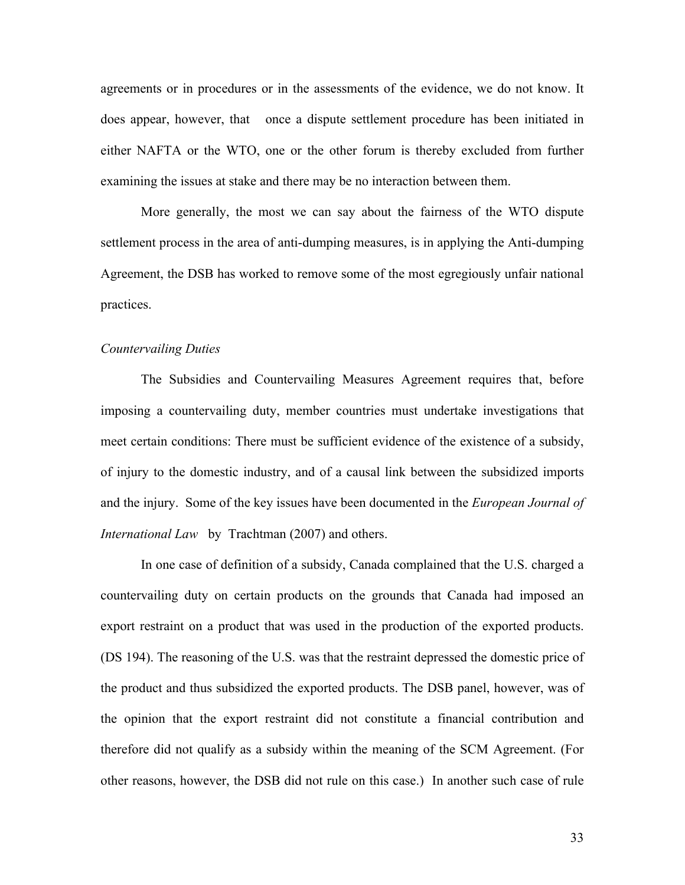agreements or in procedures or in the assessments of the evidence, we do not know. It does appear, however, that once a dispute settlement procedure has been initiated in either NAFTA or the WTO, one or the other forum is thereby excluded from further examining the issues at stake and there may be no interaction between them.

More generally, the most we can say about the fairness of the WTO dispute settlement process in the area of anti-dumping measures, is in applying the Anti-dumping Agreement, the DSB has worked to remove some of the most egregiously unfair national practices.

*Countervailing Duties*

The Subsidies and Countervailing Measures Agreement requires that, before imposing a countervailing duty, member countries must undertake investigations that meet certain conditions: There must be sufficient evidence of the existence of a subsidy, of injury to the domestic industry, and of a causal link between the subsidized imports and the injury. Some of the key issues have been documented in the *European Journal of International Law* by Trachtman (2007) and others.

In one case of definition of a subsidy, Canada complained that the U.S. charged a countervailing duty on certain products on the grounds that Canada had imposed an export restraint on a product that was used in the production of the exported products. (DS 194). The reasoning of the U.S. was that the restraint depressed the domestic price of the product and thus subsidized the exported products. The DSB panel, however, was of the opinion that the export restraint did not constitute a financial contribution and therefore did not qualify as a subsidy within the meaning of the SCM Agreement. (For other reasons, however, the DSB did not rule on this case.) In another such case of rule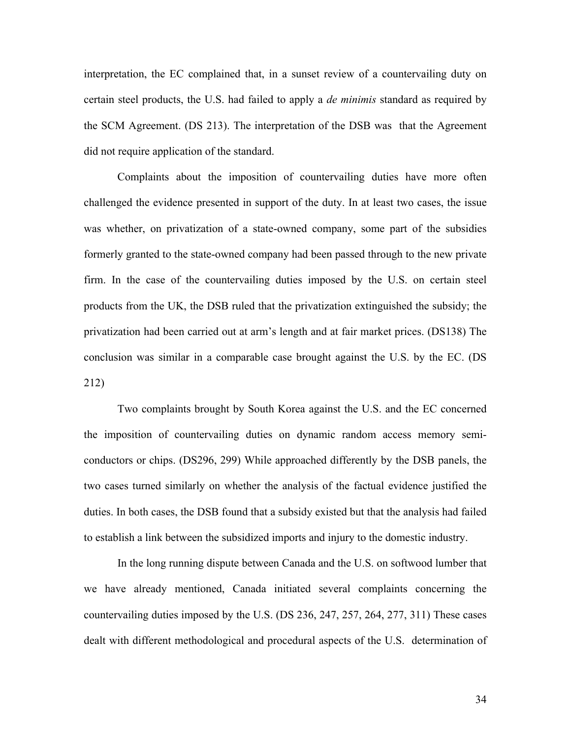interpretation, the EC complained that, in a sunset review of a countervailing duty on certain steel products, the U.S. had failed to apply a *de minimis* standard as required by the SCM Agreement. (DS 213). The interpretation of the DSB was that the Agreement did not require application of the standard.

Complaints about the imposition of countervailing duties have more often challenged the evidence presented in support of the duty. In at least two cases, the issue was whether, on privatization of a state-owned company, some part of the subsidies formerly granted to the state-owned company had been passed through to the new private firm. In the case of the countervailing duties imposed by the U.S. on certain steel products from the UK, the DSB ruled that the privatization extinguished the subsidy; the privatization had been carried out at arm's length and at fair market prices. (DS138) The conclusion was similar in a comparable case brought against the U.S. by the EC. (DS 212)

Two complaints brought by South Korea against the U.S. and the EC concerned the imposition of countervailing duties on dynamic random access memory semi-conductors or chips. (DS296, 299) While approached differently by the DSB panels, the two cases turned similarly on whether the analysis of the factual evidence justified the duties. In both cases, the DSB found that a subsidy existed but that the analysis had failed to establish a link between the subsidized imports and injury to the domestic industry.

In the long running dispute between Canada and the U.S. on softwood lumber that we have already mentioned, Canada initiated several complaints concerning the countervailing duties imposed by the U.S. (DS 236, 247, 257, 264, 277, 311) These cases dealt with different methodological and procedural aspects of the U.S. determination of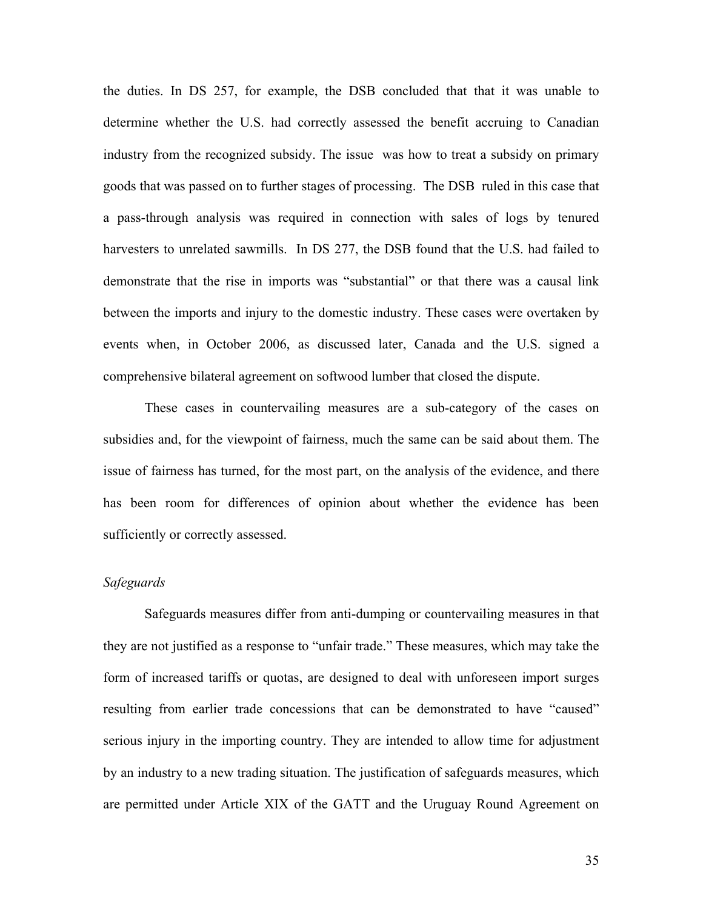the duties. In DS 257, for example, the DSB concluded that that it was unable to determine whether the U.S. had correctly assessed the benefit accruing to Canadian industry from the recognized subsidy. The issue was how to treat a subsidy on primary goods that was passed on to further stages of processing. The DSB ruled in this case that a pass-through analysis was required in connection with sales of logs by tenured harvesters to unrelated sawmills. In DS 277, the DSB found that the U.S. had failed to demonstrate that the rise in imports was "substantial" or that there was a causal link between the imports and injury to the domestic industry. These cases were overtaken by events when, in October 2006, as discussed later, Canada and the U.S. signed a comprehensive bilateral agreement on softwood lumber that closed the dispute.

These cases in countervailing measures are a sub-category of the cases on subsidies and, for the viewpoint of fairness, much the same can be said about them. The issue of fairness has turned, for the most part, on the analysis of the evidence, and there has been room for differences of opinion about whether the evidence has been sufficiently or correctly assessed.

*Safeguards*

Safeguards measures differ from anti-dumping or countervailing measures in that they are not justified as a response to "unfair trade." These measures, which may take the form of increased tariffs or quotas, are designed to deal with unforeseen import surges resulting from earlier trade concessions that can be demonstrated to have "caused" serious injury in the importing country. They are intended to allow time for adjustment by an industry to a new trading situation. The justification of safeguards measures, which are permitted under Article XIX of the GATT and the Uruguay Round Agreement on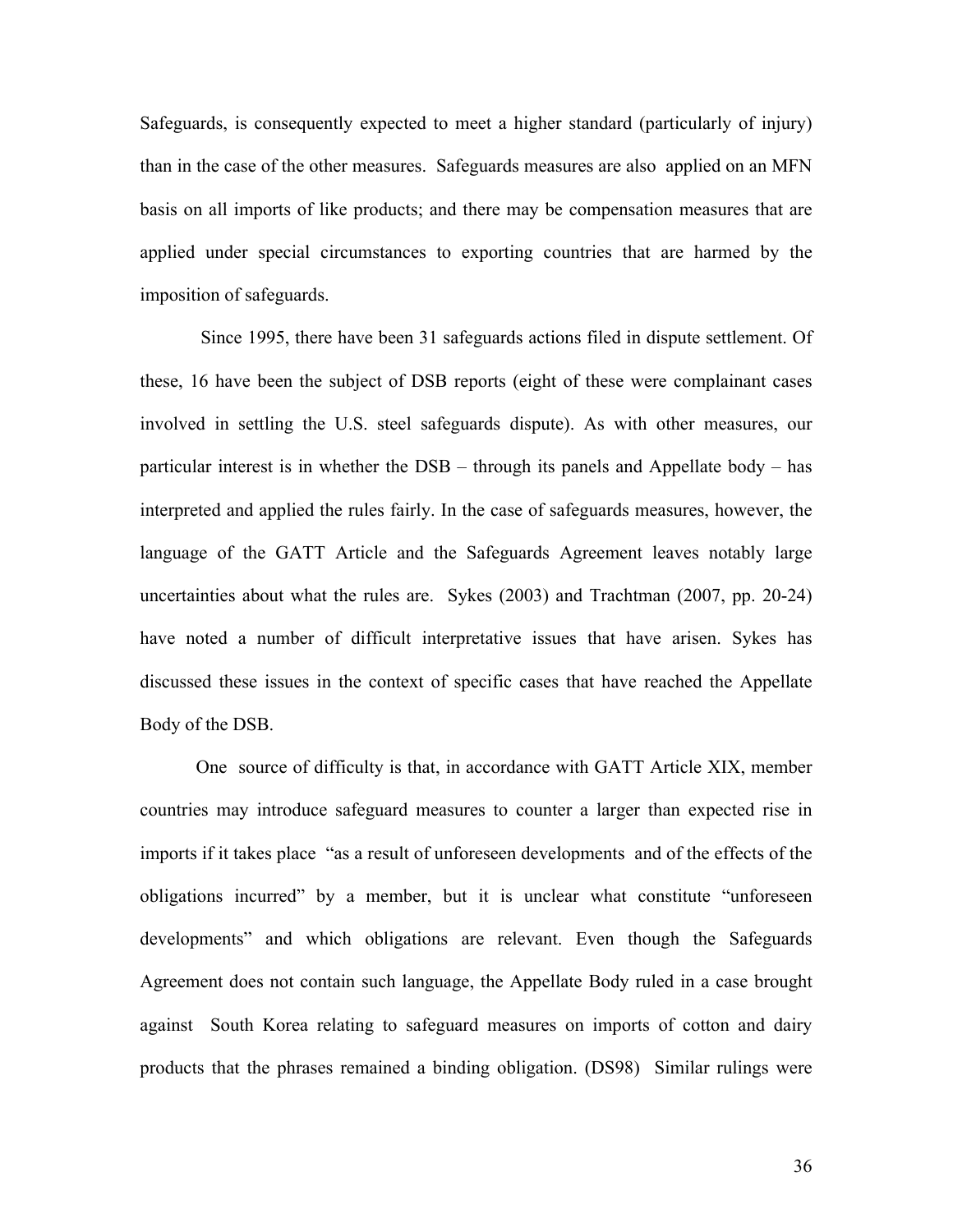Safeguards, is consequently expected to meet a higher standard (particularly of injury) than in the case of the other measures. Safeguards measures are also applied on an MFN basis on all imports of like products; and there may be compensation measures that are applied under special circumstances to exporting countries that are harmed by the imposition of safeguards.

Since 1995, there have been 31 safeguards actions filed in dispute settlement. Of these, 16 have been the subject of DSB reports (eight of these were complainant cases involved in settling the U.S. steel safeguards dispute). As with other measures, our particular interest is in whether the DSB – through its panels and Appellate body – has interpreted and applied the rules fairly. In the case of safeguards measures, however, the language of the GATT Article and the Safeguards Agreement leaves notably large uncertainties about what the rules are. Sykes (2003) and Trachtman (2007, pp. 20-24) have noted a number of difficult interpretative issues that have arisen. Sykes has discussed these issues in the context of specific cases that have reached the Appellate Body of the DSB.

One source of difficulty is that, in accordance with GATT Article XIX, member countries may introduce safeguard measures to counter a larger than expected rise in imports if it takes place "as a result of unforeseen developments and of the effects of the obligations incurred" by a member, but it is unclear what constitute "unforeseen developments" and which obligations are relevant. Even though the Safeguards Agreement does not contain such language, the Appellate Body ruled in a case brought against South Korea relating to safeguard measures on imports of cotton and dairy products that the phrases remained a binding obligation. (DS98) Similar rulings were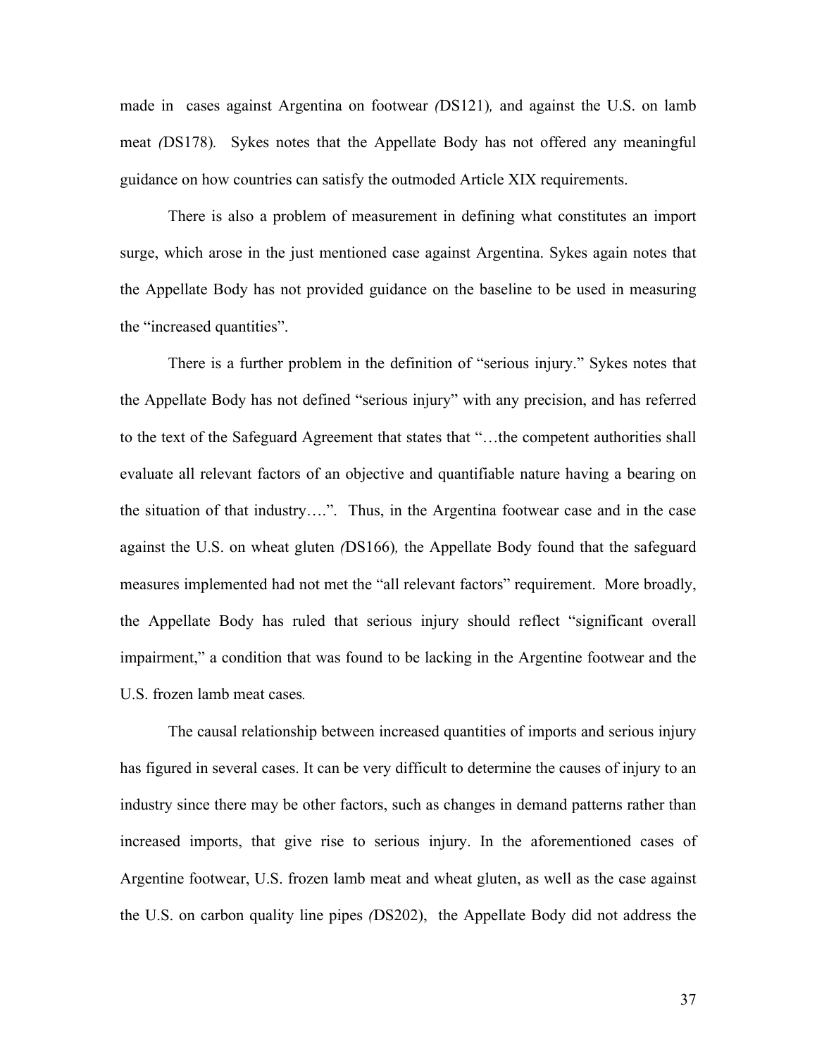made in cases against Argentina on footwear *(*DS121)*,* and against the U.S. on lamb meat *(*DS178)*.* Sykes notes that the Appellate Body has not offered any meaningful guidance on how countries can satisfy the outmoded Article XIX requirements.

There is also a problem of measurement in defining what constitutes an import surge, which arose in the just mentioned case against Argentina. Sykes again notes that the Appellate Body has not provided guidance on the baseline to be used in measuring the "increased quantities".

There is a further problem in the definition of "serious injury." Sykes notes that the Appellate Body has not defined "serious injury" with any precision, and has referred to the text of the Safeguard Agreement that states that "…the competent authorities shall evaluate all relevant factors of an objective and quantifiable nature having a bearing on the situation of that industry….". Thus, in the Argentina footwear case and in the case against the U.S. on wheat gluten *(*DS166)*,* the Appellate Body found that the safeguard measures implemented had not met the "all relevant factors" requirement. More broadly, the Appellate Body has ruled that serious injury should reflect "significant overall impairment," a condition that was found to be lacking in the Argentine footwear and the U.S. frozen lamb meat cases*.*

The causal relationship between increased quantities of imports and serious injury has figured in several cases. It can be very difficult to determine the causes of injury to an industry since there may be other factors, such as changes in demand patterns rather than increased imports, that give rise to serious injury. In the aforementioned cases of Argentine footwear, U.S. frozen lamb meat and wheat gluten, as well as the case against the U.S. on carbon quality line pipes *(*DS202), the Appellate Body did not address the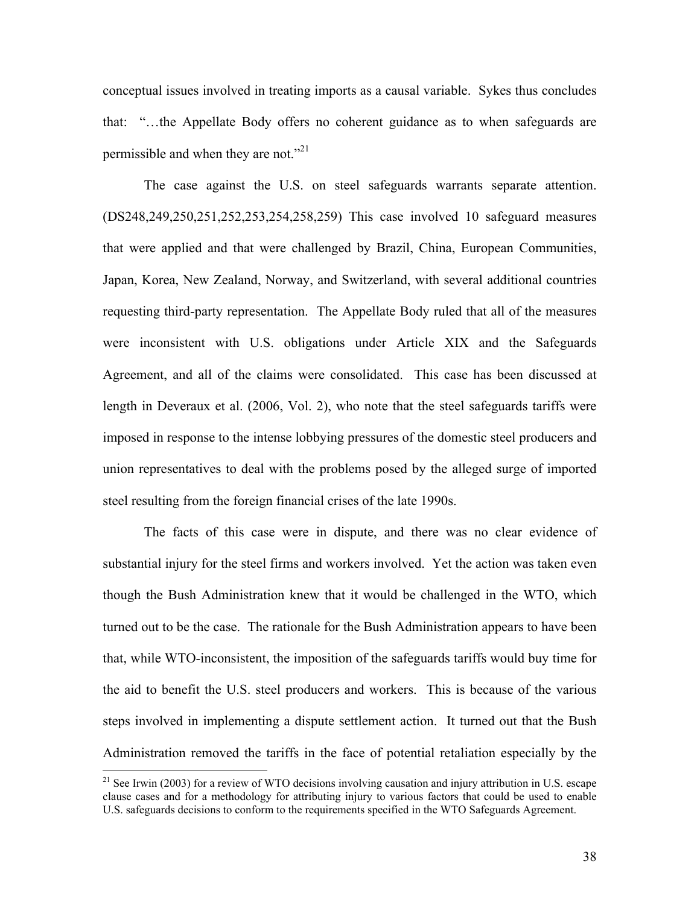conceptual issues involved in treating imports as a causal variable. Sykes thus concludes that: "…the Appellate Body offers no coherent guidance as to when safeguards are permissible and when they are not."[21]

The case against the U.S. on steel safeguards warrants separate attention. (DS248,249,250,251,252,253,254,258,259) This case involved 10 safeguard measures that were applied and that were challenged by Brazil, China, European Communities, Japan, Korea, New Zealand, Norway, and Switzerland, with several additional countries requesting third-party representation. The Appellate Body ruled that all of the measures were inconsistent with U.S. obligations under Article XIX and the Safeguards Agreement, and all of the claims were consolidated. This case has been discussed at length in Deveraux et al. (2006, Vol. 2), who note that the steel safeguards tariffs were imposed in response to the intense lobbying pressures of the domestic steel producers and union representatives to deal with the problems posed by the alleged surge of imported steel resulting from the foreign financial crises of the late 1990s.

The facts of this case were in dispute, and there was no clear evidence of substantial injury for the steel firms and workers involved. Yet the action was taken even though the Bush Administration knew that it would be challenged in the WTO, which turned out to be the case. The rationale for the Bush Administration appears to have been that, while WTO-inconsistent, the imposition of the safeguards tariffs would buy time for the aid to benefit the U.S. steel producers and workers. This is because of the various steps involved in implementing a dispute settlement action. It turned out that the Bush Administration removed the tariffs in the face of potential retaliation especially by the

[21] See Irwin (2003) for a review of WTO decisions involving causation and injury attribution in U.S. escape clause cases and for a methodology for attributing injury to various factors that could be used to enable U.S. safeguards decisions to conform to the requirements specified in the WTO Safeguards Agreement.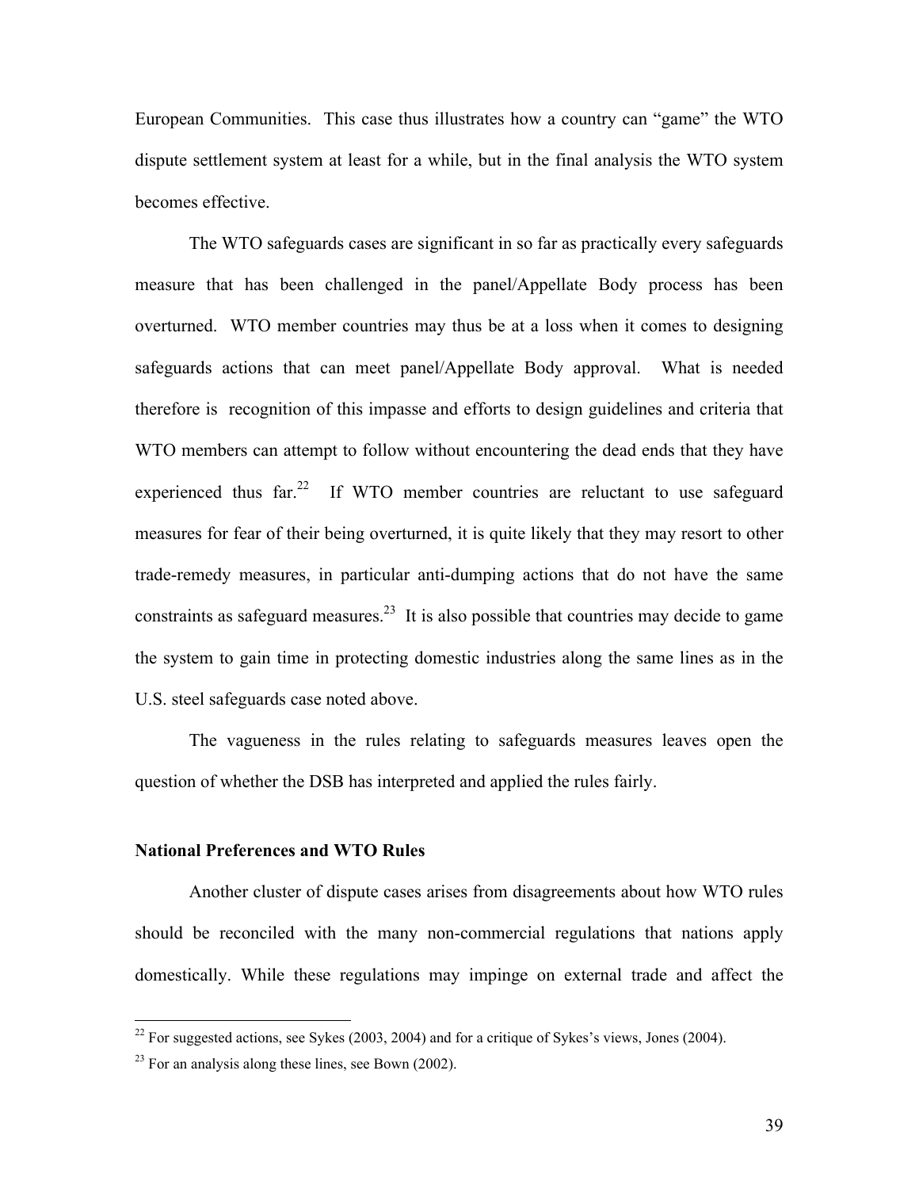European Communities. This case thus illustrates how a country can "game" the WTO dispute settlement system at least for a while, but in the final analysis the WTO system becomes effective.

The WTO safeguards cases are significant in so far as practically every safeguards measure that has been challenged in the panel/Appellate Body process has been overturned. WTO member countries may thus be at a loss when it comes to designing safeguards actions that can meet panel/Appellate Body approval. What is needed therefore is recognition of this impasse and efforts to design guidelines and criteria that WTO members can attempt to follow without encountering the dead ends that they have experienced thus far.[22] If WTO member countries are reluctant to use safeguard measures for fear of their being overturned, it is quite likely that they may resort to other trade-remedy measures, in particular anti-dumping actions that do not have the same constraints as safeguard measures.[23] It is also possible that countries may decide to game the system to gain time in protecting domestic industries along the same lines as in the U.S. steel safeguards case noted above.

The vagueness in the rules relating to safeguards measures leaves open the question of whether the DSB has interpreted and applied the rules fairly.

**National Preferences and WTO Rules**

Another cluster of dispute cases arises from disagreements about how WTO rules should be reconciled with the many non-commercial regulations that nations apply domestically. While these regulations may impinge on external trade and affect the

[22] For suggested actions, see Sykes (2003, 2004) and for a critique of Sykes's views, Jones (2004).

[23] For an analysis along these lines, see Bown (2002).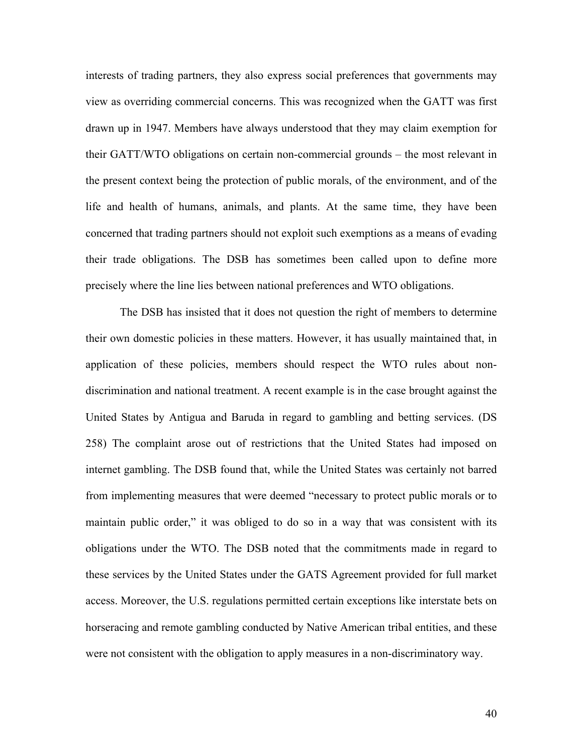interests of trading partners, they also express social preferences that governments may view as overriding commercial concerns. This was recognized when the GATT was first drawn up in 1947. Members have always understood that they may claim exemption for their GATT/WTO obligations on certain non-commercial grounds – the most relevant in the present context being the protection of public morals, of the environment, and of the life and health of humans, animals, and plants. At the same time, they have been concerned that trading partners should not exploit such exemptions as a means of evading their trade obligations. The DSB has sometimes been called upon to define more precisely where the line lies between national preferences and WTO obligations.

The DSB has insisted that it does not question the right of members to determine their own domestic policies in these matters. However, it has usually maintained that, in application of these policies, members should respect the WTO rules about non-discrimination and national treatment. A recent example is in the case brought against the United States by Antigua and Baruda in regard to gambling and betting services. (DS 258) The complaint arose out of restrictions that the United States had imposed on internet gambling. The DSB found that, while the United States was certainly not barred from implementing measures that were deemed "necessary to protect public morals or to maintain public order," it was obliged to do so in a way that was consistent with its obligations under the WTO. The DSB noted that the commitments made in regard to these services by the United States under the GATS Agreement provided for full market access. Moreover, the U.S. regulations permitted certain exceptions like interstate bets on horseracing and remote gambling conducted by Native American tribal entities, and these were not consistent with the obligation to apply measures in a non-discriminatory way.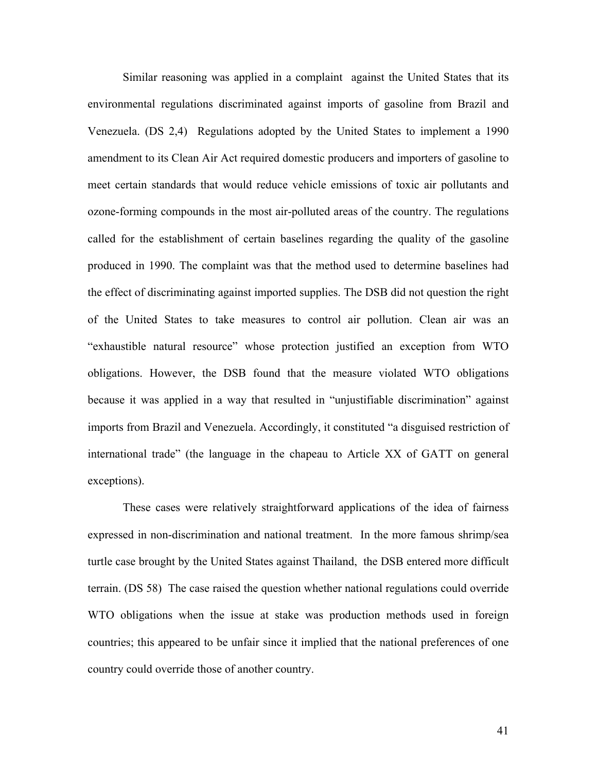Similar reasoning was applied in a complaint against the United States that its environmental regulations discriminated against imports of gasoline from Brazil and Venezuela. (DS 2,4) Regulations adopted by the United States to implement a 1990 amendment to its Clean Air Act required domestic producers and importers of gasoline to meet certain standards that would reduce vehicle emissions of toxic air pollutants and ozone-forming compounds in the most air-polluted areas of the country. The regulations called for the establishment of certain baselines regarding the quality of the gasoline produced in 1990. The complaint was that the method used to determine baselines had the effect of discriminating against imported supplies. The DSB did not question the right of the United States to take measures to control air pollution. Clean air was an "exhaustible natural resource" whose protection justified an exception from WTO obligations. However, the DSB found that the measure violated WTO obligations because it was applied in a way that resulted in "unjustifiable discrimination" against imports from Brazil and Venezuela. Accordingly, it constituted "a disguised restriction of international trade" (the language in the chapeau to Article XX of GATT on general exceptions).

These cases were relatively straightforward applications of the idea of fairness expressed in non-discrimination and national treatment. In the more famous shrimp/sea turtle case brought by the United States against Thailand, the DSB entered more difficult terrain. (DS 58) The case raised the question whether national regulations could override WTO obligations when the issue at stake was production methods used in foreign countries; this appeared to be unfair since it implied that the national preferences of one country could override those of another country.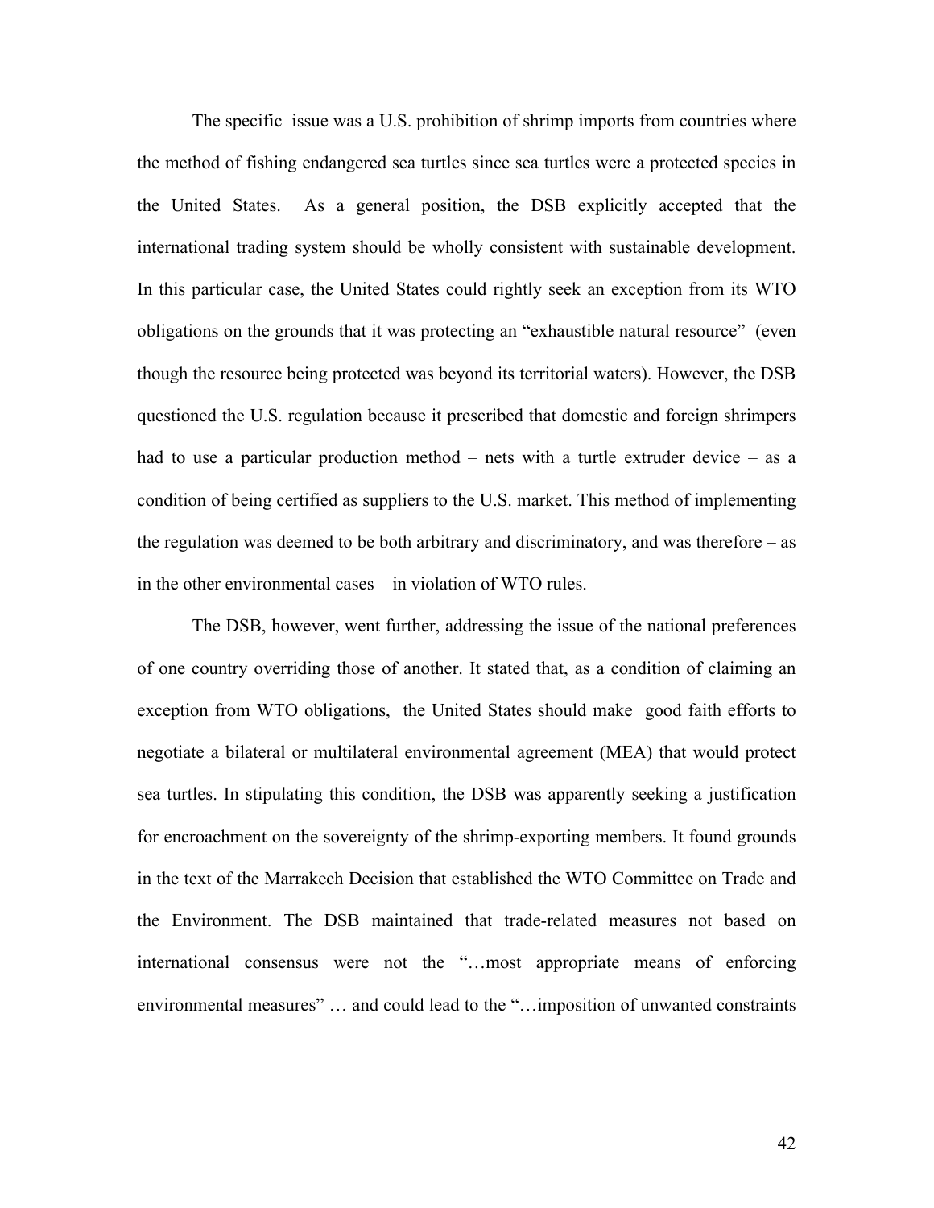The specific issue was a U.S. prohibition of shrimp imports from countries where the method of fishing endangered sea turtles since sea turtles were a protected species in the United States. As a general position, the DSB explicitly accepted that the international trading system should be wholly consistent with sustainable development. In this particular case, the United States could rightly seek an exception from its WTO obligations on the grounds that it was protecting an "exhaustible natural resource" (even though the resource being protected was beyond its territorial waters). However, the DSB questioned the U.S. regulation because it prescribed that domestic and foreign shrimpers had to use a particular production method – nets with a turtle extruder device – as a condition of being certified as suppliers to the U.S. market. This method of implementing the regulation was deemed to be both arbitrary and discriminatory, and was therefore – as in the other environmental cases – in violation of WTO rules.

The DSB, however, went further, addressing the issue of the national preferences of one country overriding those of another. It stated that, as a condition of claiming an exception from WTO obligations, the United States should make good faith efforts to negotiate a bilateral or multilateral environmental agreement (MEA) that would protect sea turtles. In stipulating this condition, the DSB was apparently seeking a justification for encroachment on the sovereignty of the shrimp-exporting members. It found grounds in the text of the Marrakech Decision that established the WTO Committee on Trade and the Environment. The DSB maintained that trade-related measures not based on international consensus were not the "…most appropriate means of enforcing environmental measures" … and could lead to the "…imposition of unwanted constraints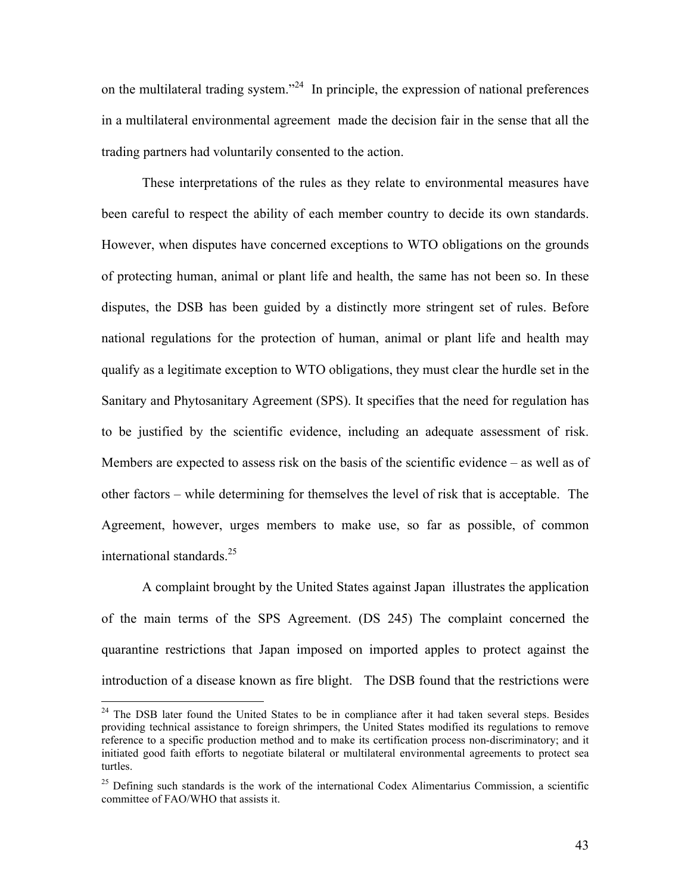on the multilateral trading system."[24] In principle, the expression of national preferences in a multilateral environmental agreement made the decision fair in the sense that all the trading partners had voluntarily consented to the action.

These interpretations of the rules as they relate to environmental measures have been careful to respect the ability of each member country to decide its own standards. However, when disputes have concerned exceptions to WTO obligations on the grounds of protecting human, animal or plant life and health, the same has not been so. In these disputes, the DSB has been guided by a distinctly more stringent set of rules. Before national regulations for the protection of human, animal or plant life and health may qualify as a legitimate exception to WTO obligations, they must clear the hurdle set in the Sanitary and Phytosanitary Agreement (SPS). It specifies that the need for regulation has to be justified by the scientific evidence, including an adequate assessment of risk. Members are expected to assess risk on the basis of the scientific evidence – as well as of other factors – while determining for themselves the level of risk that is acceptable. The Agreement, however, urges members to make use, so far as possible, of common international standards.[25]

A complaint brought by the United States against Japan illustrates the application of the main terms of the SPS Agreement. (DS 245) The complaint concerned the quarantine restrictions that Japan imposed on imported apples to protect against the introduction of a disease known as fire blight. The DSB found that the restrictions were

---

[24] The DSB later found the United States to be in compliance after it had taken several steps. Besides providing technical assistance to foreign shrimpers, the United States modified its regulations to remove reference to a specific production method and to make its certification process non-discriminatory; and it initiated good faith efforts to negotiate bilateral or multilateral environmental agreements to protect sea turtles.

[25] Defining such standards is the work of the international Codex Alimentarius Commission, a scientific committee of FAO/WHO that assists it.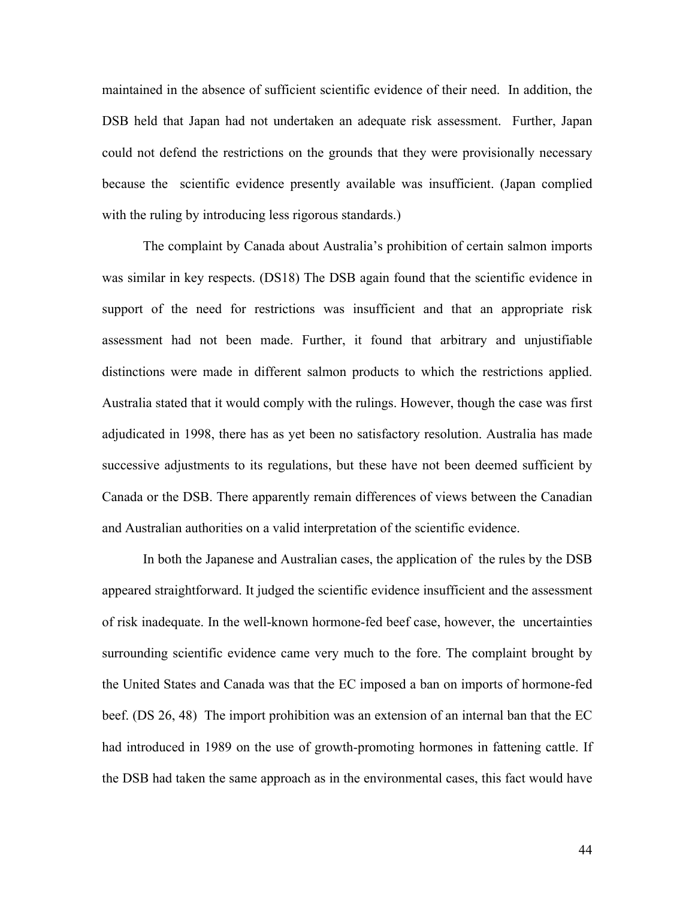maintained in the absence of sufficient scientific evidence of their need. In addition, the DSB held that Japan had not undertaken an adequate risk assessment. Further, Japan could not defend the restrictions on the grounds that they were provisionally necessary because the scientific evidence presently available was insufficient. (Japan complied with the ruling by introducing less rigorous standards.)

The complaint by Canada about Australia's prohibition of certain salmon imports was similar in key respects. (DS18) The DSB again found that the scientific evidence in support of the need for restrictions was insufficient and that an appropriate risk assessment had not been made. Further, it found that arbitrary and unjustifiable distinctions were made in different salmon products to which the restrictions applied. Australia stated that it would comply with the rulings. However, though the case was first adjudicated in 1998, there has as yet been no satisfactory resolution. Australia has made successive adjustments to its regulations, but these have not been deemed sufficient by Canada or the DSB. There apparently remain differences of views between the Canadian and Australian authorities on a valid interpretation of the scientific evidence.

In both the Japanese and Australian cases, the application of the rules by the DSB appeared straightforward. It judged the scientific evidence insufficient and the assessment of risk inadequate. In the well-known hormone-fed beef case, however, the uncertainties surrounding scientific evidence came very much to the fore. The complaint brought by the United States and Canada was that the EC imposed a ban on imports of hormone-fed beef. (DS 26, 48) The import prohibition was an extension of an internal ban that the EC had introduced in 1989 on the use of growth-promoting hormones in fattening cattle. If the DSB had taken the same approach as in the environmental cases, this fact would have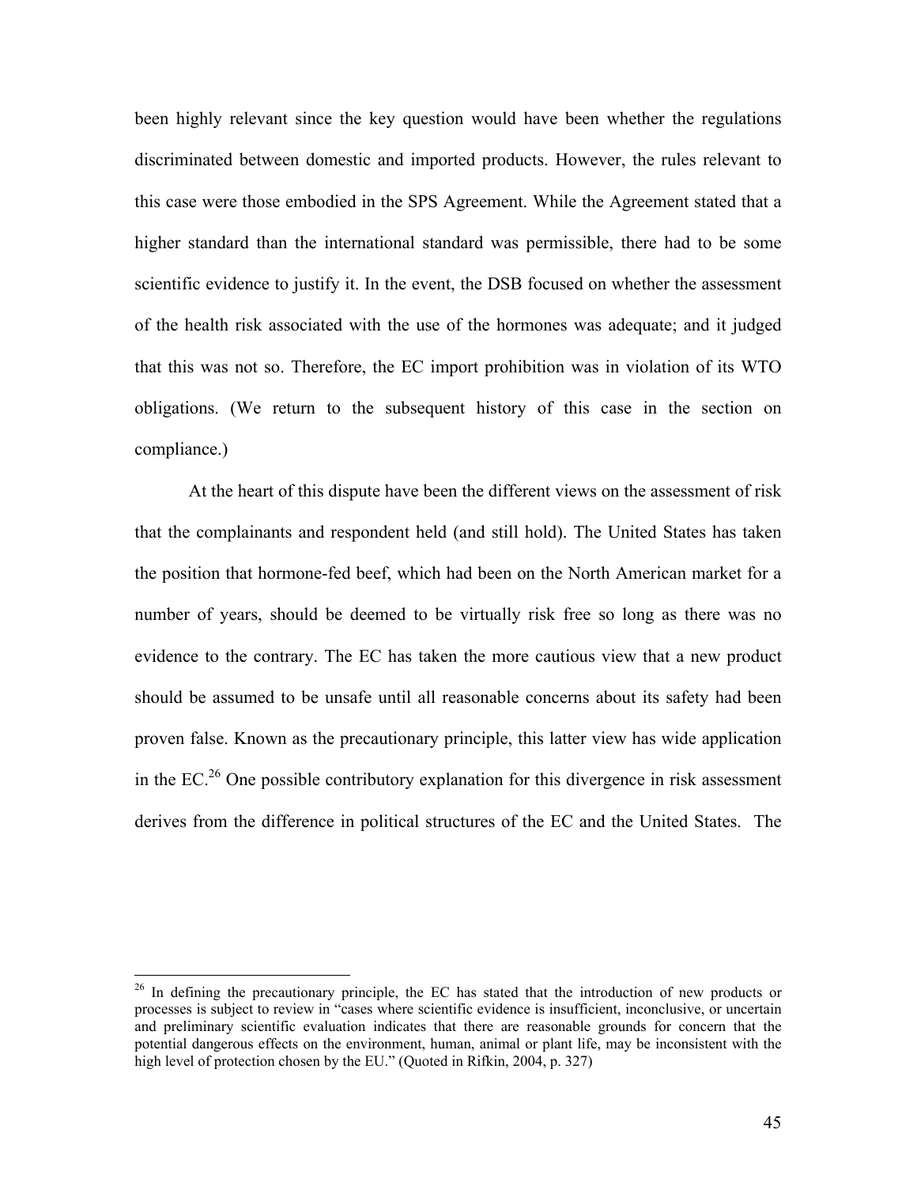been highly relevant since the key question would have been whether the regulations discriminated between domestic and imported products. However, the rules relevant to this case were those embodied in the SPS Agreement. While the Agreement stated that a higher standard than the international standard was permissible, there had to be some scientific evidence to justify it. In the event, the DSB focused on whether the assessment of the health risk associated with the use of the hormones was adequate; and it judged that this was not so. Therefore, the EC import prohibition was in violation of its WTO obligations. (We return to the subsequent history of this case in the section on compliance.)

At the heart of this dispute have been the different views on the assessment of risk that the complainants and respondent held (and still hold). The United States has taken the position that hormone-fed beef, which had been on the North American market for a number of years, should be deemed to be virtually risk free so long as there was no evidence to the contrary. The EC has taken the more cautious view that a new product should be assumed to be unsafe until all reasonable concerns about its safety had been proven false. Known as the precautionary principle, this latter view has wide application in the EC.[26] One possible contributory explanation for this divergence in risk assessment derives from the difference in political structures of the EC and the United States. The

[26] In defining the precautionary principle, the EC has stated that the introduction of new products or processes is subject to review in "cases where scientific evidence is insufficient, inconclusive, or uncertain and preliminary scientific evaluation indicates that there are reasonable grounds for concern that the potential dangerous effects on the environment, human, animal or plant life, may be inconsistent with the high level of protection chosen by the EU." (Quoted in Rifkin, 2004, p. 327)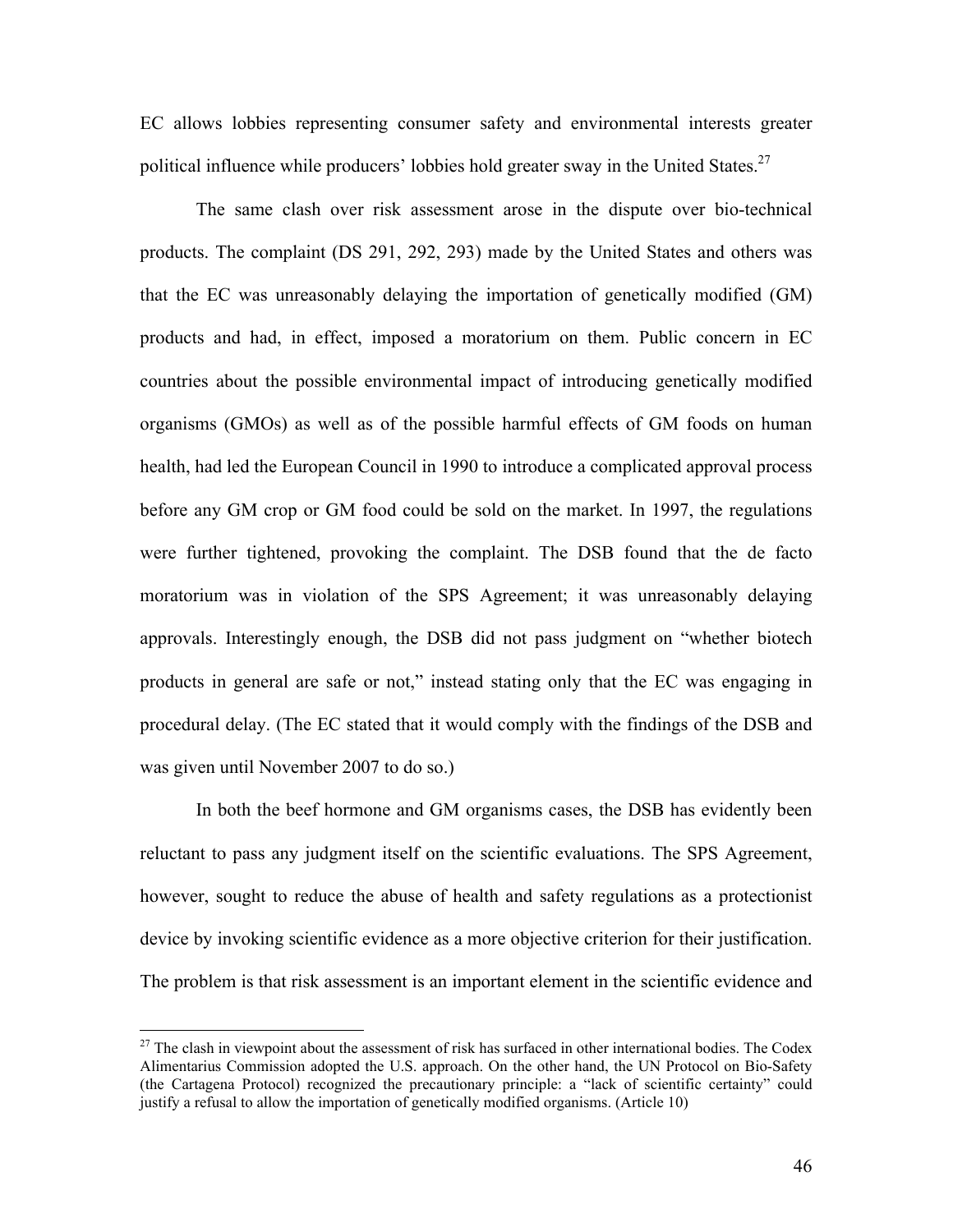EC allows lobbies representing consumer safety and environmental interests greater political influence while producers' lobbies hold greater sway in the United States.[27]

The same clash over risk assessment arose in the dispute over bio-technical products. The complaint (DS 291, 292, 293) made by the United States and others was that the EC was unreasonably delaying the importation of genetically modified (GM) products and had, in effect, imposed a moratorium on them. Public concern in EC countries about the possible environmental impact of introducing genetically modified organisms (GMOs) as well as of the possible harmful effects of GM foods on human health, had led the European Council in 1990 to introduce a complicated approval process before any GM crop or GM food could be sold on the market. In 1997, the regulations were further tightened, provoking the complaint. The DSB found that the de facto moratorium was in violation of the SPS Agreement; it was unreasonably delaying approvals. Interestingly enough, the DSB did not pass judgment on "whether biotech products in general are safe or not," instead stating only that the EC was engaging in procedural delay. (The EC stated that it would comply with the findings of the DSB and was given until November 2007 to do so.)

In both the beef hormone and GM organisms cases, the DSB has evidently been reluctant to pass any judgment itself on the scientific evaluations. The SPS Agreement, however, sought to reduce the abuse of health and safety regulations as a protectionist device by invoking scientific evidence as a more objective criterion for their justification. The problem is that risk assessment is an important element in the scientific evidence and

---

[27] The clash in viewpoint about the assessment of risk has surfaced in other international bodies. The Codex Alimentarius Commission adopted the U.S. approach. On the other hand, the UN Protocol on Bio-Safety (the Cartagena Protocol) recognized the precautionary principle: a "lack of scientific certainty" could justify a refusal to allow the importation of genetically modified organisms. (Article 10)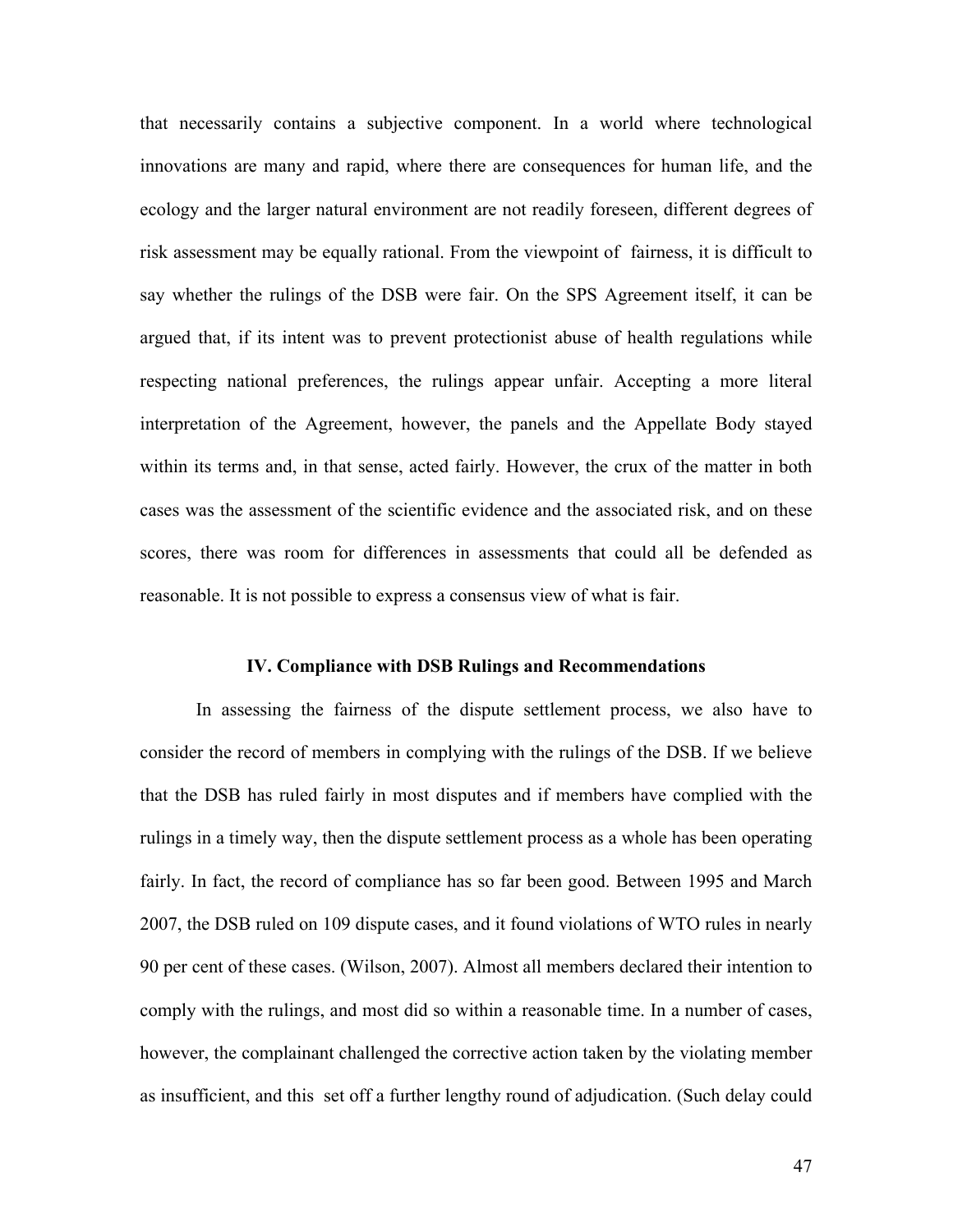that necessarily contains a subjective component. In a world where technological innovations are many and rapid, where there are consequences for human life, and the ecology and the larger natural environment are not readily foreseen, different degrees of risk assessment may be equally rational. From the viewpoint of fairness, it is difficult to say whether the rulings of the DSB were fair. On the SPS Agreement itself, it can be argued that, if its intent was to prevent protectionist abuse of health regulations while respecting national preferences, the rulings appear unfair. Accepting a more literal interpretation of the Agreement, however, the panels and the Appellate Body stayed within its terms and, in that sense, acted fairly. However, the crux of the matter in both cases was the assessment of the scientific evidence and the associated risk, and on these scores, there was room for differences in assessments that could all be defended as reasonable. It is not possible to express a consensus view of what is fair.

## IV. Compliance with DSB Rulings and Recommendations

In assessing the fairness of the dispute settlement process, we also have to consider the record of members in complying with the rulings of the DSB. If we believe that the DSB has ruled fairly in most disputes and if members have complied with the rulings in a timely way, then the dispute settlement process as a whole has been operating fairly. In fact, the record of compliance has so far been good. Between 1995 and March 2007, the DSB ruled on 109 dispute cases, and it found violations of WTO rules in nearly 90 per cent of these cases. (Wilson, 2007). Almost all members declared their intention to comply with the rulings, and most did so within a reasonable time. In a number of cases, however, the complainant challenged the corrective action taken by the violating member as insufficient, and this set off a further lengthy round of adjudication. (Such delay could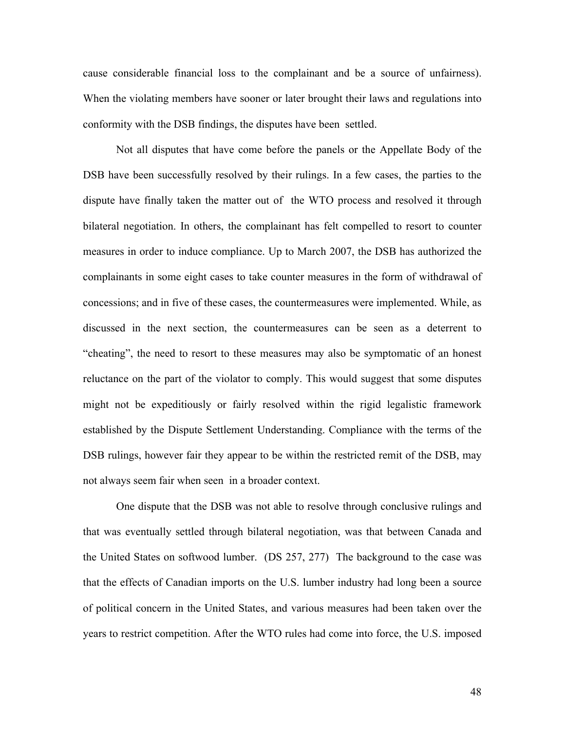cause considerable financial loss to the complainant and be a source of unfairness). When the violating members have sooner or later brought their laws and regulations into conformity with the DSB findings, the disputes have been settled.

Not all disputes that have come before the panels or the Appellate Body of the DSB have been successfully resolved by their rulings. In a few cases, the parties to the dispute have finally taken the matter out of the WTO process and resolved it through bilateral negotiation. In others, the complainant has felt compelled to resort to counter measures in order to induce compliance. Up to March 2007, the DSB has authorized the complainants in some eight cases to take counter measures in the form of withdrawal of concessions; and in five of these cases, the countermeasures were implemented. While, as discussed in the next section, the countermeasures can be seen as a deterrent to "cheating", the need to resort to these measures may also be symptomatic of an honest reluctance on the part of the violator to comply. This would suggest that some disputes might not be expeditiously or fairly resolved within the rigid legalistic framework established by the Dispute Settlement Understanding. Compliance with the terms of the DSB rulings, however fair they appear to be within the restricted remit of the DSB, may not always seem fair when seen in a broader context.

One dispute that the DSB was not able to resolve through conclusive rulings and that was eventually settled through bilateral negotiation, was that between Canada and the United States on softwood lumber. (DS 257, 277) The background to the case was that the effects of Canadian imports on the U.S. lumber industry had long been a source of political concern in the United States, and various measures had been taken over the years to restrict competition. After the WTO rules had come into force, the U.S. imposed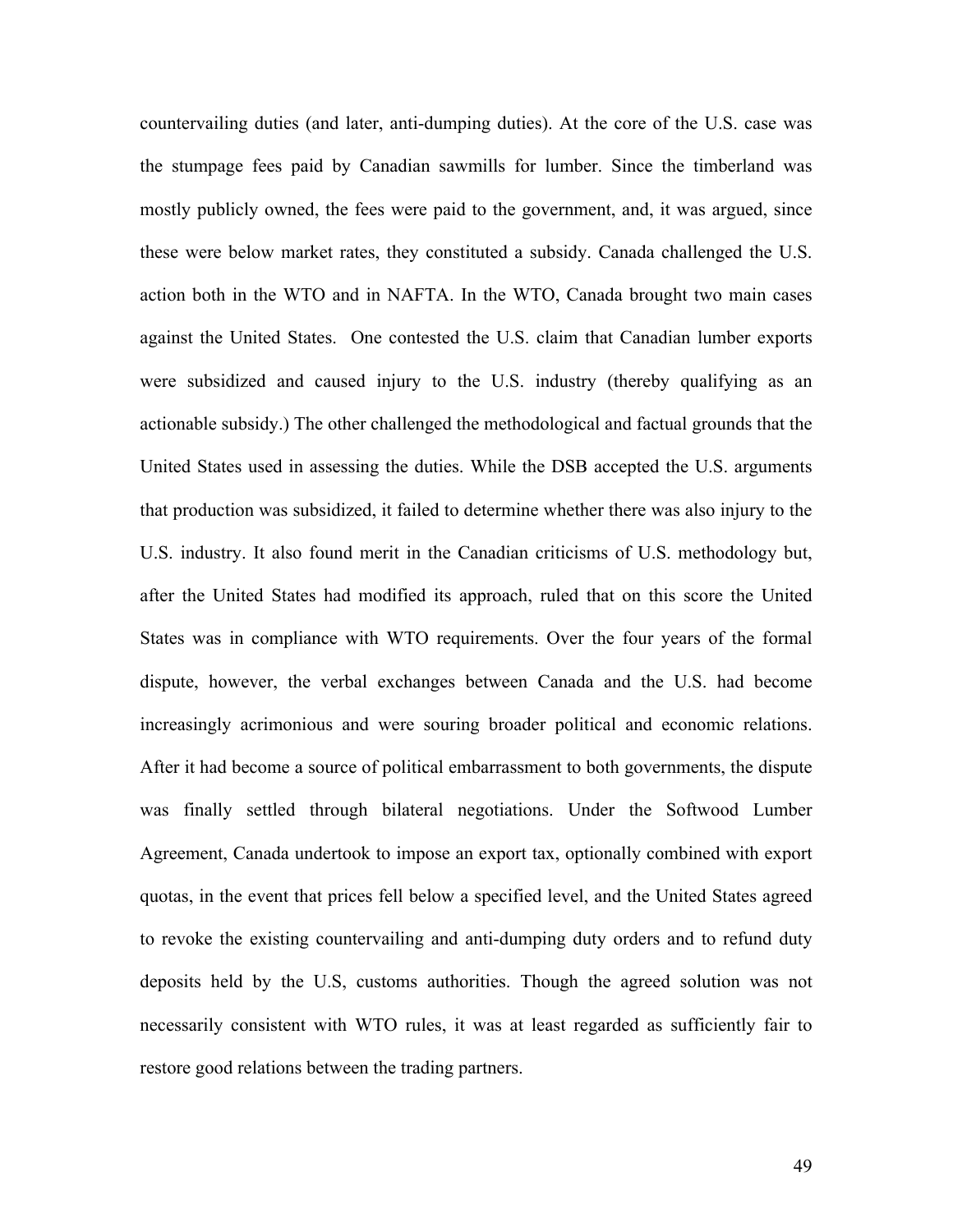countervailing duties (and later, anti-dumping duties). At the core of the U.S. case was the stumpage fees paid by Canadian sawmills for lumber. Since the timberland was mostly publicly owned, the fees were paid to the government, and, it was argued, since these were below market rates, they constituted a subsidy. Canada challenged the U.S. action both in the WTO and in NAFTA. In the WTO, Canada brought two main cases against the United States. One contested the U.S. claim that Canadian lumber exports were subsidized and caused injury to the U.S. industry (thereby qualifying as an actionable subsidy.) The other challenged the methodological and factual grounds that the United States used in assessing the duties. While the DSB accepted the U.S. arguments that production was subsidized, it failed to determine whether there was also injury to the U.S. industry. It also found merit in the Canadian criticisms of U.S. methodology but, after the United States had modified its approach, ruled that on this score the United States was in compliance with WTO requirements. Over the four years of the formal dispute, however, the verbal exchanges between Canada and the U.S. had become increasingly acrimonious and were souring broader political and economic relations. After it had become a source of political embarrassment to both governments, the dispute was finally settled through bilateral negotiations. Under the Softwood Lumber Agreement, Canada undertook to impose an export tax, optionally combined with export quotas, in the event that prices fell below a specified level, and the United States agreed to revoke the existing countervailing and anti-dumping duty orders and to refund duty deposits held by the U.S, customs authorities. Though the agreed solution was not necessarily consistent with WTO rules, it was at least regarded as sufficiently fair to restore good relations between the trading partners.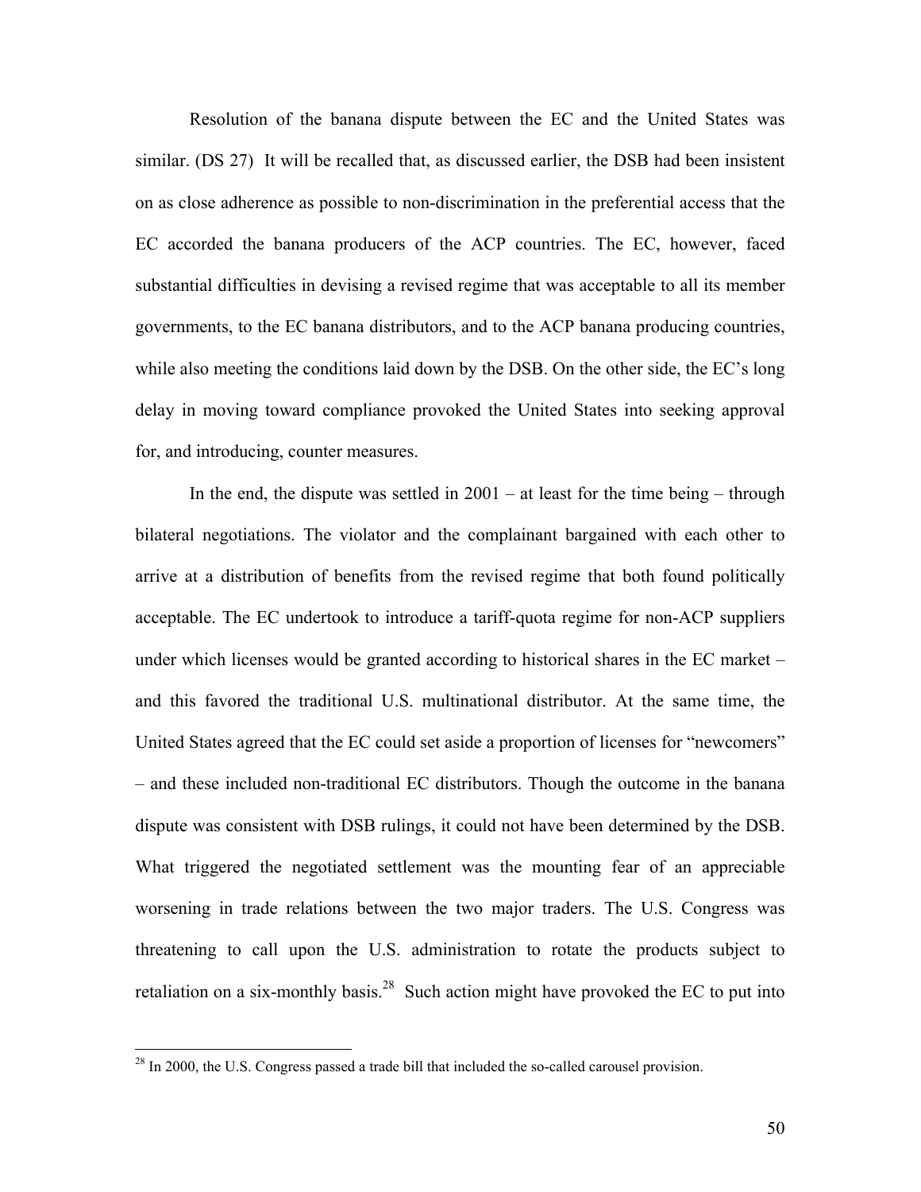Resolution of the banana dispute between the EC and the United States was similar. (DS 27) It will be recalled that, as discussed earlier, the DSB had been insistent on as close adherence as possible to non-discrimination in the preferential access that the EC accorded the banana producers of the ACP countries. The EC, however, faced substantial difficulties in devising a revised regime that was acceptable to all its member governments, to the EC banana distributors, and to the ACP banana producing countries, while also meeting the conditions laid down by the DSB. On the other side, the EC's long delay in moving toward compliance provoked the United States into seeking approval for, and introducing, counter measures.

In the end, the dispute was settled in 2001 – at least for the time being – through bilateral negotiations. The violator and the complainant bargained with each other to arrive at a distribution of benefits from the revised regime that both found politically acceptable. The EC undertook to introduce a tariff-quota regime for non-ACP suppliers under which licenses would be granted according to historical shares in the EC market – and this favored the traditional U.S. multinational distributor. At the same time, the United States agreed that the EC could set aside a proportion of licenses for "newcomers" – and these included non-traditional EC distributors. Though the outcome in the banana dispute was consistent with DSB rulings, it could not have been determined by the DSB. What triggered the negotiated settlement was the mounting fear of an appreciable worsening in trade relations between the two major traders. The U.S. Congress was threatening to call upon the U.S. administration to rotate the products subject to retaliation on a six-monthly basis.[28] Such action might have provoked the EC to put into

[28] In 2000, the U.S. Congress passed a trade bill that included the so-called carousel provision.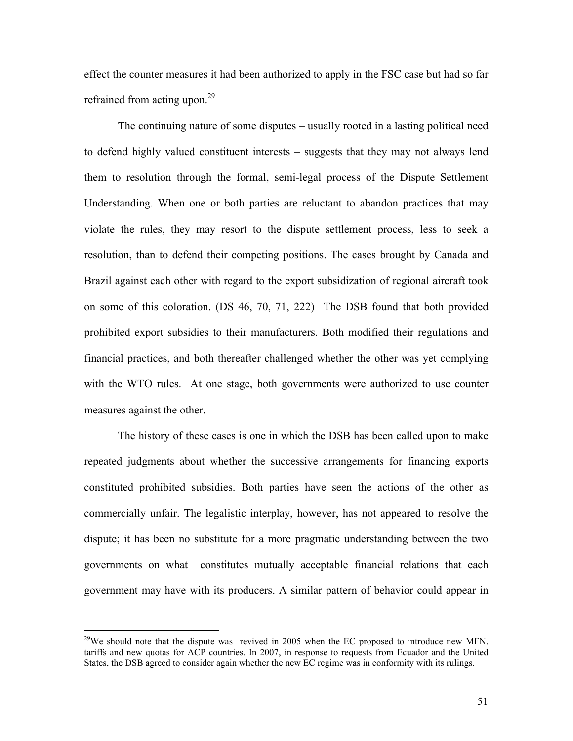effect the counter measures it had been authorized to apply in the FSC case but had so far refrained from acting upon.[29]

The continuing nature of some disputes – usually rooted in a lasting political need to defend highly valued constituent interests – suggests that they may not always lend them to resolution through the formal, semi-legal process of the Dispute Settlement Understanding. When one or both parties are reluctant to abandon practices that may violate the rules, they may resort to the dispute settlement process, less to seek a resolution, than to defend their competing positions. The cases brought by Canada and Brazil against each other with regard to the export subsidization of regional aircraft took on some of this coloration. (DS 46, 70, 71, 222) The DSB found that both provided prohibited export subsidies to their manufacturers. Both modified their regulations and financial practices, and both thereafter challenged whether the other was yet complying with the WTO rules. At one stage, both governments were authorized to use counter measures against the other.

The history of these cases is one in which the DSB has been called upon to make repeated judgments about whether the successive arrangements for financing exports constituted prohibited subsidies. Both parties have seen the actions of the other as commercially unfair. The legalistic interplay, however, has not appeared to resolve the dispute; it has been no substitute for a more pragmatic understanding between the two governments on what constitutes mutually acceptable financial relations that each government may have with its producers. A similar pattern of behavior could appear in

---

[29]We should note that the dispute was revived in 2005 when the EC proposed to introduce new MFN. tariffs and new quotas for ACP countries. In 2007, in response to requests from Ecuador and the United States, the DSB agreed to consider again whether the new EC regime was in conformity with its rulings.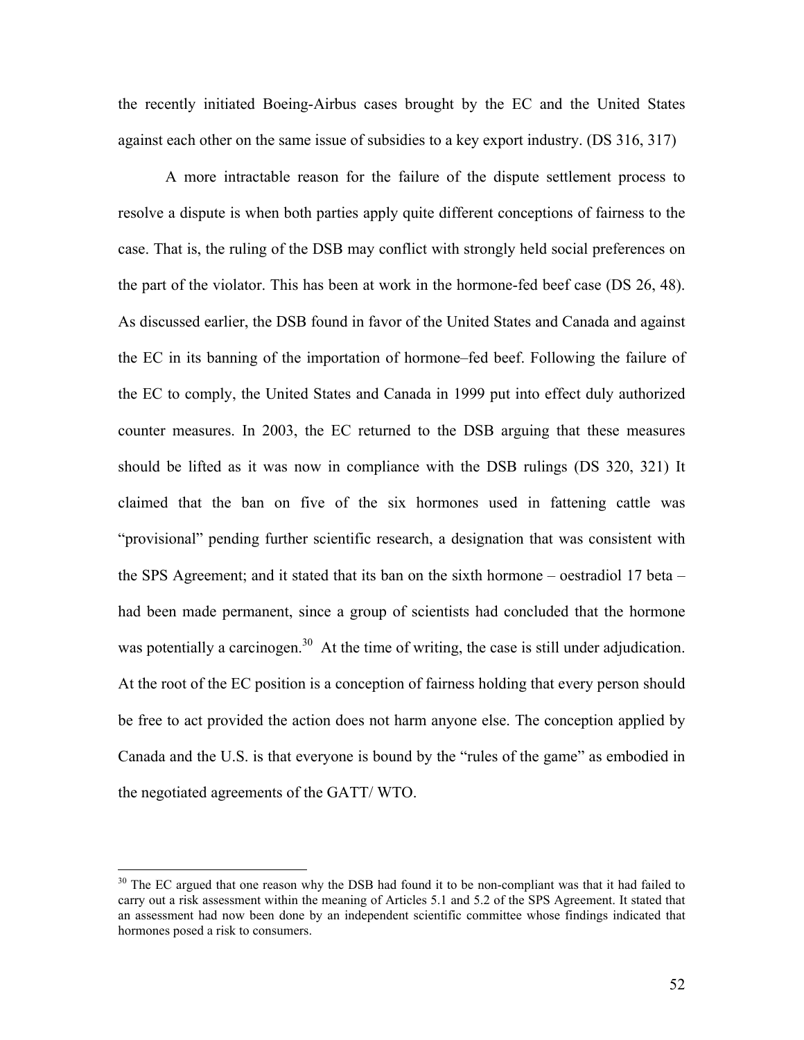the recently initiated Boeing-Airbus cases brought by the EC and the United States against each other on the same issue of subsidies to a key export industry. (DS 316, 317)

A more intractable reason for the failure of the dispute settlement process to resolve a dispute is when both parties apply quite different conceptions of fairness to the case. That is, the ruling of the DSB may conflict with strongly held social preferences on the part of the violator. This has been at work in the hormone-fed beef case (DS 26, 48). As discussed earlier, the DSB found in favor of the United States and Canada and against the EC in its banning of the importation of hormone–fed beef. Following the failure of the EC to comply, the United States and Canada in 1999 put into effect duly authorized counter measures. In 2003, the EC returned to the DSB arguing that these measures should be lifted as it was now in compliance with the DSB rulings (DS 320, 321) It claimed that the ban on five of the six hormones used in fattening cattle was "provisional" pending further scientific research, a designation that was consistent with the SPS Agreement; and it stated that its ban on the sixth hormone – oestradiol 17 beta – had been made permanent, since a group of scientists had concluded that the hormone was potentially a carcinogen.[30] At the time of writing, the case is still under adjudication. At the root of the EC position is a conception of fairness holding that every person should be free to act provided the action does not harm anyone else. The conception applied by Canada and the U.S. is that everyone is bound by the "rules of the game" as embodied in the negotiated agreements of the GATT/ WTO.

---

[30] The EC argued that one reason why the DSB had found it to be non-compliant was that it had failed to carry out a risk assessment within the meaning of Articles 5.1 and 5.2 of the SPS Agreement. It stated that an assessment had now been done by an independent scientific committee whose findings indicated that hormones posed a risk to consumers.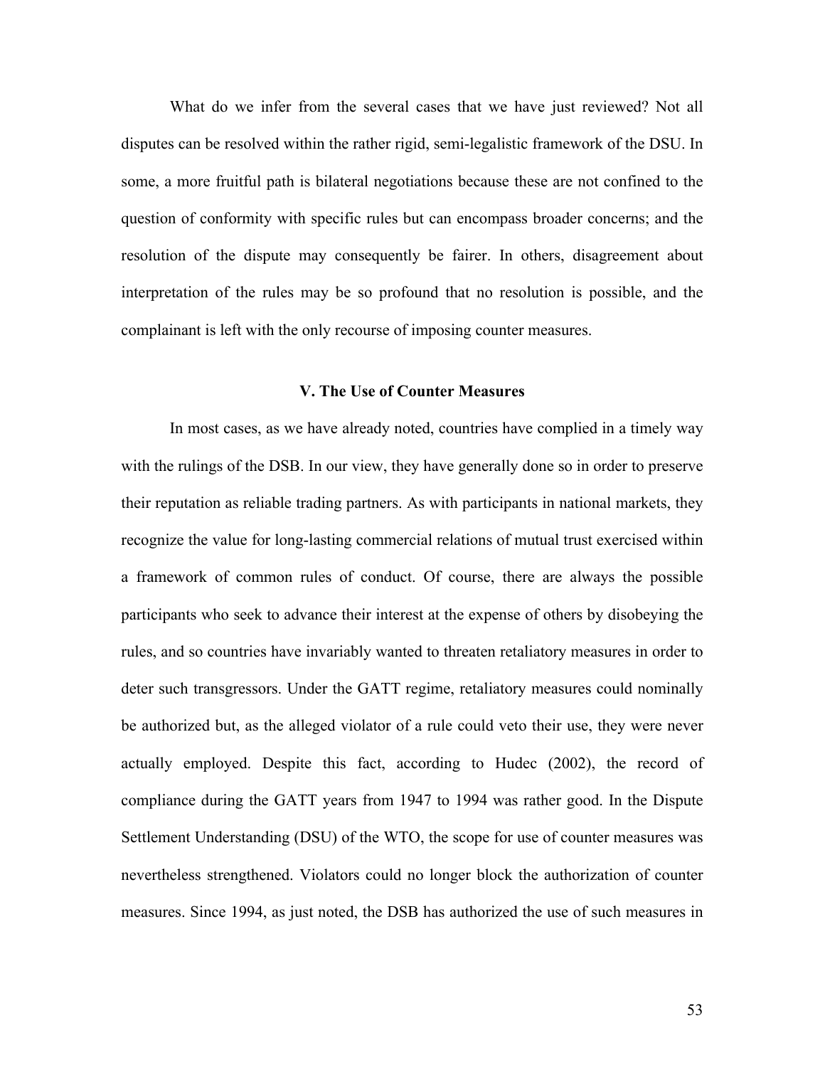What do we infer from the several cases that we have just reviewed? Not all disputes can be resolved within the rather rigid, semi-legalistic framework of the DSU. In some, a more fruitful path is bilateral negotiations because these are not confined to the question of conformity with specific rules but can encompass broader concerns; and the resolution of the dispute may consequently be fairer. In others, disagreement about interpretation of the rules may be so profound that no resolution is possible, and the complainant is left with the only recourse of imposing counter measures.

## V. The Use of Counter Measures

In most cases, as we have already noted, countries have complied in a timely way with the rulings of the DSB. In our view, they have generally done so in order to preserve their reputation as reliable trading partners. As with participants in national markets, they recognize the value for long-lasting commercial relations of mutual trust exercised within a framework of common rules of conduct. Of course, there are always the possible participants who seek to advance their interest at the expense of others by disobeying the rules, and so countries have invariably wanted to threaten retaliatory measures in order to deter such transgressors. Under the GATT regime, retaliatory measures could nominally be authorized but, as the alleged violator of a rule could veto their use, they were never actually employed. Despite this fact, according to Hudec (2002), the record of compliance during the GATT years from 1947 to 1994 was rather good. In the Dispute Settlement Understanding (DSU) of the WTO, the scope for use of counter measures was nevertheless strengthened. Violators could no longer block the authorization of counter measures. Since 1994, as just noted, the DSB has authorized the use of such measures in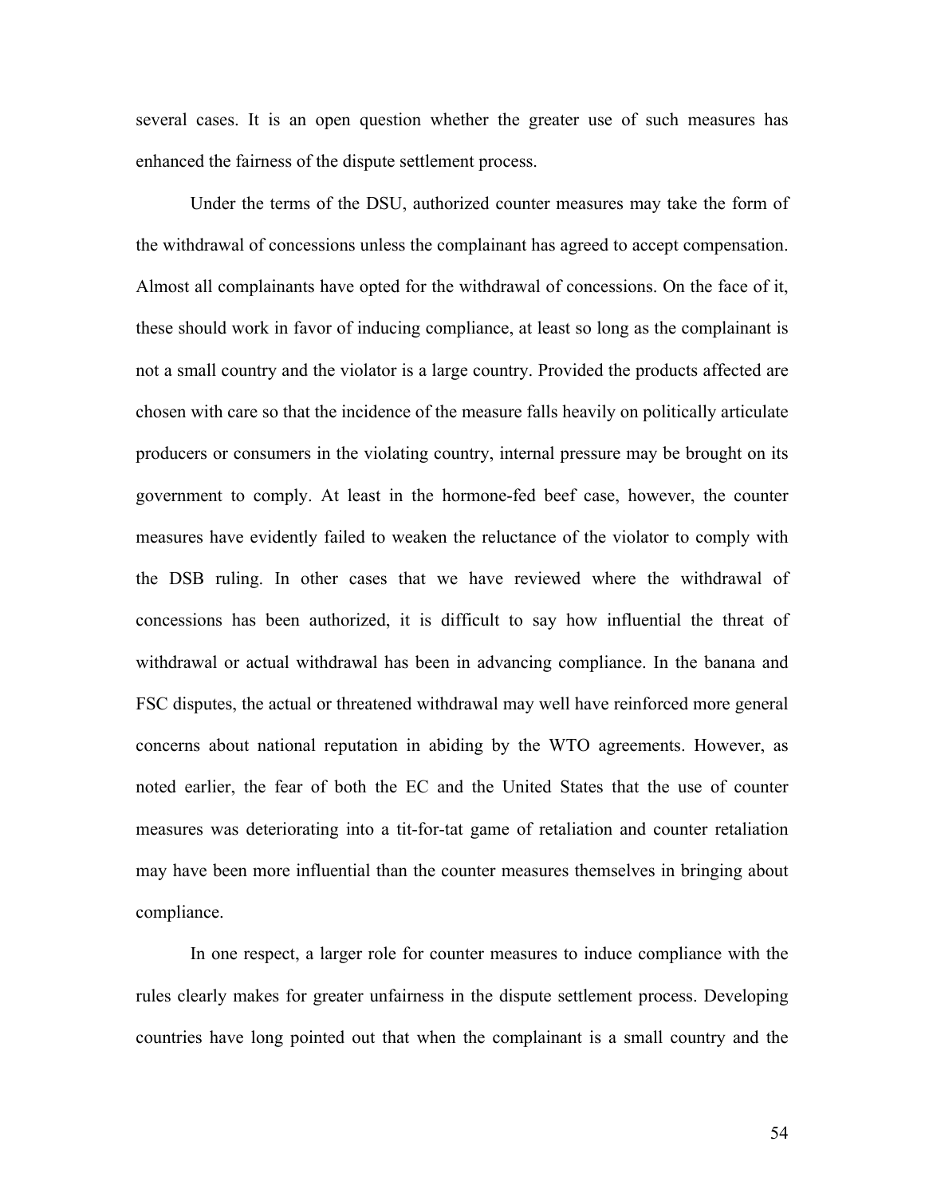several cases. It is an open question whether the greater use of such measures has enhanced the fairness of the dispute settlement process.

Under the terms of the DSU, authorized counter measures may take the form of the withdrawal of concessions unless the complainant has agreed to accept compensation. Almost all complainants have opted for the withdrawal of concessions. On the face of it, these should work in favor of inducing compliance, at least so long as the complainant is not a small country and the violator is a large country. Provided the products affected are chosen with care so that the incidence of the measure falls heavily on politically articulate producers or consumers in the violating country, internal pressure may be brought on its government to comply. At least in the hormone-fed beef case, however, the counter measures have evidently failed to weaken the reluctance of the violator to comply with the DSB ruling. In other cases that we have reviewed where the withdrawal of concessions has been authorized, it is difficult to say how influential the threat of withdrawal or actual withdrawal has been in advancing compliance. In the banana and FSC disputes, the actual or threatened withdrawal may well have reinforced more general concerns about national reputation in abiding by the WTO agreements. However, as noted earlier, the fear of both the EC and the United States that the use of counter measures was deteriorating into a tit-for-tat game of retaliation and counter retaliation may have been more influential than the counter measures themselves in bringing about compliance.

In one respect, a larger role for counter measures to induce compliance with the rules clearly makes for greater unfairness in the dispute settlement process. Developing countries have long pointed out that when the complainant is a small country and the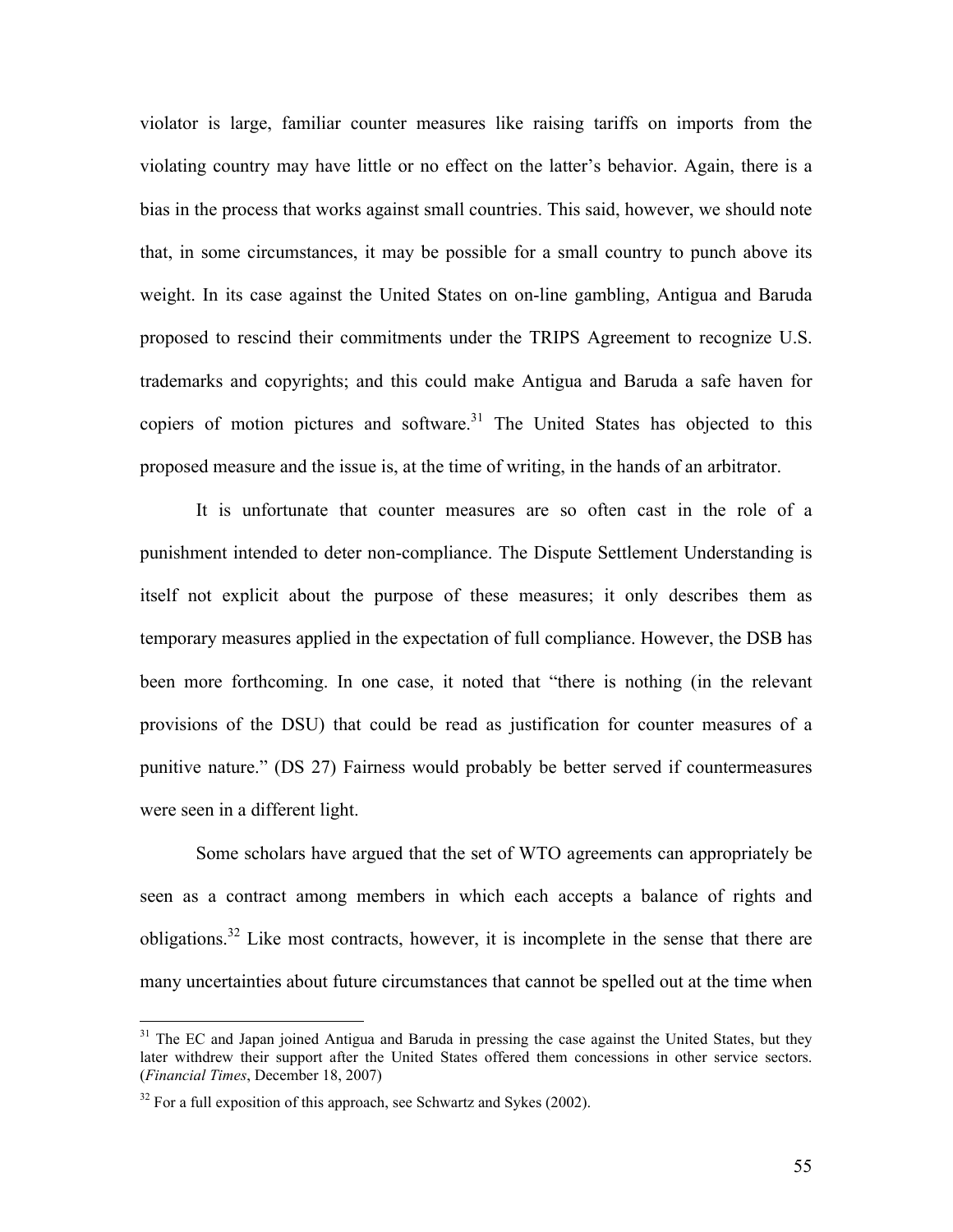violator is large, familiar counter measures like raising tariffs on imports from the violating country may have little or no effect on the latter's behavior. Again, there is a bias in the process that works against small countries. This said, however, we should note that, in some circumstances, it may be possible for a small country to punch above its weight. In its case against the United States on on-line gambling, Antigua and Baruda proposed to rescind their commitments under the TRIPS Agreement to recognize U.S. trademarks and copyrights; and this could make Antigua and Baruda a safe haven for copiers of motion pictures and software.[31] The United States has objected to this proposed measure and the issue is, at the time of writing, in the hands of an arbitrator.

It is unfortunate that counter measures are so often cast in the role of a punishment intended to deter non-compliance. The Dispute Settlement Understanding is itself not explicit about the purpose of these measures; it only describes them as temporary measures applied in the expectation of full compliance. However, the DSB has been more forthcoming. In one case, it noted that "there is nothing (in the relevant provisions of the DSU) that could be read as justification for counter measures of a punitive nature." (DS 27) Fairness would probably be better served if countermeasures were seen in a different light.

Some scholars have argued that the set of WTO agreements can appropriately be seen as a contract among members in which each accepts a balance of rights and obligations.[32] Like most contracts, however, it is incomplete in the sense that there are many uncertainties about future circumstances that cannot be spelled out at the time when

---

[31] The EC and Japan joined Antigua and Baruda in pressing the case against the United States, but they later withdrew their support after the United States offered them concessions in other service sectors. (*Financial Times*, December 18, 2007)

[32] For a full exposition of this approach, see Schwartz and Sykes (2002).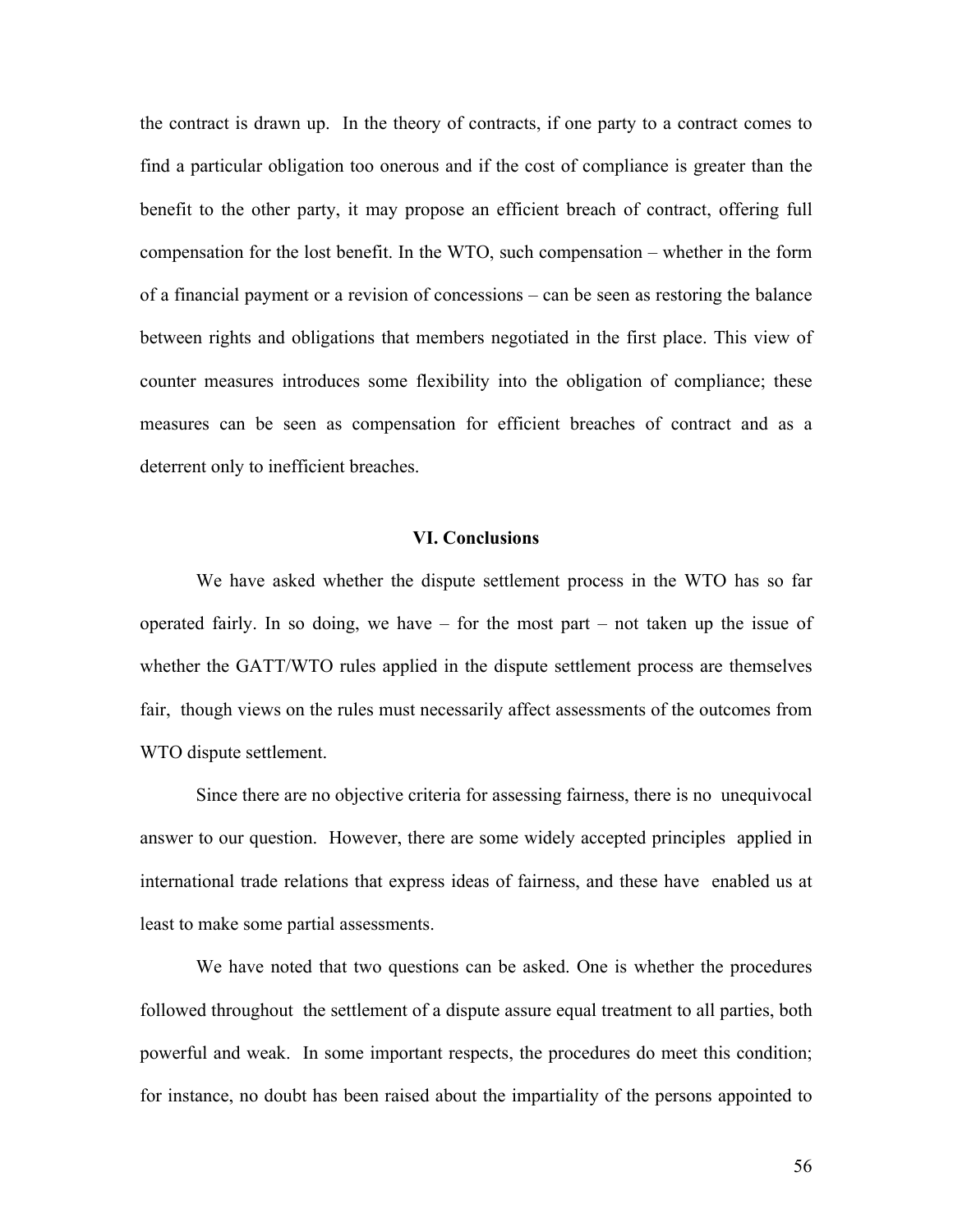the contract is drawn up. In the theory of contracts, if one party to a contract comes to find a particular obligation too onerous and if the cost of compliance is greater than the benefit to the other party, it may propose an efficient breach of contract, offering full compensation for the lost benefit. In the WTO, such compensation – whether in the form of a financial payment or a revision of concessions – can be seen as restoring the balance between rights and obligations that members negotiated in the first place. This view of counter measures introduces some flexibility into the obligation of compliance; these measures can be seen as compensation for efficient breaches of contract and as a deterrent only to inefficient breaches.

## VI. Conclusions

We have asked whether the dispute settlement process in the WTO has so far operated fairly. In so doing, we have – for the most part – not taken up the issue of whether the GATT/WTO rules applied in the dispute settlement process are themselves fair, though views on the rules must necessarily affect assessments of the outcomes from WTO dispute settlement.

Since there are no objective criteria for assessing fairness, there is no unequivocal answer to our question. However, there are some widely accepted principles applied in international trade relations that express ideas of fairness, and these have enabled us at least to make some partial assessments.

We have noted that two questions can be asked. One is whether the procedures followed throughout the settlement of a dispute assure equal treatment to all parties, both powerful and weak. In some important respects, the procedures do meet this condition; for instance, no doubt has been raised about the impartiality of the persons appointed to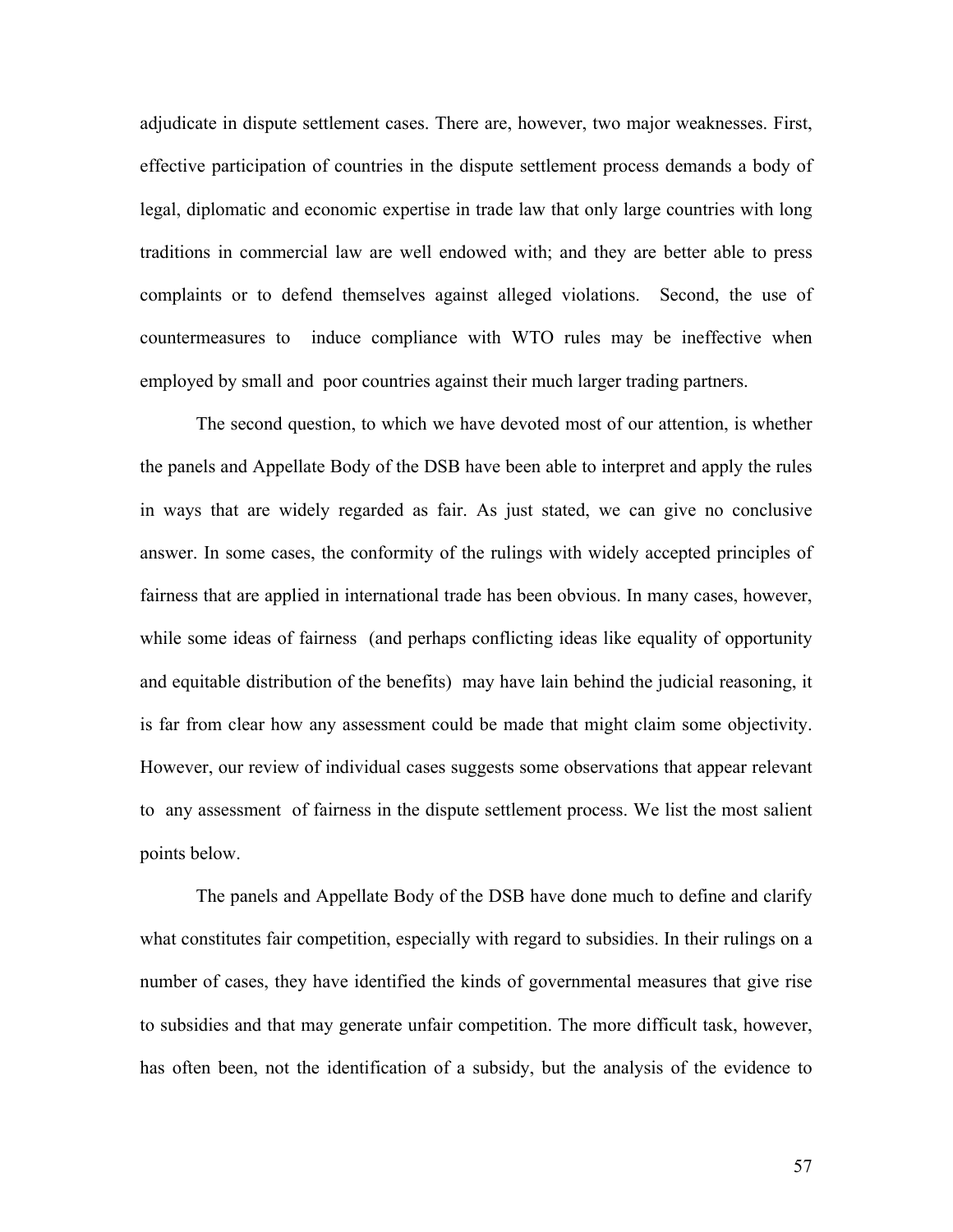adjudicate in dispute settlement cases. There are, however, two major weaknesses. First, effective participation of countries in the dispute settlement process demands a body of legal, diplomatic and economic expertise in trade law that only large countries with long traditions in commercial law are well endowed with; and they are better able to press complaints or to defend themselves against alleged violations. Second, the use of countermeasures to induce compliance with WTO rules may be ineffective when employed by small and poor countries against their much larger trading partners.

The second question, to which we have devoted most of our attention, is whether the panels and Appellate Body of the DSB have been able to interpret and apply the rules in ways that are widely regarded as fair. As just stated, we can give no conclusive answer. In some cases, the conformity of the rulings with widely accepted principles of fairness that are applied in international trade has been obvious. In many cases, however, while some ideas of fairness (and perhaps conflicting ideas like equality of opportunity and equitable distribution of the benefits) may have lain behind the judicial reasoning, it is far from clear how any assessment could be made that might claim some objectivity. However, our review of individual cases suggests some observations that appear relevant to any assessment of fairness in the dispute settlement process. We list the most salient points below.

The panels and Appellate Body of the DSB have done much to define and clarify what constitutes fair competition, especially with regard to subsidies. In their rulings on a number of cases, they have identified the kinds of governmental measures that give rise to subsidies and that may generate unfair competition. The more difficult task, however, has often been, not the identification of a subsidy, but the analysis of the evidence to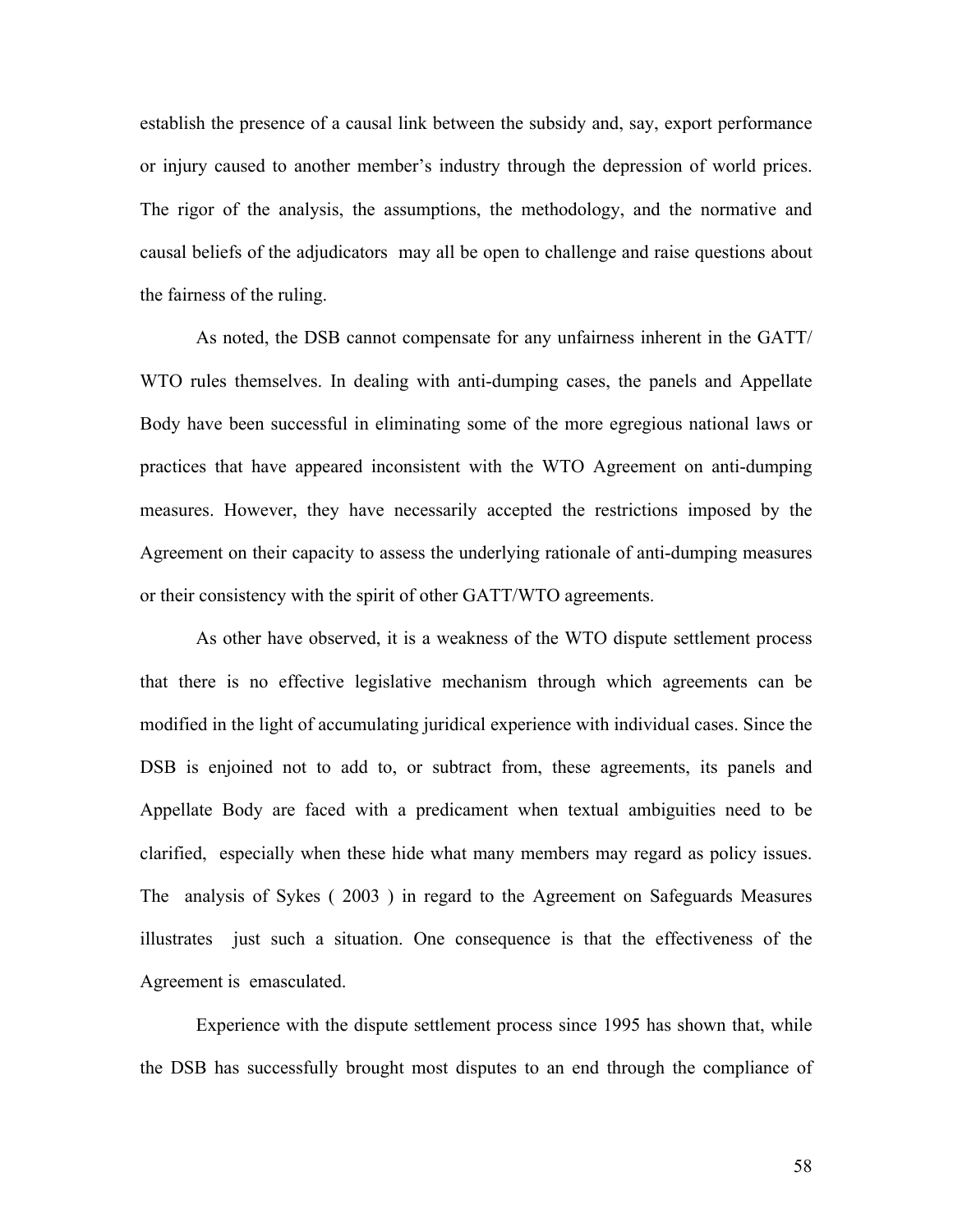establish the presence of a causal link between the subsidy and, say, export performance or injury caused to another member's industry through the depression of world prices. The rigor of the analysis, the assumptions, the methodology, and the normative and causal beliefs of the adjudicators may all be open to challenge and raise questions about the fairness of the ruling.

As noted, the DSB cannot compensate for any unfairness inherent in the GATT/ WTO rules themselves. In dealing with anti-dumping cases, the panels and Appellate Body have been successful in eliminating some of the more egregious national laws or practices that have appeared inconsistent with the WTO Agreement on anti-dumping measures. However, they have necessarily accepted the restrictions imposed by the Agreement on their capacity to assess the underlying rationale of anti-dumping measures or their consistency with the spirit of other GATT/WTO agreements.

As other have observed, it is a weakness of the WTO dispute settlement process that there is no effective legislative mechanism through which agreements can be modified in the light of accumulating juridical experience with individual cases. Since the DSB is enjoined not to add to, or subtract from, these agreements, its panels and Appellate Body are faced with a predicament when textual ambiguities need to be clarified, especially when these hide what many members may regard as policy issues. The analysis of Sykes ( 2003 ) in regard to the Agreement on Safeguards Measures illustrates just such a situation. One consequence is that the effectiveness of the Agreement is emasculated.

Experience with the dispute settlement process since 1995 has shown that, while the DSB has successfully brought most disputes to an end through the compliance of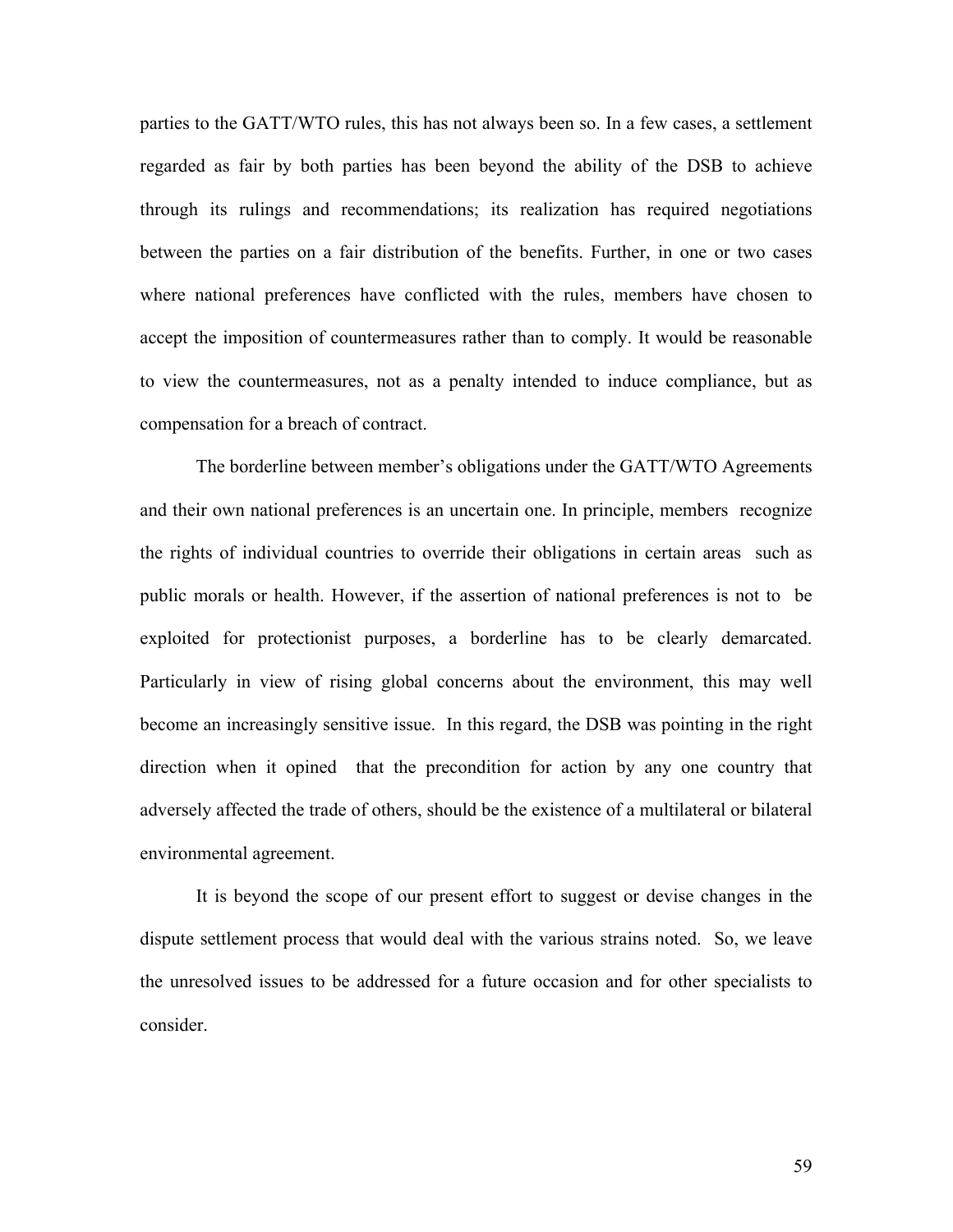parties to the GATT/WTO rules, this has not always been so. In a few cases, a settlement regarded as fair by both parties has been beyond the ability of the DSB to achieve through its rulings and recommendations; its realization has required negotiations between the parties on a fair distribution of the benefits. Further, in one or two cases where national preferences have conflicted with the rules, members have chosen to accept the imposition of countermeasures rather than to comply. It would be reasonable to view the countermeasures, not as a penalty intended to induce compliance, but as compensation for a breach of contract.

The borderline between member's obligations under the GATT/WTO Agreements and their own national preferences is an uncertain one. In principle, members recognize the rights of individual countries to override their obligations in certain areas such as public morals or health. However, if the assertion of national preferences is not to be exploited for protectionist purposes, a borderline has to be clearly demarcated. Particularly in view of rising global concerns about the environment, this may well become an increasingly sensitive issue. In this regard, the DSB was pointing in the right direction when it opined that the precondition for action by any one country that adversely affected the trade of others, should be the existence of a multilateral or bilateral environmental agreement.

It is beyond the scope of our present effort to suggest or devise changes in the dispute settlement process that would deal with the various strains noted. So, we leave the unresolved issues to be addressed for a future occasion and for other specialists to consider.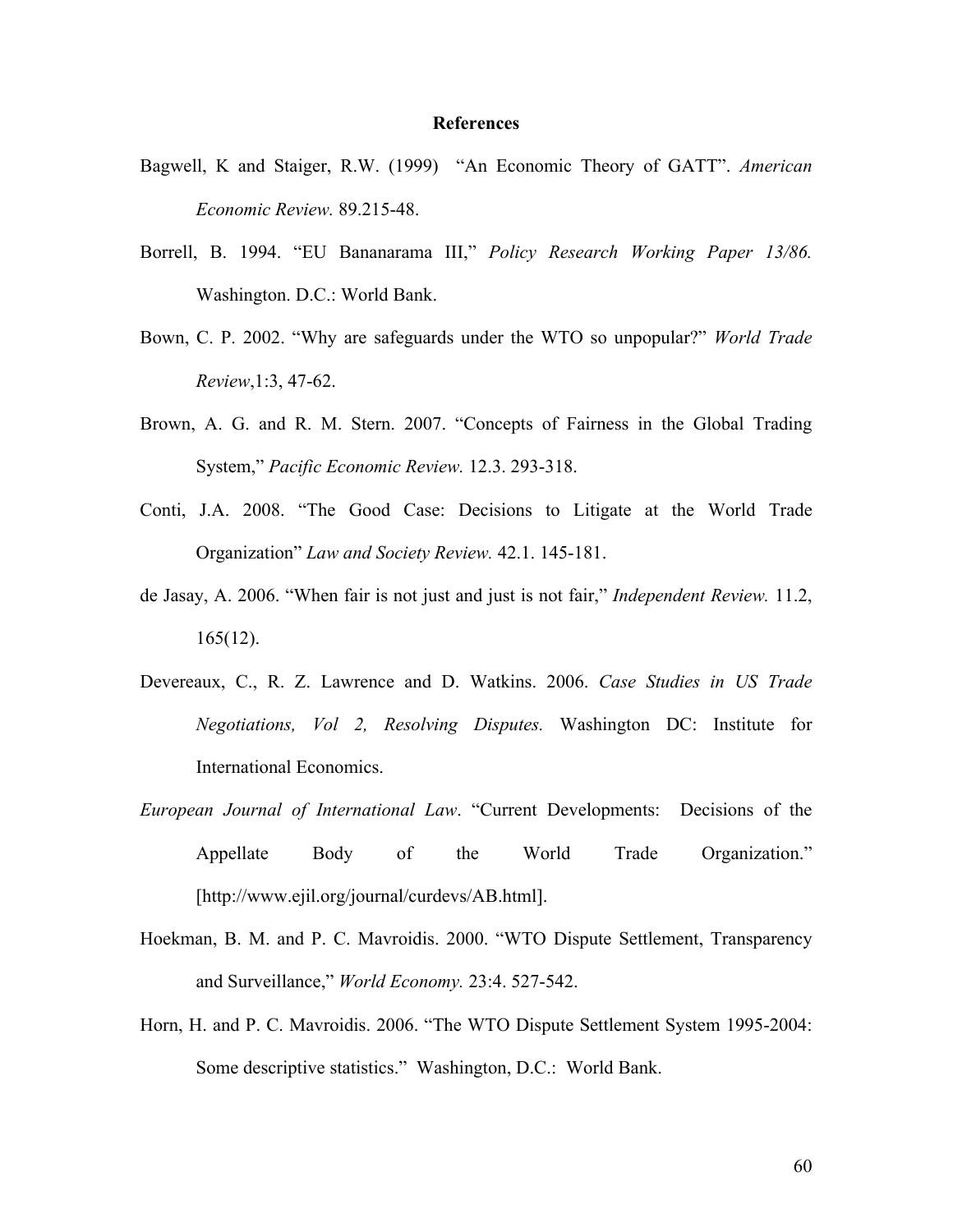## References

Bagwell, K and Staiger, R.W. (1999) "An Economic Theory of GATT". *American Economic Review.* 89.215-48.

Borrell, B. 1994. "EU Bananarama III," *Policy Research Working Paper 13/86.* Washington. D.C.: World Bank.

Bown, C. P. 2002. "Why are safeguards under the WTO so unpopular?" *World Trade Review*,1:3, 47-62.

Brown, A. G. and R. M. Stern. 2007. "Concepts of Fairness in the Global Trading System," *Pacific Economic Review.* 12.3. 293-318.

Conti, J.A. 2008. "The Good Case: Decisions to Litigate at the World Trade Organization" *Law and Society Review.* 42.1. 145-181.

de Jasay, A. 2006. "When fair is not just and just is not fair," *Independent Review.* 11.2, 165(12).

Devereaux, C., R. Z. Lawrence and D. Watkins. 2006. *Case Studies in US Trade Negotiations, Vol 2, Resolving Disputes.* Washington DC: Institute for International Economics.

*European Journal of International Law*. "Current Developments: Decisions of the Appellate Body of the World Trade Organization." [http://www.ejil.org/journal/curdevs/AB.html].

Hoekman, B. M. and P. C. Mavroidis. 2000. "WTO Dispute Settlement, Transparency and Surveillance," *World Economy.* 23:4. 527-542.

Horn, H. and P. C. Mavroidis. 2006. "The WTO Dispute Settlement System 1995-2004: Some descriptive statistics." Washington, D.C.: World Bank.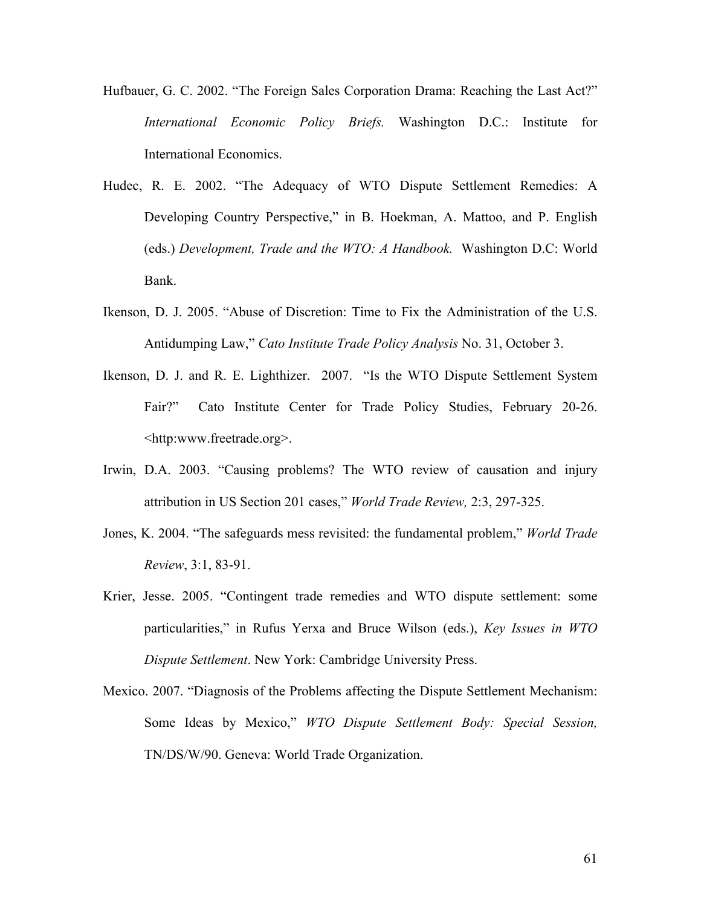Hufbauer, G. C. 2002. "The Foreign Sales Corporation Drama: Reaching the Last Act?" *International Economic Policy Briefs.* Washington D.C.: Institute for International Economics.

Hudec, R. E. 2002. "The Adequacy of WTO Dispute Settlement Remedies: A Developing Country Perspective," in B. Hoekman, A. Mattoo, and P. English (eds.) *Development, Trade and the WTO: A Handbook.* Washington D.C: World Bank.

Ikenson, D. J. 2005. "Abuse of Discretion: Time to Fix the Administration of the U.S. Antidumping Law," *Cato Institute Trade Policy Analysis* No. 31, October 3.

Ikenson, D. J. and R. E. Lighthizer. 2007. "Is the WTO Dispute Settlement System Fair?" Cato Institute Center for Trade Policy Studies, February 20-26. <http:www.freetrade.org>.

Irwin, D.A. 2003. "Causing problems? The WTO review of causation and injury attribution in US Section 201 cases," *World Trade Review,* 2:3, 297-325.

Jones, K. 2004. "The safeguards mess revisited: the fundamental problem," *World Trade Review*, 3:1, 83-91.

Krier, Jesse. 2005. "Contingent trade remedies and WTO dispute settlement: some particularities," in Rufus Yerxa and Bruce Wilson (eds.), *Key Issues in WTO Dispute Settlement*. New York: Cambridge University Press.

Mexico. 2007. "Diagnosis of the Problems affecting the Dispute Settlement Mechanism: Some Ideas by Mexico," *WTO Dispute Settlement Body: Special Session,* TN/DS/W/90. Geneva: World Trade Organization.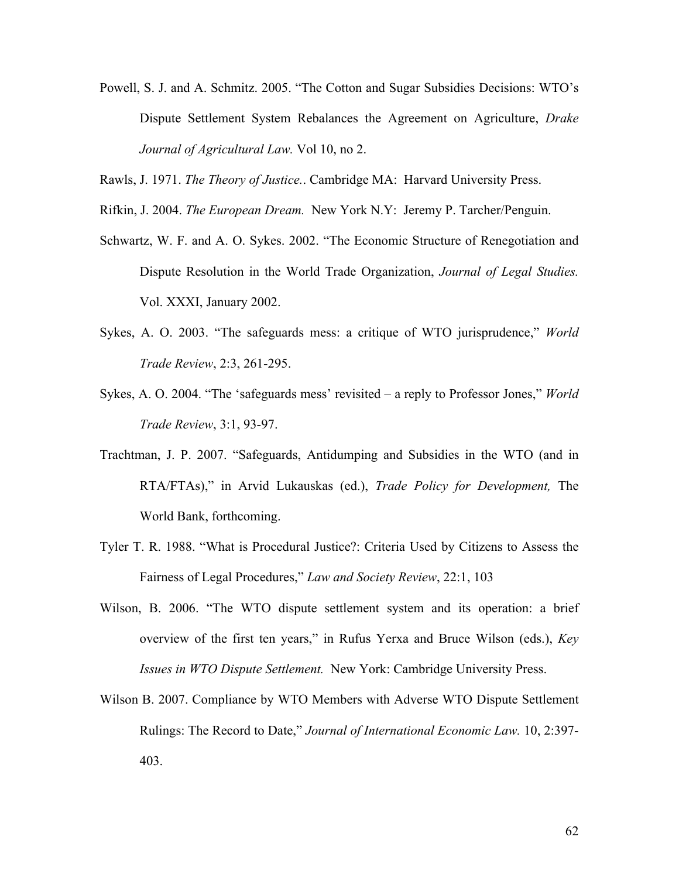Powell, S. J. and A. Schmitz. 2005. "The Cotton and Sugar Subsidies Decisions: WTO's Dispute Settlement System Rebalances the Agreement on Agriculture, *Drake Journal of Agricultural Law.* Vol 10, no 2.

Rawls, J. 1971. *The Theory of Justice.*. Cambridge MA: Harvard University Press.

Rifkin, J. 2004. *The European Dream.* New York N.Y: Jeremy P. Tarcher/Penguin.

Schwartz, W. F. and A. O. Sykes. 2002. "The Economic Structure of Renegotiation and Dispute Resolution in the World Trade Organization, *Journal of Legal Studies.* Vol. XXXI, January 2002.

Sykes, A. O. 2003. "The safeguards mess: a critique of WTO jurisprudence," *World Trade Review*, 2:3, 261-295.

Sykes, A. O. 2004. "The 'safeguards mess' revisited – a reply to Professor Jones," *World Trade Review*, 3:1, 93-97.

Trachtman, J. P. 2007. "Safeguards, Antidumping and Subsidies in the WTO (and in RTA/FTAs)," in Arvid Lukauskas (ed.), *Trade Policy for Development,* The World Bank, forthcoming.

Tyler T. R. 1988. "What is Procedural Justice?: Criteria Used by Citizens to Assess the Fairness of Legal Procedures," *Law and Society Review*, 22:1, 103

Wilson, B. 2006. "The WTO dispute settlement system and its operation: a brief overview of the first ten years," in Rufus Yerxa and Bruce Wilson (eds.), *Key Issues in WTO Dispute Settlement.* New York: Cambridge University Press.

Wilson B. 2007. Compliance by WTO Members with Adverse WTO Dispute Settlement Rulings: The Record to Date," *Journal of International Economic Law.* 10, 2:397-403.